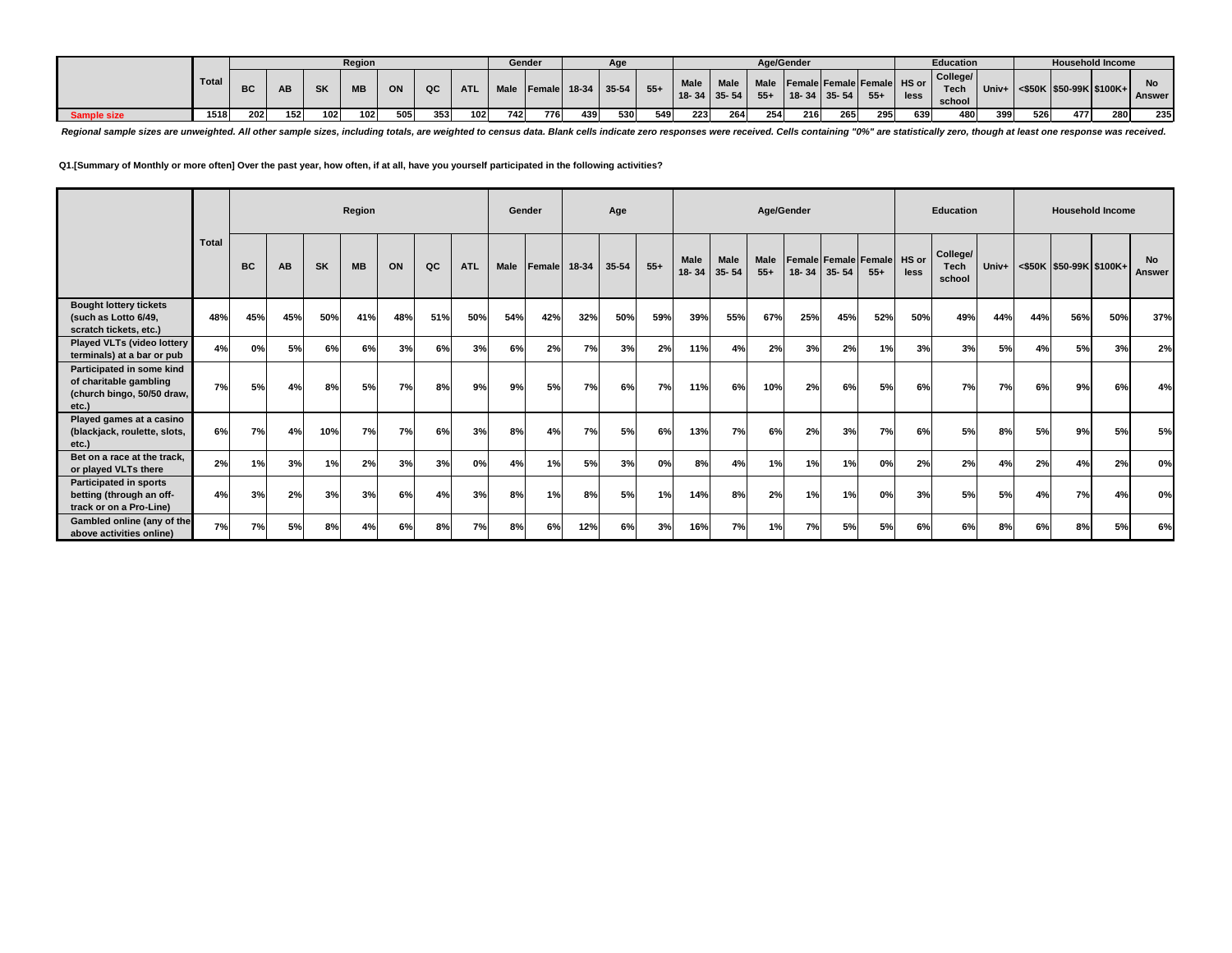| | Total | Region | | | | | | | Gender | | Age | | | Age/Gender | | | | | | Education | | | Household Income | | | |
|---|---|---|---|---|---|---|---|---|---|---|---|---|---|---|---|---|---|---|---|---|---|---|---|---|---|---|
| | | BC | AB | SK | MB | ON | QC | ATL | Male | Female | 18-34 | 35-54 | 55+ | Male 18- 34 | Male 35- 54 | Male 55+ | Female 18- 34 | Female 35- 54 | Female 55+ | HS or less | College/ Tech school | Univ+ | <$50K | $50-99K | $100K+ | No Answer |
| Sample size | 1518 | 202 | 152 | 102 | 102 | 505 | 353 | 102 | 742 | 776 | 439 | 530 | 549 | 223 | 264 | 254 | 216 | 265 | 295 | 639 | 480 | 399 | 526 | 477 | 280 | 235 |

*Regional sample sizes are unweighted. All other sample sizes, including totals, are weighted to census data. Blank cells indicate zero responses were received. Cells containing "0%" are statistically zero, though at least one response was received.*

**Q1.[Summary of Monthly or more often] Over the past year, how often, if at all, have you yourself participated in the following activities?**

| | Total | Region | | | | | | | Gender | | Age | | | Age/Gender | | | | | | Education | | | Household Income | | | |
|---|---|---|---|---|---|---|---|---|---|---|---|---|---|---|---|---|---|---|---|---|---|---|---|---|---|---|
| | | BC | AB | SK | MB | ON | QC | ATL | Male | Female | 18-34 | 35-54 | 55+ | Male 18- 34 | Male 35- 54 | Male 55+ | Female 18- 34 | Female 35- 54 | Female 55+ | HS or less | College/ Tech school | Univ+ | <$50K | $50-99K | $100K+ | No Answer |
| **Bought lottery tickets (such as Lotto 6/49, scratch tickets, etc.)** | 48% | 45% | 45% | 50% | 41% | 48% | 51% | 50% | 54% | 42% | 32% | 50% | 59% | 39% | 55% | 67% | 25% | 45% | 52% | 50% | 49% | 44% | 44% | 56% | 50% | 37% |
| **Played VLTs (video lottery terminals) at a bar or pub** | 4% | 0% | 5% | 6% | 6% | 3% | 6% | 3% | 6% | 2% | 7% | 3% | 2% | 11% | 4% | 2% | 3% | 2% | 1% | 3% | 3% | 5% | 4% | 5% | 3% | 2% |
| **Participated in some kind of charitable gambling (church bingo, 50/50 draw, etc.)** | 7% | 5% | 4% | 8% | 5% | 7% | 8% | 9% | 9% | 5% | 7% | 6% | 7% | 11% | 6% | 10% | 2% | 6% | 5% | 6% | 7% | 7% | 6% | 9% | 6% | 4% |
| **Played games at a casino (blackjack, roulette, slots, etc.)** | 6% | 7% | 4% | 10% | 7% | 7% | 6% | 3% | 8% | 4% | 7% | 5% | 6% | 13% | 7% | 6% | 2% | 3% | 7% | 6% | 5% | 8% | 5% | 9% | 5% | 5% |
| **Bet on a race at the track, or played VLTs there** | 2% | 1% | 3% | 1% | 2% | 3% | 3% | 0% | 4% | 1% | 5% | 3% | 0% | 8% | 4% | 1% | 1% | 1% | 0% | 2% | 2% | 4% | 2% | 4% | 2% | 0% |
| **Participated in sports betting (through an off-track or on a Pro-Line)** | 4% | 3% | 2% | 3% | 3% | 6% | 4% | 3% | 8% | 1% | 8% | 5% | 1% | 14% | 8% | 2% | 1% | 1% | 0% | 3% | 5% | 5% | 4% | 7% | 4% | 0% |
| **Gambled online (any of the above activities online)** | 7% | 7% | 5% | 8% | 4% | 6% | 8% | 7% | 8% | 6% | 12% | 6% | 3% | 16% | 7% | 1% | 7% | 5% | 5% | 6% | 6% | 8% | 6% | 8% | 5% | 6% |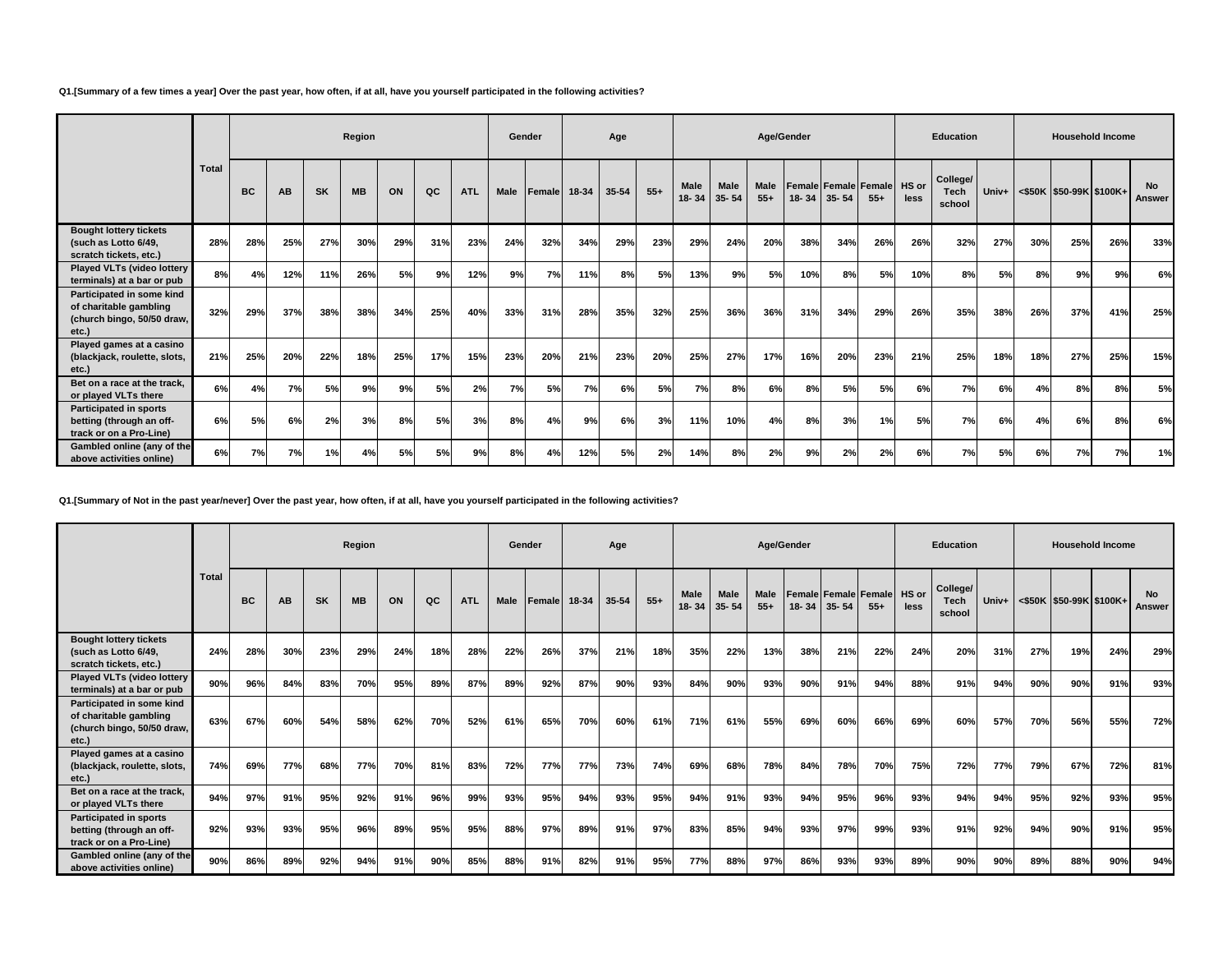**Q1.[Summary of a few times a year] Over the past year, how often, if at all, have you yourself participated in the following activities?**

| | Total | Region | | | | | | | Gender | | Age | | | Age/Gender | | | | | | Education | | | Household Income | | | |
|---|---|---|---|---|---|---|---|---|---|---|---|---|---|---|---|---|---|---|---|---|---|---|---|---|---|---|
| | | BC | AB | SK | MB | ON | QC | ATL | Male | Female | 18-34 | 35-54 | 55+ | Male 18- 34 | Male 35- 54 | Male 55+ | Female 18- 34 | Female 35- 54 | Female 55+ | HS or less | College/ Tech school | Univ+ | <$50K | $50-99K | $100K+ | No Answer |
| **Bought lottery tickets (such as Lotto 6/49, scratch tickets, etc.)** | 28% | 28% | 25% | 27% | 30% | 29% | 31% | 23% | 24% | 32% | 34% | 29% | 23% | 29% | 24% | 20% | 38% | 34% | 26% | 26% | 32% | 27% | 30% | 25% | 26% | 33% |
| **Played VLTs (video lottery terminals) at a bar or pub** | 8% | 4% | 12% | 11% | 26% | 5% | 9% | 12% | 9% | 7% | 11% | 8% | 5% | 13% | 9% | 5% | 10% | 8% | 5% | 10% | 8% | 5% | 8% | 9% | 9% | 6% |
| **Participated in some kind of charitable gambling (church bingo, 50/50 draw, etc.)** | 32% | 29% | 37% | 38% | 38% | 34% | 25% | 40% | 33% | 31% | 28% | 35% | 32% | 25% | 36% | 36% | 31% | 34% | 29% | 26% | 35% | 38% | 26% | 37% | 41% | 25% |
| **Played games at a casino (blackjack, roulette, slots, etc.)** | 21% | 25% | 20% | 22% | 18% | 25% | 17% | 15% | 23% | 20% | 21% | 23% | 20% | 25% | 27% | 17% | 16% | 20% | 23% | 21% | 25% | 18% | 18% | 27% | 25% | 15% |
| **Bet on a race at the track, or played VLTs there** | 6% | 4% | 7% | 5% | 9% | 9% | 5% | 2% | 7% | 5% | 7% | 6% | 5% | 7% | 8% | 6% | 8% | 5% | 5% | 6% | 7% | 6% | 4% | 8% | 8% | 5% |
| **Participated in sports betting (through an off-track or on a Pro-Line)** | 6% | 5% | 6% | 2% | 3% | 8% | 5% | 3% | 8% | 4% | 9% | 6% | 3% | 11% | 10% | 4% | 8% | 3% | 1% | 5% | 7% | 6% | 4% | 6% | 8% | 6% |
| **Gambled online (any of the above activities online)** | 6% | 7% | 7% | 1% | 4% | 5% | 5% | 9% | 8% | 4% | 12% | 5% | 2% | 14% | 8% | 2% | 9% | 2% | 2% | 6% | 7% | 5% | 6% | 7% | 7% | 1% |

**Q1.[Summary of Not in the past year/never] Over the past year, how often, if at all, have you yourself participated in the following activities?**

| | Total | Region | | | | | | | Gender | | Age | | | Age/Gender | | | | | | Education | | | Household Income | | | |
|---|---|---|---|---|---|---|---|---|---|---|---|---|---|---|---|---|---|---|---|---|---|---|---|---|---|---|
| | | BC | AB | SK | MB | ON | QC | ATL | Male | Female | 18-34 | 35-54 | 55+ | Male 18- 34 | Male 35- 54 | Male 55+ | Female 18- 34 | Female 35- 54 | Female 55+ | HS or less | College/ Tech school | Univ+ | <$50K | $50-99K | $100K+ | No Answer |
| **Bought lottery tickets (such as Lotto 6/49, scratch tickets, etc.)** | 24% | 28% | 30% | 23% | 29% | 24% | 18% | 28% | 22% | 26% | 37% | 21% | 18% | 35% | 22% | 13% | 38% | 21% | 22% | 24% | 20% | 31% | 27% | 19% | 24% | 29% |
| **Played VLTs (video lottery terminals) at a bar or pub** | 90% | 96% | 84% | 83% | 70% | 95% | 89% | 87% | 89% | 92% | 87% | 90% | 93% | 84% | 90% | 93% | 90% | 91% | 94% | 88% | 91% | 94% | 90% | 90% | 91% | 93% |
| **Participated in some kind of charitable gambling (church bingo, 50/50 draw, etc.)** | 63% | 67% | 60% | 54% | 58% | 62% | 70% | 52% | 61% | 65% | 70% | 60% | 61% | 71% | 61% | 55% | 69% | 60% | 66% | 69% | 60% | 57% | 70% | 56% | 55% | 72% |
| **Played games at a casino (blackjack, roulette, slots, etc.)** | 74% | 69% | 77% | 68% | 77% | 70% | 81% | 83% | 72% | 77% | 77% | 73% | 74% | 69% | 68% | 78% | 84% | 78% | 70% | 75% | 72% | 77% | 79% | 67% | 72% | 81% |
| **Bet on a race at the track, or played VLTs there** | 94% | 97% | 91% | 95% | 92% | 91% | 96% | 99% | 93% | 95% | 94% | 93% | 95% | 94% | 91% | 93% | 94% | 95% | 96% | 93% | 94% | 94% | 95% | 92% | 93% | 95% |
| **Participated in sports betting (through an off-track or on a Pro-Line)** | 92% | 93% | 93% | 95% | 96% | 89% | 95% | 95% | 88% | 97% | 89% | 91% | 97% | 83% | 85% | 94% | 93% | 97% | 99% | 93% | 91% | 92% | 94% | 90% | 91% | 95% |
| **Gambled online (any of the above activities online)** | 90% | 86% | 89% | 92% | 94% | 91% | 90% | 85% | 88% | 91% | 82% | 91% | 95% | 77% | 88% | 97% | 86% | 93% | 93% | 89% | 90% | 90% | 89% | 88% | 90% | 94% |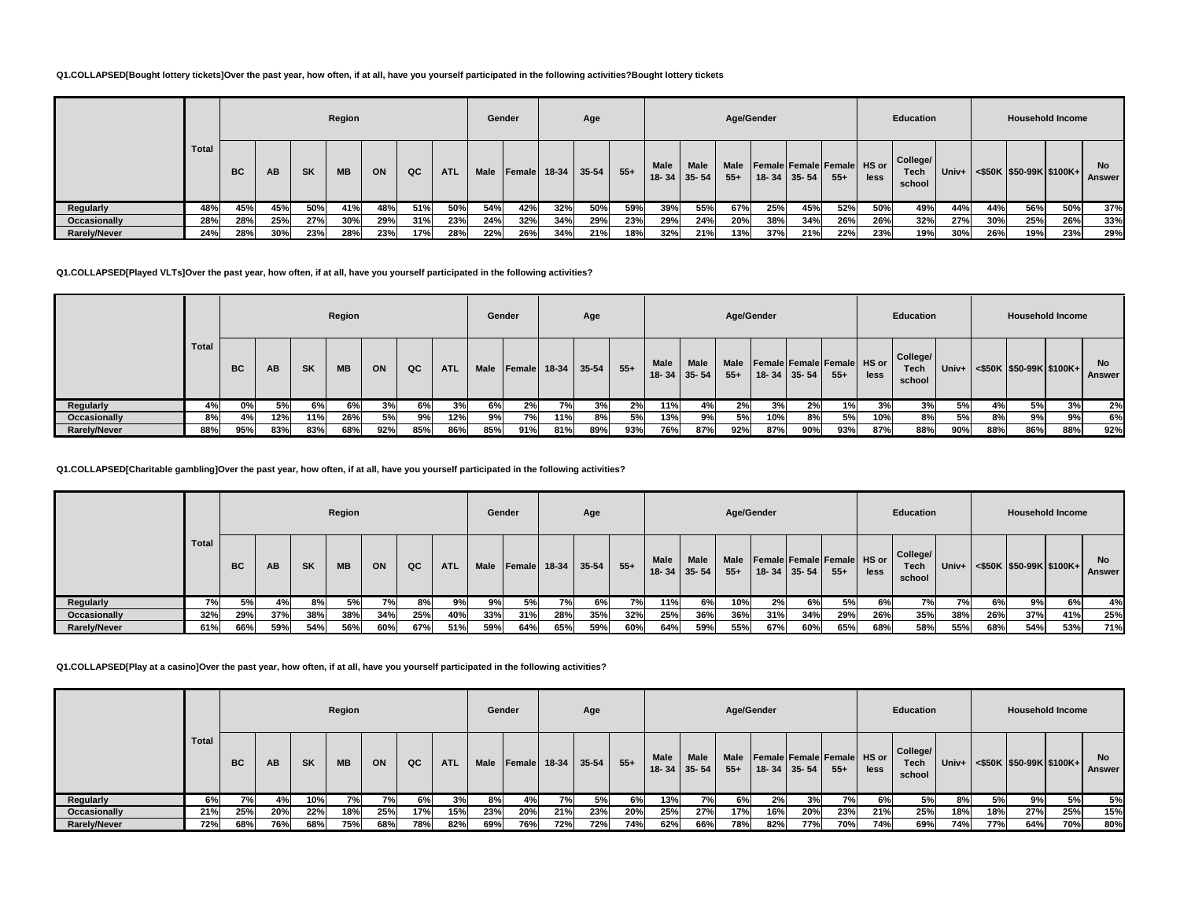**Q1.COLLAPSED[Bought lottery tickets]Over the past year, how often, if at all, have you yourself participated in the following activities?Bought lottery tickets**

| | Total | Region | | | | | | | Gender | | Age | | | Age/Gender | | | | | | Education | | | Household Income | | | |
|---|---|---|---|---|---|---|---|---|---|---|---|---|---|---|---|---|---|---|---|---|---|---|---|---|---|---|
| | | BC | AB | SK | MB | ON | QC | ATL | Male | Female | 18-34 | 35-54 | 55+ | Male 18- 34 | Male 35- 54 | Male 55+ | Female 18- 34 | Female 35- 54 | Female 55+ | HS or less | College/ Tech school | Univ+ | <$50K | $50-99K | $100K+ | No Answer |
| Regularly | 48% | 45% | 45% | 50% | 41% | 48% | 51% | 50% | 54% | 42% | 32% | 50% | 59% | 39% | 55% | 67% | 25% | 45% | 52% | 50% | 49% | 44% | 44% | 56% | 50% | 37% |
| Occasionally | 28% | 28% | 25% | 27% | 30% | 29% | 31% | 23% | 24% | 32% | 34% | 29% | 23% | 29% | 24% | 20% | 38% | 34% | 26% | 26% | 32% | 27% | 30% | 25% | 26% | 33% |
| Rarely/Never | 24% | 28% | 30% | 23% | 28% | 23% | 17% | 28% | 22% | 26% | 34% | 21% | 18% | 32% | 21% | 13% | 37% | 21% | 22% | 23% | 19% | 30% | 26% | 19% | 23% | 29% |

**Q1.COLLAPSED[Played VLTs]Over the past year, how often, if at all, have you yourself participated in the following activities?**

| | Total | Region | | | | | | | Gender | | Age | | | Age/Gender | | | | | | Education | | | Household Income | | | |
|---|---|---|---|---|---|---|---|---|---|---|---|---|---|---|---|---|---|---|---|---|---|---|---|---|---|---|
| | | BC | AB | SK | MB | ON | QC | ATL | Male | Female | 18-34 | 35-54 | 55+ | Male 18- 34 | Male 35- 54 | Male 55+ | Female 18- 34 | Female 35- 54 | Female 55+ | HS or less | College/ Tech school | Univ+ | <$50K | $50-99K | $100K+ | No Answer |
| Regularly | 4% | 0% | 5% | 6% | 6% | 3% | 6% | 3% | 6% | 2% | 7% | 3% | 2% | 11% | 4% | 2% | 3% | 2% | 1% | 3% | 3% | 5% | 4% | 5% | 3% | 2% |
| Occasionally | 8% | 4% | 12% | 11% | 26% | 5% | 9% | 12% | 9% | 7% | 11% | 8% | 5% | 13% | 9% | 5% | 10% | 8% | 5% | 10% | 8% | 5% | 8% | 9% | 9% | 6% |
| Rarely/Never | 88% | 95% | 83% | 83% | 68% | 92% | 85% | 86% | 85% | 91% | 81% | 89% | 93% | 76% | 87% | 92% | 87% | 90% | 93% | 87% | 88% | 90% | 88% | 86% | 88% | 92% |

**Q1.COLLAPSED[Charitable gambling]Over the past year, how often, if at all, have you yourself participated in the following activities?**

| | Total | Region | | | | | | | Gender | | Age | | | Age/Gender | | | | | | Education | | | Household Income | | | |
|---|---|---|---|---|---|---|---|---|---|---|---|---|---|---|---|---|---|---|---|---|---|---|---|---|---|---|
| | | BC | AB | SK | MB | ON | QC | ATL | Male | Female | 18-34 | 35-54 | 55+ | Male 18- 34 | Male 35- 54 | Male 55+ | Female 18- 34 | Female 35- 54 | Female 55+ | HS or less | College/ Tech school | Univ+ | <$50K | $50-99K | $100K+ | No Answer |
| Regularly | 7% | 5% | 4% | 8% | 5% | 7% | 8% | 9% | 9% | 5% | 7% | 6% | 7% | 11% | 6% | 10% | 2% | 6% | 5% | 6% | 7% | 7% | 6% | 9% | 6% | 4% |
| Occasionally | 32% | 29% | 37% | 38% | 38% | 34% | 25% | 40% | 33% | 31% | 28% | 35% | 32% | 25% | 36% | 36% | 31% | 34% | 29% | 26% | 35% | 38% | 26% | 37% | 41% | 25% |
| Rarely/Never | 61% | 66% | 59% | 54% | 56% | 60% | 67% | 51% | 59% | 64% | 65% | 59% | 60% | 64% | 59% | 55% | 67% | 60% | 65% | 68% | 58% | 55% | 68% | 54% | 53% | 71% |

**Q1.COLLAPSED[Play at a casino]Over the past year, how often, if at all, have you yourself participated in the following activities?**

| | Total | Region | | | | | | | Gender | | Age | | | Age/Gender | | | | | | Education | | | Household Income | | | |
|---|---|---|---|---|---|---|---|---|---|---|---|---|---|---|---|---|---|---|---|---|---|---|---|---|---|---|
| | | BC | AB | SK | MB | ON | QC | ATL | Male | Female | 18-34 | 35-54 | 55+ | Male 18- 34 | Male 35- 54 | Male 55+ | Female 18- 34 | Female 35- 54 | Female 55+ | HS or less | College/ Tech school | Univ+ | <$50K | $50-99K | $100K+ | No Answer |
| Regularly | 6% | 7% | 4% | 10% | 7% | 7% | 6% | 3% | 8% | 4% | 7% | 5% | 6% | 13% | 7% | 6% | 2% | 3% | 7% | 6% | 5% | 8% | 5% | 9% | 5% | 5% |
| Occasionally | 21% | 25% | 20% | 22% | 18% | 25% | 17% | 15% | 23% | 20% | 21% | 23% | 20% | 25% | 27% | 17% | 16% | 20% | 23% | 21% | 25% | 18% | 18% | 27% | 25% | 15% |
| Rarely/Never | 72% | 68% | 76% | 68% | 75% | 68% | 78% | 82% | 69% | 76% | 72% | 72% | 74% | 62% | 66% | 78% | 82% | 77% | 70% | 74% | 69% | 74% | 77% | 64% | 70% | 80% |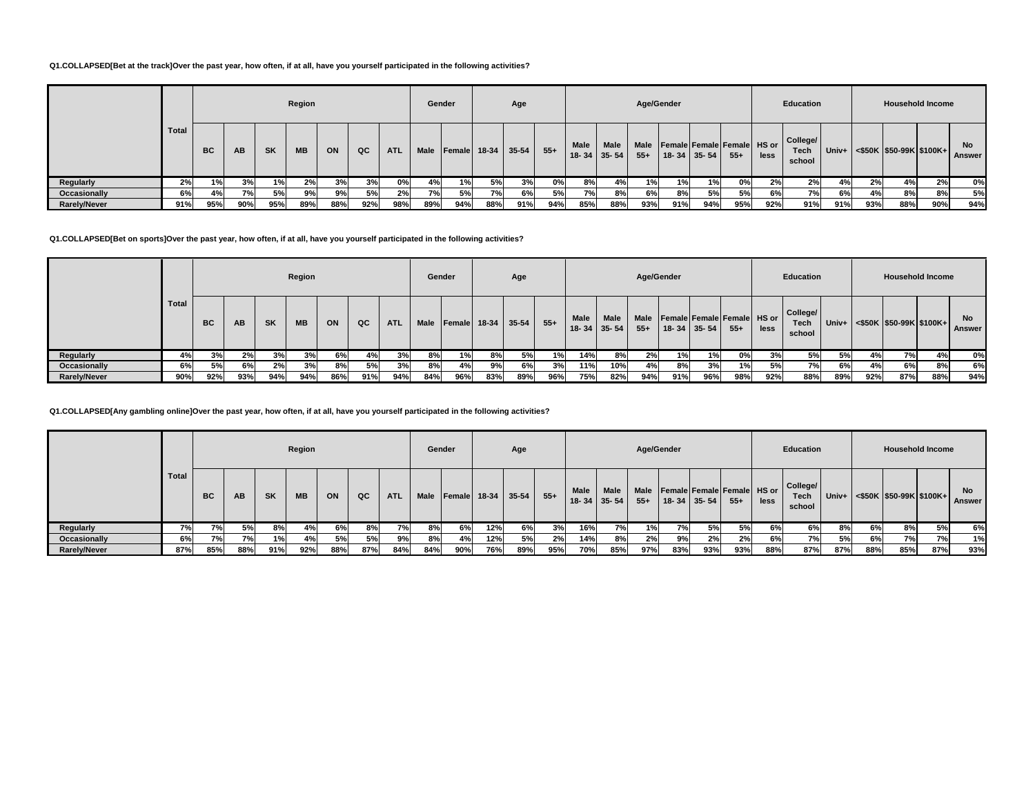**Q1.COLLAPSED[Bet at the track]Over the past year, how often, if at all, have you yourself participated in the following activities?**

| | Total | Region | | | | | | | Gender | | Age | | | Age/Gender | | | | | | Education | | | Household Income | | | |
|---|---|---|---|---|---|---|---|---|---|---|---|---|---|---|---|---|---|---|---|---|---|---|---|---|---|---|
| | | BC | AB | SK | MB | ON | QC | ATL | Male | Female | 18-34 | 35-54 | 55+ | Male 18- 34 | Male 35- 54 | Male 55+ | Female 18- 34 | Female 35- 54 | Female 55+ | HS or less | College/ Tech school | Univ+ | <$50K | $50-99K | $100K+ | No Answer |
| Regularly | 2% | 1% | 3% | 1% | 2% | 3% | 3% | 0% | 4% | 1% | 5% | 3% | 0% | 8% | 4% | 1% | 1% | 1% | 0% | 2% | 2% | 4% | 2% | 4% | 2% | 0% |
| Occasionally | 6% | 4% | 7% | 5% | 9% | 9% | 5% | 2% | 7% | 5% | 7% | 6% | 5% | 7% | 8% | 6% | 8% | 5% | 5% | 6% | 7% | 6% | 4% | 8% | 8% | 5% |
| Rarely/Never | 91% | 95% | 90% | 95% | 89% | 88% | 92% | 98% | 89% | 94% | 88% | 91% | 94% | 85% | 88% | 93% | 91% | 94% | 95% | 92% | 91% | 91% | 93% | 88% | 90% | 94% |

**Q1.COLLAPSED[Bet on sports]Over the past year, how often, if at all, have you yourself participated in the following activities?**

| | Total | Region | | | | | | | Gender | | Age | | | Age/Gender | | | | | | Education | | | Household Income | | | |
|---|---|---|---|---|---|---|---|---|---|---|---|---|---|---|---|---|---|---|---|---|---|---|---|---|---|---|
| | | BC | AB | SK | MB | ON | QC | ATL | Male | Female | 18-34 | 35-54 | 55+ | Male 18- 34 | Male 35- 54 | Male 55+ | Female 18- 34 | Female 35- 54 | Female 55+ | HS or less | College/ Tech school | Univ+ | <$50K | $50-99K | $100K+ | No Answer |
| Regularly | 4% | 3% | 2% | 3% | 3% | 6% | 4% | 3% | 8% | 1% | 8% | 5% | 1% | 14% | 8% | 2% | 1% | 1% | 0% | 3% | 5% | 5% | 4% | 7% | 4% | 0% |
| Occasionally | 6% | 5% | 6% | 2% | 3% | 8% | 5% | 3% | 8% | 4% | 9% | 6% | 3% | 11% | 10% | 4% | 8% | 3% | 1% | 5% | 7% | 6% | 4% | 6% | 8% | 6% |
| Rarely/Never | 90% | 92% | 93% | 94% | 94% | 86% | 91% | 94% | 84% | 96% | 83% | 89% | 96% | 75% | 82% | 94% | 91% | 96% | 98% | 92% | 88% | 89% | 92% | 87% | 88% | 94% |

**Q1.COLLAPSED[Any gambling online]Over the past year, how often, if at all, have you yourself participated in the following activities?**

| | Total | Region | | | | | | | Gender | | Age | | | Age/Gender | | | | | | Education | | | Household Income | | | |
|---|---|---|---|---|---|---|---|---|---|---|---|---|---|---|---|---|---|---|---|---|---|---|---|---|---|---|
| | | BC | AB | SK | MB | ON | QC | ATL | Male | Female | 18-34 | 35-54 | 55+ | Male 18- 34 | Male 35- 54 | Male 55+ | Female 18- 34 | Female 35- 54 | Female 55+ | HS or less | College/ Tech school | Univ+ | <$50K | $50-99K | $100K+ | No Answer |
| Regularly | 7% | 7% | 5% | 8% | 4% | 6% | 8% | 7% | 8% | 6% | 12% | 6% | 3% | 16% | 7% | 1% | 7% | 5% | 5% | 6% | 6% | 8% | 6% | 8% | 5% | 6% |
| Occasionally | 6% | 7% | 7% | 1% | 4% | 5% | 5% | 9% | 8% | 4% | 12% | 5% | 2% | 14% | 8% | 2% | 9% | 2% | 2% | 6% | 7% | 5% | 6% | 7% | 7% | 1% |
| Rarely/Never | 87% | 85% | 88% | 91% | 92% | 88% | 87% | 84% | 84% | 90% | 76% | 89% | 95% | 70% | 85% | 97% | 83% | 93% | 93% | 88% | 87% | 87% | 88% | 85% | 87% | 93% |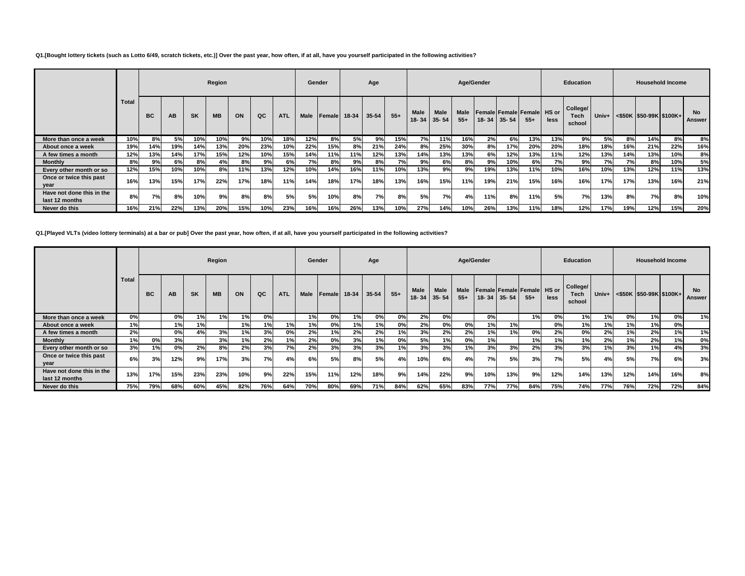**Q1.[Bought lottery tickets (such as Lotto 6/49, scratch tickets, etc.)] Over the past year, how often, if at all, have you yourself participated in the following activities?**

| | Total | Region | | | | | | | Gender | | Age | | | Age/Gender | | | | | | Education | | | Household Income | | | |
|---|---|---|---|---|---|---|---|---|---|---|---|---|---|---|---|---|---|---|---|---|---|---|---|---|---|---|
| | | BC | AB | SK | MB | ON | QC | ATL | Male | Female | 18-34 | 35-54 | 55+ | Male 18- 34 | Male 35- 54 | Male 55+ | Female 18- 34 | Female 35- 54 | Female 55+ | HS or less | College/ Tech school | Univ+ | <$50K | $50-99K | $100K+ | No Answer |
| More than once a week | 10% | 8% | 5% | 10% | 10% | 9% | 10% | 18% | 12% | 8% | 5% | 9% | 15% | 7% | 11% | 16% | 2% | 6% | 13% | 13% | 9% | 5% | 8% | 14% | 8% | 8% |
| About once a week | 19% | 14% | 19% | 14% | 13% | 20% | 23% | 10% | 22% | 15% | 8% | 21% | 24% | 8% | 25% | 30% | 8% | 17% | 20% | 20% | 18% | 18% | 16% | 21% | 22% | 16% |
| A few times a month | 12% | 13% | 14% | 17% | 15% | 12% | 10% | 15% | 14% | 11% | 11% | 12% | 13% | 14% | 13% | 13% | 6% | 12% | 13% | 11% | 12% | 13% | 14% | 13% | 10% | 8% |
| Monthly | 8% | 9% | 6% | 8% | 4% | 8% | 9% | 6% | 7% | 8% | 9% | 8% | 7% | 9% | 6% | 8% | 9% | 10% | 6% | 7% | 9% | 7% | 7% | 8% | 10% | 5% |
| Every other month or so | 12% | 15% | 10% | 10% | 8% | 11% | 13% | 12% | 10% | 14% | 16% | 11% | 10% | 13% | 9% | 9% | 19% | 13% | 11% | 10% | 16% | 10% | 13% | 12% | 11% | 13% |
| Once or twice this past year | 16% | 13% | 15% | 17% | 22% | 17% | 18% | 11% | 14% | 18% | 17% | 18% | 13% | 16% | 15% | 11% | 19% | 21% | 15% | 16% | 16% | 17% | 17% | 13% | 16% | 21% |
| Have not done this in the last 12 months | 8% | 7% | 8% | 10% | 9% | 8% | 8% | 5% | 5% | 10% | 8% | 7% | 8% | 5% | 7% | 4% | 11% | 8% | 11% | 5% | 7% | 13% | 8% | 7% | 8% | 10% |
| Never do this | 16% | 21% | 22% | 13% | 20% | 15% | 10% | 23% | 16% | 16% | 26% | 13% | 10% | 27% | 14% | 10% | 26% | 13% | 11% | 18% | 12% | 17% | 19% | 12% | 15% | 20% |

**Q1.[Played VLTs (video lottery terminals) at a bar or pub] Over the past year, how often, if at all, have you yourself participated in the following activities?**

| | Total | Region | | | | | | | Gender | | Age | | | Age/Gender | | | | | | Education | | | Household Income | | | |
|---|---|---|---|---|---|---|---|---|---|---|---|---|---|---|---|---|---|---|---|---|---|---|---|---|---|---|
| | | BC | AB | SK | MB | ON | QC | ATL | Male | Female | 18-34 | 35-54 | 55+ | Male 18- 34 | Male 35- 54 | Male 55+ | Female 18- 34 | Female 35- 54 | Female 55+ | HS or less | College/ Tech school | Univ+ | <$50K | $50-99K | $100K+ | No Answer |
| More than once a week | 0% | | 0% | 1% | 1% | 1% | 0% | | 1% | 0% | 1% | 0% | 0% | 2% | 0% | | 0% | | 1% | 0% | 1% | 1% | 0% | 1% | 0% | 1% |
| About once a week | 1% | | 1% | 1% | | 1% | 1% | 1% | 1% | 0% | 1% | 1% | 0% | 2% | 0% | 0% | 1% | 1% | | 0% | 1% | 1% | 1% | 1% | 0% | |
| A few times a month | 2% | | 0% | 4% | 3% | 1% | 3% | 0% | 2% | 1% | 2% | 2% | 1% | 3% | 2% | 2% | 1% | 1% | 0% | 2% | 0% | 2% | 1% | 2% | 1% | 1% |
| Monthly | 1% | 0% | 3% | | 3% | 1% | 2% | 1% | 2% | 0% | 3% | 1% | 0% | 5% | 1% | 0% | 1% | | 1% | 1% | 1% | 2% | 1% | 2% | 1% | 0% |
| Every other month or so | 3% | 1% | 0% | 2% | 8% | 2% | 3% | 7% | 2% | 3% | 3% | 3% | 1% | 3% | 3% | 1% | 3% | 3% | 2% | 3% | 3% | 1% | 3% | 1% | 4% | 3% |
| Once or twice this past year | 6% | 3% | 12% | 9% | 17% | 3% | 7% | 4% | 6% | 5% | 8% | 5% | 4% | 10% | 6% | 4% | 7% | 5% | 3% | 7% | 5% | 4% | 5% | 7% | 6% | 3% |
| Have not done this in the last 12 months | 13% | 17% | 15% | 23% | 23% | 10% | 9% | 22% | 15% | 11% | 12% | 18% | 9% | 14% | 22% | 9% | 10% | 13% | 9% | 12% | 14% | 13% | 12% | 14% | 16% | 8% |
| Never do this | 75% | 79% | 68% | 60% | 45% | 82% | 76% | 64% | 70% | 80% | 69% | 71% | 84% | 62% | 65% | 83% | 77% | 77% | 84% | 75% | 74% | 77% | 76% | 72% | 72% | 84% |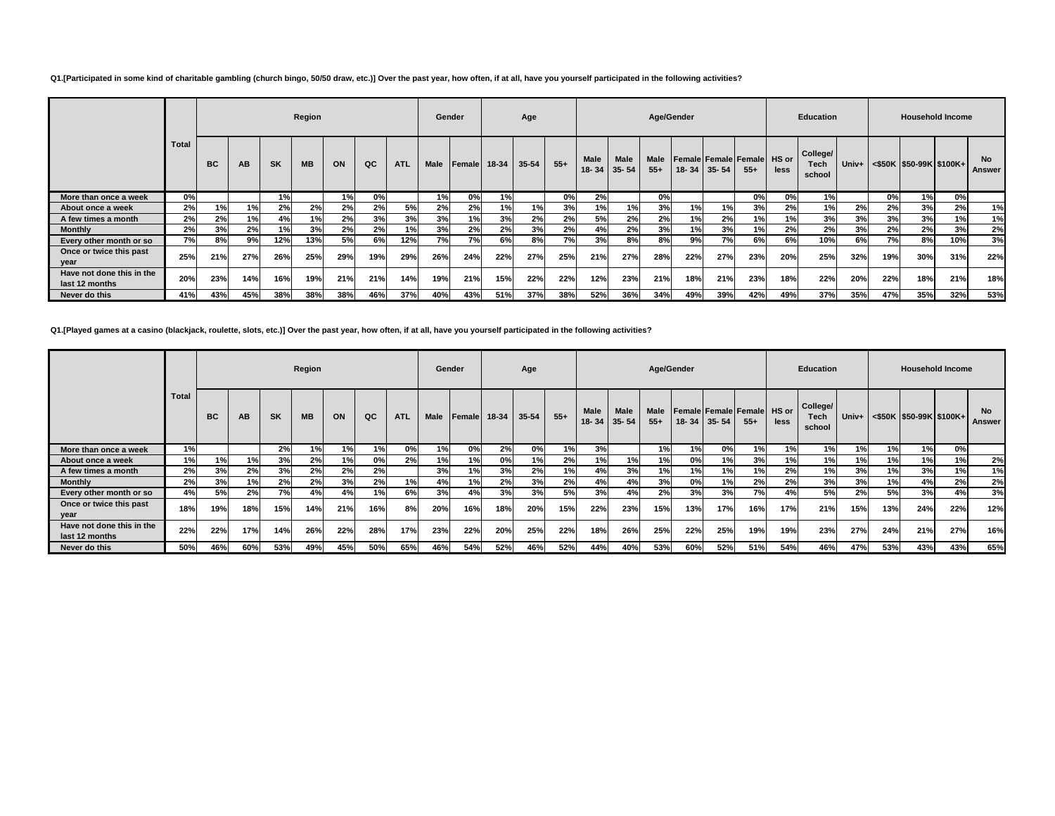**Q1.[Participated in some kind of charitable gambling (church bingo, 50/50 draw, etc.)] Over the past year, how often, if at all, have you yourself participated in the following activities?**

| | Total | Region | | | | | | | Gender | | Age | | | Age/Gender | | | | | | Education | | | Household Income | | | |
|---|---|---|---|---|---|---|---|---|---|---|---|---|---|---|---|---|---|---|---|---|---|---|---|---|---|---|
| | | BC | AB | SK | MB | ON | QC | ATL | Male | Female | 18-34 | 35-54 | 55+ | Male 18- 34 | Male 35- 54 | Male 55+ | Female 18- 34 | Female 35- 54 | Female 55+ | HS or less | College/ Tech school | Univ+ | <$50K | $50-99K | $100K+ | No Answer |
| More than once a week | 0% | | | 1% | | 1% | 0% | | 1% | 0% | 1% | | 0% | 2% | | 0% | | | 0% | 0% | 1% | | 0% | 1% | 0% | |
| About once a week | 2% | 1% | 1% | 2% | 2% | 2% | 2% | 5% | 2% | 2% | 1% | 1% | 3% | 1% | 1% | 3% | 1% | 1% | 3% | 2% | 1% | 2% | 2% | 3% | 2% | 1% |
| A few times a month | 2% | 2% | 1% | 4% | 1% | 2% | 3% | 3% | 3% | 1% | 3% | 2% | 2% | 5% | 2% | 2% | 1% | 2% | 1% | 1% | 3% | 3% | 3% | 3% | 1% | 1% |
| Monthly | 2% | 3% | 2% | 1% | 3% | 2% | 2% | 1% | 3% | 2% | 2% | 3% | 2% | 4% | 2% | 3% | 1% | 3% | 1% | 2% | 2% | 3% | 2% | 2% | 3% | 2% |
| Every other month or so | 7% | 8% | 9% | 12% | 13% | 5% | 6% | 12% | 7% | 7% | 6% | 8% | 7% | 3% | 8% | 8% | 9% | 7% | 6% | 6% | 10% | 6% | 7% | 8% | 10% | 3% |
| Once or twice this past year | 25% | 21% | 27% | 26% | 25% | 29% | 19% | 29% | 26% | 24% | 22% | 27% | 25% | 21% | 27% | 28% | 22% | 27% | 23% | 20% | 25% | 32% | 19% | 30% | 31% | 22% |
| Have not done this in the last 12 months | 20% | 23% | 14% | 16% | 19% | 21% | 21% | 14% | 19% | 21% | 15% | 22% | 22% | 12% | 23% | 21% | 18% | 21% | 23% | 18% | 22% | 20% | 22% | 18% | 21% | 18% |
| Never do this | 41% | 43% | 45% | 38% | 38% | 38% | 46% | 37% | 40% | 43% | 51% | 37% | 38% | 52% | 36% | 34% | 49% | 39% | 42% | 49% | 37% | 35% | 47% | 35% | 32% | 53% |

**Q1.[Played games at a casino (blackjack, roulette, slots, etc.)] Over the past year, how often, if at all, have you yourself participated in the following activities?**

| | Total | Region | | | | | | | Gender | | Age | | | Age/Gender | | | | | | Education | | | Household Income | | | |
|---|---|---|---|---|---|---|---|---|---|---|---|---|---|---|---|---|---|---|---|---|---|---|---|---|---|---|
| | | BC | AB | SK | MB | ON | QC | ATL | Male | Female | 18-34 | 35-54 | 55+ | Male 18- 34 | Male 35- 54 | Male 55+ | Female 18- 34 | Female 35- 54 | Female 55+ | HS or less | College/ Tech school | Univ+ | <$50K | $50-99K | $100K+ | No Answer |
| More than once a week | 1% | | | 2% | 1% | 1% | 1% | 0% | 1% | 0% | 2% | 0% | 1% | 3% | | 1% | 1% | 0% | 1% | 1% | 1% | 1% | 1% | 1% | 0% | |
| About once a week | 1% | 1% | 1% | 3% | 2% | 1% | 0% | 2% | 1% | 1% | 0% | 1% | 2% | 1% | 1% | 1% | 0% | 1% | 3% | 1% | 1% | 1% | 1% | 1% | 1% | 2% |
| A few times a month | 2% | 3% | 2% | 3% | 2% | 2% | 2% | | 3% | 1% | 3% | 2% | 1% | 4% | 3% | 1% | 1% | 1% | 1% | 2% | 1% | 3% | 1% | 3% | 1% | 1% |
| Monthly | 2% | 3% | 1% | 2% | 2% | 3% | 2% | 1% | 4% | 1% | 2% | 3% | 2% | 4% | 4% | 3% | 0% | 1% | 2% | 2% | 3% | 3% | 1% | 4% | 2% | 2% |
| Every other month or so | 4% | 5% | 2% | 7% | 4% | 4% | 1% | 6% | 3% | 4% | 3% | 3% | 5% | 3% | 4% | 2% | 3% | 3% | 7% | 4% | 5% | 2% | 5% | 3% | 4% | 3% |
| Once or twice this past year | 18% | 19% | 18% | 15% | 14% | 21% | 16% | 8% | 20% | 16% | 18% | 20% | 15% | 22% | 23% | 15% | 13% | 17% | 16% | 17% | 21% | 15% | 13% | 24% | 22% | 12% |
| Have not done this in the last 12 months | 22% | 22% | 17% | 14% | 26% | 22% | 28% | 17% | 23% | 22% | 20% | 25% | 22% | 18% | 26% | 25% | 22% | 25% | 19% | 19% | 23% | 27% | 24% | 21% | 27% | 16% |
| Never do this | 50% | 46% | 60% | 53% | 49% | 45% | 50% | 65% | 46% | 54% | 52% | 46% | 52% | 44% | 40% | 53% | 60% | 52% | 51% | 54% | 46% | 47% | 53% | 43% | 43% | 65% |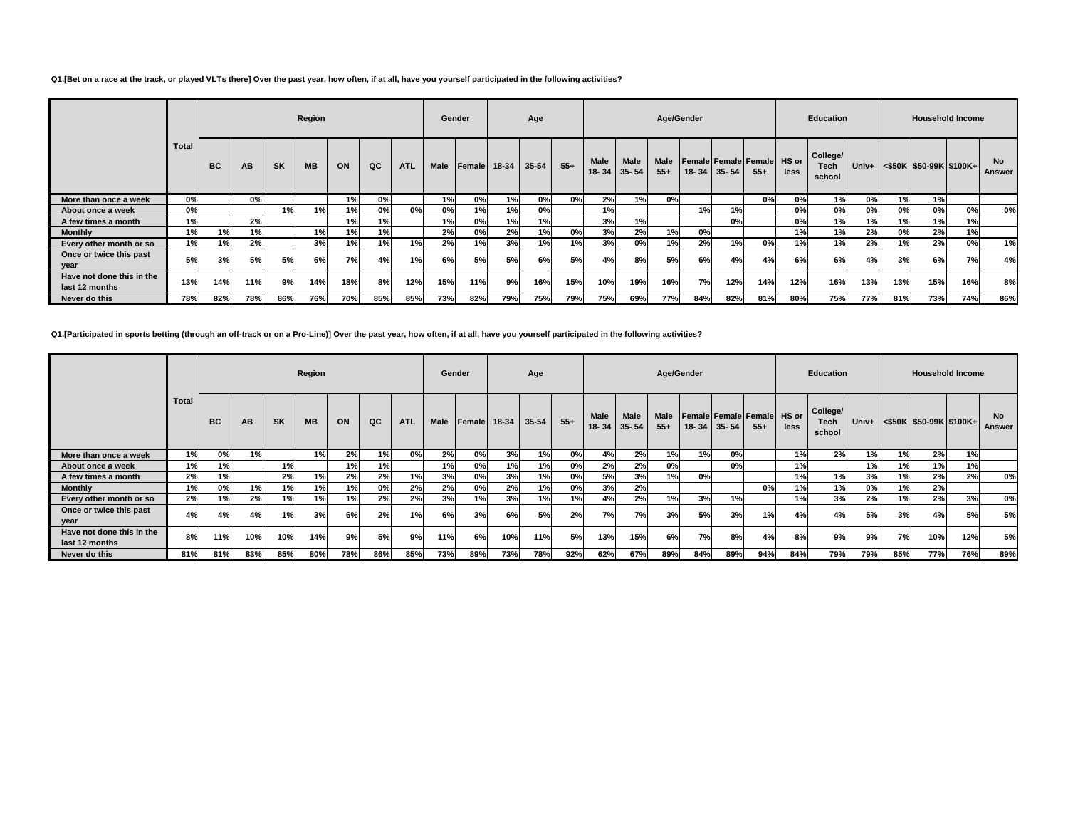**Q1.[Bet on a race at the track, or played VLTs there] Over the past year, how often, if at all, have you yourself participated in the following activities?**

| | Total | Region | | | | | | | Gender | | Age | | | Age/Gender | | | | | | Education | | | Household Income | | | |
|---|---|---|---|---|---|---|---|---|---|---|---|---|---|---|---|---|---|---|---|---|---|---|---|---|---|---|
| | | BC | AB | SK | MB | ON | QC | ATL | Male | Female | 18-34 | 35-54 | 55+ | Male 18- 34 | Male 35- 54 | Male 55+ | Female 18- 34 | Female 35- 54 | Female 55+ | HS or less | College/ Tech school | Univ+ | <$50K | $50-99K | $100K+ | No Answer |
| More than once a week | 0% | | 0% | | | 1% | 0% | | 1% | 0% | 1% | 0% | 0% | 2% | 1% | 0% | | | 0% | 0% | 1% | 0% | 1% | 1% | | |
| About once a week | 0% | | | 1% | 1% | 1% | 0% | 0% | 0% | 1% | 1% | 0% | | 1% | | | 1% | 1% | | 0% | 0% | 0% | 0% | 0% | 0% | 0% |
| A few times a month | 1% | | 2% | | | 1% | 1% | | 1% | 0% | 1% | 1% | | 3% | 1% | | | 0% | | 0% | 1% | 1% | 1% | 1% | 1% | |
| Monthly | 1% | 1% | 1% | | 1% | 1% | 1% | | 2% | 0% | 2% | 1% | 0% | 3% | 2% | 1% | 0% | | | 1% | 1% | 2% | 0% | 2% | 1% | |
| Every other month or so | 1% | 1% | 2% | | 3% | 1% | 1% | 1% | 2% | 1% | 3% | 1% | 1% | 3% | 0% | 1% | 2% | 1% | 0% | 1% | 1% | 2% | 1% | 2% | 0% | 1% |
| Once or twice this past year | 5% | 3% | 5% | 5% | 6% | 7% | 4% | 1% | 6% | 5% | 5% | 6% | 5% | 4% | 8% | 5% | 6% | 4% | 4% | 6% | 6% | 4% | 3% | 6% | 7% | 4% |
| Have not done this in the last 12 months | 13% | 14% | 11% | 9% | 14% | 18% | 8% | 12% | 15% | 11% | 9% | 16% | 15% | 10% | 19% | 16% | 7% | 12% | 14% | 12% | 16% | 13% | 13% | 15% | 16% | 8% |
| Never do this | 78% | 82% | 78% | 86% | 76% | 70% | 85% | 85% | 73% | 82% | 79% | 75% | 79% | 75% | 69% | 77% | 84% | 82% | 81% | 80% | 75% | 77% | 81% | 73% | 74% | 86% |

**Q1.[Participated in sports betting (through an off-track or on a Pro-Line)] Over the past year, how often, if at all, have you yourself participated in the following activities?**

| | Total | Region | | | | | | | Gender | | Age | | | Age/Gender | | | | | | Education | | | Household Income | | | |
|---|---|---|---|---|---|---|---|---|---|---|---|---|---|---|---|---|---|---|---|---|---|---|---|---|---|---|
| | | BC | AB | SK | MB | ON | QC | ATL | Male | Female | 18-34 | 35-54 | 55+ | Male 18- 34 | Male 35- 54 | Male 55+ | Female 18- 34 | Female 35- 54 | Female 55+ | HS or less | College/ Tech school | Univ+ | <$50K | $50-99K | $100K+ | No Answer |
| More than once a week | 1% | 0% | 1% | | 1% | 2% | 1% | 0% | 2% | 0% | 3% | 1% | 0% | 4% | 2% | 1% | 1% | 0% | | 1% | 2% | 1% | 1% | 2% | 1% | |
| About once a week | 1% | 1% | | 1% | | 1% | 1% | | 1% | 0% | 1% | 1% | 0% | 2% | 2% | 0% | | 0% | | 1% | | 1% | 1% | 1% | 1% | |
| A few times a month | 2% | 1% | | 2% | 1% | 2% | 2% | 1% | 3% | 0% | 3% | 1% | 0% | 5% | 3% | 1% | 0% | | | 1% | 1% | 3% | 1% | 2% | 2% | 0% |
| Monthly | 1% | 0% | 1% | 1% | 1% | 1% | 0% | 2% | 2% | 0% | 2% | 1% | 0% | 3% | 2% | | | | 0% | 1% | 1% | 0% | 1% | 2% | | |
| Every other month or so | 2% | 1% | 2% | 1% | 1% | 1% | 2% | 2% | 3% | 1% | 3% | 1% | 1% | 4% | 2% | 1% | 3% | 1% | | 1% | 3% | 2% | 1% | 2% | 3% | 0% |
| Once or twice this past year | 4% | 4% | 4% | 1% | 3% | 6% | 2% | 1% | 6% | 3% | 6% | 5% | 2% | 7% | 7% | 3% | 5% | 3% | 1% | 4% | 4% | 5% | 3% | 4% | 5% | 5% |
| Have not done this in the last 12 months | 8% | 11% | 10% | 10% | 14% | 9% | 5% | 9% | 11% | 6% | 10% | 11% | 5% | 13% | 15% | 6% | 7% | 8% | 4% | 8% | 9% | 9% | 7% | 10% | 12% | 5% |
| Never do this | 81% | 81% | 83% | 85% | 80% | 78% | 86% | 85% | 73% | 89% | 73% | 78% | 92% | 62% | 67% | 89% | 84% | 89% | 94% | 84% | 79% | 79% | 85% | 77% | 76% | 89% |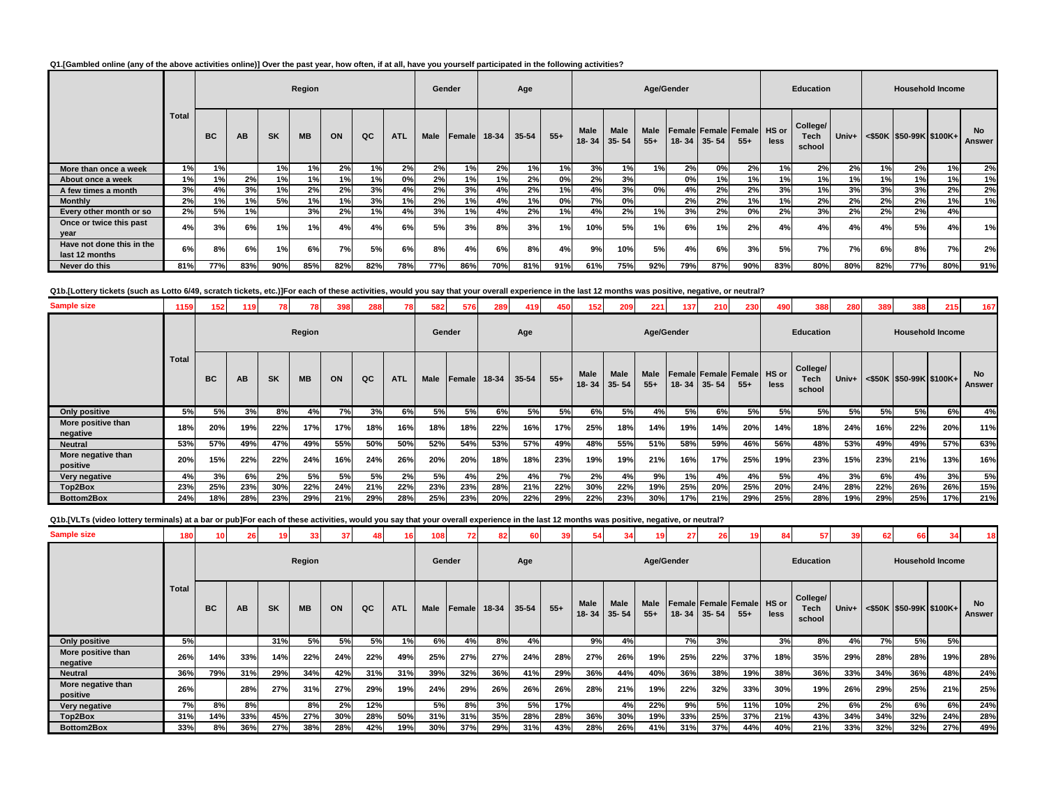**Q1.[Gambled online (any of the above activities online)] Over the past year, how often, if at all, have you yourself participated in the following activities?**

| | Total | Region | | | | | | | Gender | | Age | | | Age/Gender | | | | | | Education | | | Household Income | | | |
|---|---|---|---|---|---|---|---|---|---|---|---|---|---|---|---|---|---|---|---|---|---|---|---|---|---|---|
| | | BC | AB | SK | MB | ON | QC | ATL | Male | Female | 18-34 | 35-54 | 55+ | Male 18-34 | Male 35-54 | Male 55+ | Female 18-34 | Female 35-54 | Female 55+ | HS or less | College/ Tech school | Univ+ | <$50K | $50-99K | $100K+ | No Answer |
| More than once a week | 1% | 1% | | 1% | 1% | 2% | 1% | 2% | 2% | 1% | 2% | 1% | 1% | 3% | 1% | 1% | 2% | 0% | 2% | 1% | 2% | 2% | 1% | 2% | 1% | 2% |
| About once a week | 1% | 1% | 2% | 1% | 1% | 1% | 1% | 0% | 2% | 1% | 1% | 2% | 0% | 2% | 3% | | 0% | 1% | 1% | 1% | 1% | 1% | 1% | 1% | 1% | 1% |
| A few times a month | 3% | 4% | 3% | 1% | 2% | 2% | 3% | 4% | 2% | 3% | 4% | 2% | 1% | 4% | 3% | 0% | 4% | 2% | 2% | 3% | 1% | 3% | 3% | 3% | 2% | 2% |
| Monthly | 2% | 1% | 1% | 5% | 1% | 1% | 3% | 1% | 2% | 1% | 4% | 1% | 0% | 7% | 0% | | 2% | 2% | 1% | 1% | 2% | 1% | 2% | 2% | 1% | 1% |
| Every other month or so | 2% | 5% | 1% | | 3% | 2% | 1% | 4% | 3% | 1% | 4% | 2% | 1% | 4% | 2% | 1% | 3% | 2% | 0% | 2% | 3% | 2% | 2% | 2% | 4% | |
| Once or twice this past year | 4% | 3% | 6% | 1% | 1% | 4% | 4% | 6% | 5% | 3% | 8% | 3% | 1% | 10% | 5% | 1% | 6% | 1% | 2% | 4% | 4% | 4% | 4% | 5% | 4% | 1% |
| Have not done this in the last 12 months | 6% | 8% | 6% | 1% | 6% | 7% | 5% | 6% | 8% | 4% | 6% | 8% | 4% | 9% | 10% | 5% | 4% | 6% | 3% | 5% | 7% | 7% | 6% | 8% | 7% | 2% |
| Never do this | 81% | 77% | 83% | 90% | 85% | 82% | 82% | 78% | 77% | 86% | 70% | 81% | 91% | 61% | 75% | 92% | 79% | 87% | 90% | 83% | 80% | 80% | 82% | 77% | 80% | 91% |

**Q1b.[Lottery tickets (such as Lotto 6/49, scratch tickets, etc.)]For each of these activities, would you say that your overall experience in the last 12 months was positive, negative, or neutral?**

| | Total | Region | | | | | | | Gender | | Age | | | Age/Gender | | | | | | Education | | | Household Income | | | |
|---|---|---|---|---|---|---|---|---|---|---|---|---|---|---|---|---|---|---|---|---|---|---|---|---|---|---|
| | | BC | AB | SK | MB | ON | QC | ATL | Male | Female | 18-34 | 35-54 | 55+ | Male 18-34 | Male 35-54 | Male 55+ | Female 18-34 | Female 35-54 | Female 55+ | HS or less | College/ Tech school | Univ+ | <$50K | $50-99K | $100K+ | No Answer |
| Sample size | 1159 | 152 | 119 | 78 | 78 | 398 | 288 | 78 | 582 | 576 | 289 | 419 | 450 | 152 | 209 | 221 | 137 | 210 | 230 | 490 | 388 | 280 | 389 | 388 | 215 | 167 |
| Only positive | 5% | 5% | 3% | 8% | 4% | 7% | 3% | 6% | 5% | 5% | 6% | 5% | 5% | 6% | 5% | 4% | 5% | 6% | 5% | 5% | 5% | 5% | 5% | 5% | 6% | 4% |
| More positive than negative | 18% | 20% | 19% | 22% | 17% | 17% | 18% | 16% | 18% | 18% | 22% | 16% | 17% | 25% | 18% | 14% | 19% | 14% | 20% | 14% | 18% | 24% | 16% | 22% | 20% | 11% |
| Neutral | 53% | 57% | 49% | 47% | 49% | 55% | 50% | 50% | 52% | 54% | 53% | 57% | 49% | 48% | 55% | 51% | 58% | 59% | 46% | 56% | 48% | 53% | 49% | 49% | 57% | 63% |
| More negative than positive | 20% | 15% | 22% | 22% | 24% | 16% | 24% | 26% | 20% | 20% | 18% | 18% | 23% | 19% | 19% | 21% | 16% | 17% | 25% | 19% | 23% | 15% | 23% | 21% | 13% | 16% |
| Very negative | 4% | 3% | 6% | 2% | 5% | 5% | 5% | 2% | 5% | 4% | 2% | 4% | 7% | 2% | 4% | 9% | 1% | 4% | 4% | 5% | 4% | 3% | 6% | 4% | 3% | 5% |
| Top2Box | 23% | 25% | 23% | 30% | 22% | 24% | 21% | 22% | 23% | 23% | 28% | 21% | 22% | 30% | 22% | 19% | 25% | 20% | 25% | 20% | 24% | 28% | 22% | 26% | 26% | 15% |
| Bottom2Box | 24% | 18% | 28% | 23% | 29% | 21% | 29% | 28% | 25% | 23% | 20% | 22% | 29% | 22% | 23% | 30% | 17% | 21% | 29% | 25% | 28% | 19% | 29% | 25% | 17% | 21% |

**Q1b.[VLTs (video lottery terminals) at a bar or pub]For each of these activities, would you say that your overall experience in the last 12 months was positive, negative, or neutral?**

| | Total | Region | | | | | | | Gender | | Age | | | Age/Gender | | | | | | Education | | | Household Income | | | |
|---|---|---|---|---|---|---|---|---|---|---|---|---|---|---|---|---|---|---|---|---|---|---|---|---|---|---|
| | | BC | AB | SK | MB | ON | QC | ATL | Male | Female | 18-34 | 35-54 | 55+ | Male 18-34 | Male 35-54 | Male 55+ | Female 18-34 | Female 35-54 | Female 55+ | HS or less | College/ Tech school | Univ+ | <$50K | $50-99K | $100K+ | No Answer |
| Sample size | 180 | 10 | 26 | 19 | 33 | 37 | 48 | 16 | 108 | 72 | 82 | 60 | 39 | 54 | 34 | 19 | 27 | 26 | 19 | 84 | 57 | 39 | 62 | 66 | 34 | 18 |
| Only positive | 5% | | | 31% | 5% | 5% | 5% | 1% | 6% | 4% | 8% | 4% | | 9% | 4% | | 7% | 3% | | 3% | 8% | 4% | 7% | 5% | 5% | |
| More positive than negative | 26% | 14% | 33% | 14% | 22% | 24% | 22% | 49% | 25% | 27% | 27% | 24% | 28% | 27% | 26% | 19% | 25% | 22% | 37% | 18% | 35% | 29% | 28% | 28% | 19% | 28% |
| Neutral | 36% | 79% | 31% | 29% | 34% | 42% | 31% | 31% | 39% | 32% | 36% | 41% | 29% | 36% | 44% | 40% | 36% | 38% | 19% | 38% | 36% | 33% | 34% | 36% | 48% | 24% |
| More negative than positive | 26% | | 28% | 27% | 31% | 27% | 29% | 19% | 24% | 29% | 26% | 26% | 26% | 28% | 21% | 19% | 22% | 32% | 33% | 30% | 19% | 26% | 29% | 25% | 21% | 25% |
| Very negative | 7% | 8% | 8% | | 8% | 2% | 12% | | 5% | 8% | 3% | 5% | 17% | | 4% | 22% | 9% | 5% | 11% | 10% | 2% | 6% | 2% | 6% | 6% | 24% |
| Top2Box | 31% | 14% | 33% | 45% | 27% | 30% | 28% | 50% | 31% | 31% | 35% | 28% | 28% | 36% | 30% | 19% | 33% | 25% | 37% | 21% | 43% | 34% | 34% | 32% | 24% | 28% |
| Bottom2Box | 33% | 8% | 36% | 27% | 38% | 28% | 42% | 19% | 30% | 37% | 29% | 31% | 43% | 28% | 26% | 41% | 31% | 37% | 44% | 40% | 21% | 33% | 32% | 32% | 27% | 49% |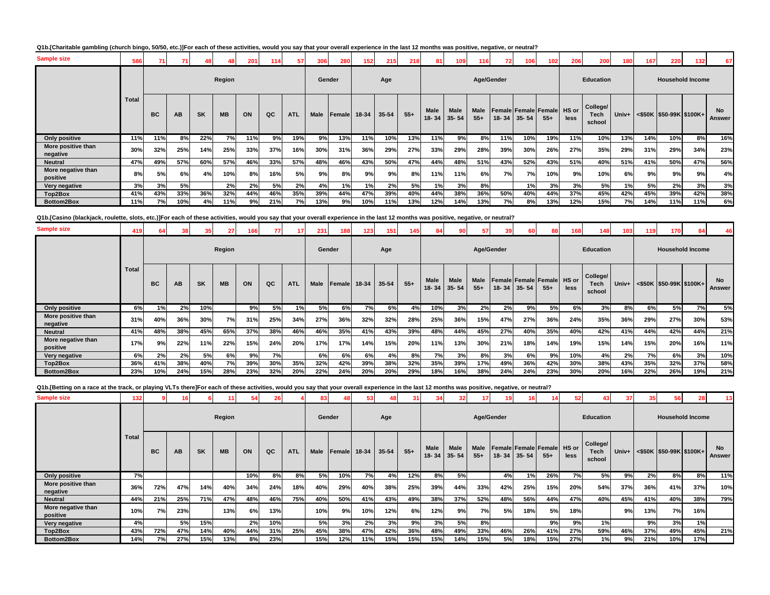**Q1b.[Charitable gambling (church bingo, 50/50, etc.)]For each of these activities, would you say that your overall experience in the last 12 months was positive, negative, or neutral?**

| | Total | Region | | | | | | | Gender | | Age | | | Age/Gender | | | | | | Education | | | Household Income | | | |
|---|---|---|---|---|---|---|---|---|---|---|---|---|---|---|---|---|---|---|---|---|---|---|---|---|---|---|
| | | BC | AB | SK | MB | ON | QC | ATL | Male | Female | 18-34 | 35-54 | 55+ | Male 18- 34 | Male 35- 54 | Male 55+ | Female 18- 34 | Female 35- 54 | Female 55+ | HS or less | College/ Tech school | Univ+ | <$50K | $50-99K | $100K+ | No Answer |
| Sample size | 586 | 71 | 71 | 48 | 48 | 201 | 114 | 57 | 306 | 280 | 152 | 215 | 218 | 81 | 109 | 116 | 72 | 106 | 102 | 206 | 200 | 180 | 167 | 220 | 132 | 67 |
| Only positive | 11% | 11% | 8% | 22% | 7% | 11% | 9% | 19% | 9% | 13% | 11% | 10% | 13% | 11% | 9% | 8% | 11% | 10% | 19% | 11% | 10% | 13% | 14% | 10% | 8% | 16% |
| More positive than negative | 30% | 32% | 25% | 14% | 25% | 33% | 37% | 16% | 30% | 31% | 36% | 29% | 27% | 33% | 29% | 28% | 39% | 30% | 26% | 27% | 35% | 29% | 31% | 29% | 34% | 23% |
| Neutral | 47% | 49% | 57% | 60% | 57% | 46% | 33% | 57% | 48% | 46% | 43% | 50% | 47% | 44% | 48% | 51% | 43% | 52% | 43% | 51% | 40% | 51% | 41% | 50% | 47% | 56% |
| More negative than positive | 8% | 5% | 6% | 4% | 10% | 8% | 16% | 5% | 9% | 8% | 9% | 9% | 8% | 11% | 11% | 6% | 7% | 7% | 10% | 9% | 10% | 6% | 9% | 9% | 9% | 4% |
| Very negative | 3% | 3% | 5% | | 2% | 2% | 5% | 2% | 4% | 1% | 1% | 2% | 5% | 1% | 3% | 8% | | 1% | 3% | 3% | 5% | 1% | 5% | 2% | 3% | 3% |
| Top2Box | 41% | 43% | 33% | 36% | 32% | 44% | 46% | 35% | 39% | 44% | 47% | 39% | 40% | 44% | 38% | 36% | 50% | 40% | 44% | 37% | 45% | 42% | 45% | 39% | 42% | 38% |
| Bottom2Box | 11% | 7% | 10% | 4% | 11% | 9% | 21% | 7% | 13% | 9% | 10% | 11% | 13% | 12% | 14% | 13% | 7% | 8% | 13% | 12% | 15% | 7% | 14% | 11% | 11% | 6% |

**Q1b.[Casino (blackjack, roulette, slots, etc.)]For each of these activities, would you say that your overall experience in the last 12 months was positive, negative, or neutral?**

| | Total | Region | | | | | | | Gender | | Age | | | Age/Gender | | | | | | Education | | | Household Income | | | |
|---|---|---|---|---|---|---|---|---|---|---|---|---|---|---|---|---|---|---|---|---|---|---|---|---|---|---|
| | | BC | AB | SK | MB | ON | QC | ATL | Male | Female | 18-34 | 35-54 | 55+ | Male 18- 34 | Male 35- 54 | Male 55+ | Female 18- 34 | Female 35- 54 | Female 55+ | HS or less | College/ Tech school | Univ+ | <$50K | $50-99K | $100K+ | No Answer |
| Sample size | 419 | 64 | 38 | 35 | 27 | 166 | 77 | 17 | 231 | 188 | 123 | 151 | 145 | 84 | 90 | 57 | 39 | 60 | 88 | 168 | 148 | 103 | 119 | 170 | 84 | 46 |
| Only positive | 6% | 1% | 2% | 10% | | 9% | 5% | 1% | 5% | 6% | 7% | 6% | 4% | 10% | 3% | 2% | 2% | 9% | 5% | 6% | 3% | 8% | 6% | 5% | 7% | 5% |
| More positive than negative | 31% | 40% | 36% | 30% | 7% | 31% | 25% | 34% | 27% | 36% | 32% | 32% | 28% | 25% | 36% | 15% | 47% | 27% | 36% | 24% | 35% | 36% | 29% | 27% | 30% | 53% |
| Neutral | 41% | 48% | 38% | 45% | 65% | 37% | 38% | 46% | 46% | 35% | 41% | 43% | 39% | 48% | 44% | 45% | 27% | 40% | 35% | 40% | 42% | 41% | 44% | 42% | 44% | 21% |
| More negative than positive | 17% | 9% | 22% | 11% | 22% | 15% | 24% | 20% | 17% | 17% | 14% | 15% | 20% | 11% | 13% | 30% | 21% | 18% | 14% | 19% | 15% | 14% | 15% | 20% | 16% | 11% |
| Very negative | 6% | 2% | 2% | 5% | 6% | 9% | 7% | | 6% | 6% | 6% | 4% | 8% | 7% | 3% | 8% | 3% | 6% | 9% | 10% | 4% | 2% | 7% | 6% | 3% | 10% |
| Top2Box | 36% | 41% | 38% | 40% | 7% | 39% | 30% | 35% | 32% | 42% | 39% | 38% | 32% | 35% | 39% | 17% | 49% | 36% | 42% | 30% | 38% | 43% | 35% | 32% | 37% | 58% |
| Bottom2Box | 23% | 10% | 24% | 15% | 28% | 23% | 32% | 20% | 22% | 24% | 20% | 20% | 29% | 18% | 16% | 38% | 24% | 24% | 23% | 30% | 20% | 16% | 22% | 26% | 19% | 21% |

**Q1b.[Betting on a race at the track, or playing VLTs there]For each of these activities, would you say that your overall experience in the last 12 months was positive, negative, or neutral?**

| | Total | Region | | | | | | | Gender | | Age | | | Age/Gender | | | | | | Education | | | Household Income | | | |
|---|---|---|---|---|---|---|---|---|---|---|---|---|---|---|---|---|---|---|---|---|---|---|---|---|---|---|
| | | BC | AB | SK | MB | ON | QC | ATL | Male | Female | 18-34 | 35-54 | 55+ | Male 18- 34 | Male 35- 54 | Male 55+ | Female 18- 34 | Female 35- 54 | Female 55+ | HS or less | College/ Tech school | Univ+ | <$50K | $50-99K | $100K+ | No Answer |
| Sample size | 132 | 9 | 16 | 6 | 11 | 54 | 26 | 4 | 83 | 48 | 53 | 48 | 31 | 34 | 32 | 17 | 19 | 16 | 14 | 52 | 43 | 37 | 35 | 56 | 28 | 13 |
| Only positive | 7% | | | | | 10% | 8% | 8% | 5% | 10% | 7% | 4% | 12% | 8% | 5% | | 4% | 1% | 26% | 7% | 5% | 9% | 2% | 8% | 8% | 11% |
| More positive than negative | 36% | 72% | 47% | 14% | 40% | 34% | 24% | 18% | 40% | 29% | 40% | 38% | 25% | 39% | 44% | 33% | 42% | 25% | 15% | 20% | 54% | 37% | 36% | 41% | 37% | 10% |
| Neutral | 44% | 21% | 25% | 71% | 47% | 48% | 46% | 75% | 40% | 50% | 41% | 43% | 49% | 38% | 37% | 52% | 48% | 56% | 44% | 47% | 40% | 45% | 41% | 40% | 38% | 79% |
| More negative than positive | 10% | 7% | 23% | | 13% | 6% | 13% | | 10% | 9% | 10% | 12% | 6% | 12% | 9% | 7% | 5% | 18% | 5% | 18% | | 9% | 13% | 7% | 16% | |
| Very negative | 4% | | 5% | 15% | | 2% | 10% | | 5% | 3% | 2% | 3% | 9% | 3% | 5% | 8% | | | 9% | 9% | 1% | | 9% | 3% | 1% | |
| Top2Box | 43% | 72% | 47% | 14% | 40% | 44% | 31% | 25% | 45% | 38% | 47% | 42% | 36% | 48% | 49% | 33% | 46% | 26% | 41% | 27% | 59% | 46% | 37% | 49% | 45% | 21% |
| Bottom2Box | 14% | 7% | 27% | 15% | 13% | 8% | 23% | | 15% | 12% | 11% | 15% | 15% | 15% | 14% | 15% | 5% | 18% | 15% | 27% | 1% | 9% | 21% | 10% | 17% | |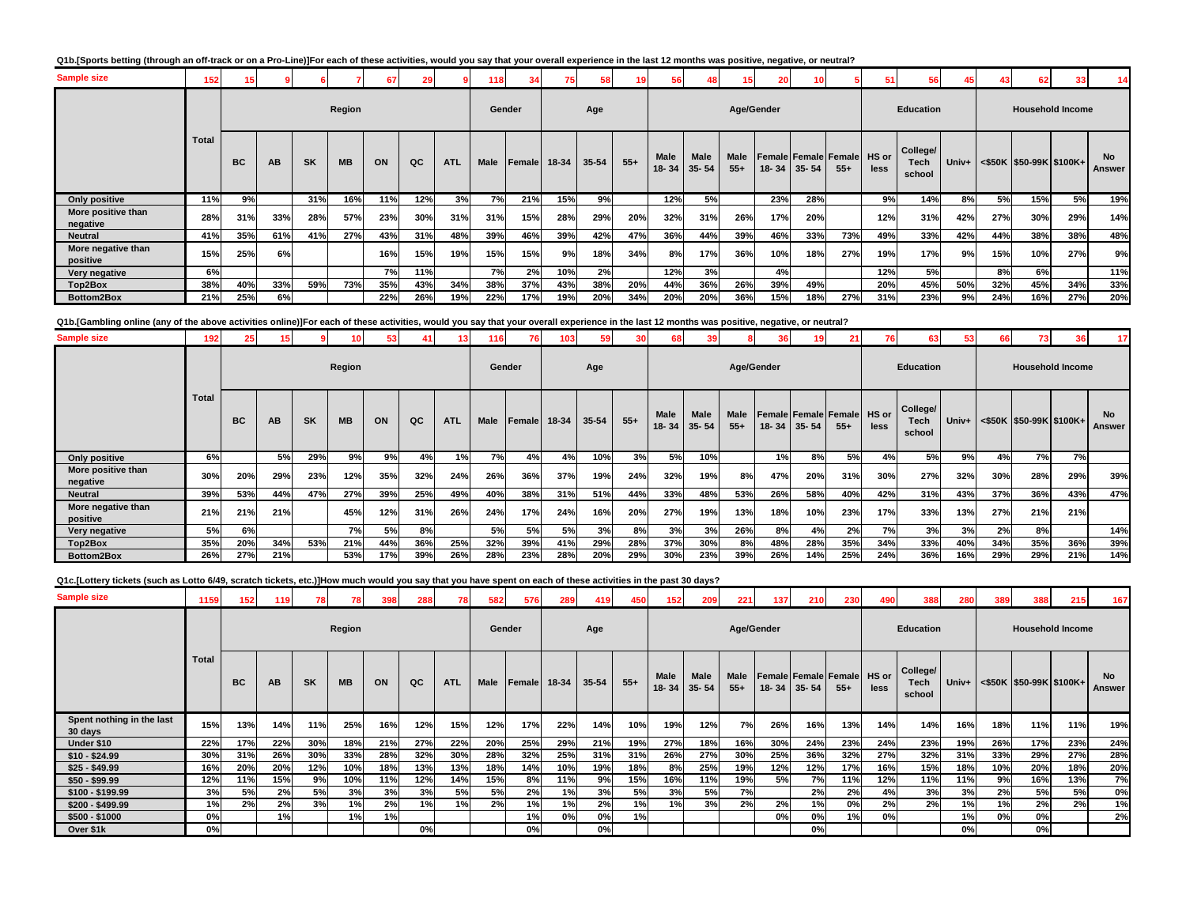**Q1b.[Sports betting (through an off-track or on a Pro-Line)]For each of these activities, would you say that your overall experience in the last 12 months was positive, negative, or neutral?**

| | | Region | | | | | | | Gender | | Age | | | Age/Gender | | | | | | Education | | | Household Income | | | |
|---|---|---|---|---|---|---|---|---|---|---|---|---|---|---|---|---|---|---|---|---|---|---|---|---|---|---|
| | Total | BC | AB | SK | MB | ON | QC | ATL | Male | Female | 18-34 | 35-54 | 55+ | Male 18- 34 | Male 35- 54 | Male 55+ | Female 18- 34 | Female 35- 54 | Female 55+ | HS or less | College/ Tech school | Univ+ | <$50K | $50-99K | $100K+ | No Answer |
| Sample size | 152 | 15 | 9 | 6 | 7 | 67 | 29 | 9 | 118 | 34 | 75 | 58 | 19 | 56 | 48 | 15 | 20 | 10 | 5 | 51 | 56 | 45 | 43 | 62 | 33 | 14 |
| Only positive | 11% | 9% | | 31% | 16% | 11% | 12% | 3% | 7% | 21% | 15% | 9% | | 12% | 5% | | 23% | 28% | | 9% | 14% | 8% | 5% | 15% | 5% | 19% |
| More positive than negative | 28% | 31% | 33% | 28% | 57% | 23% | 30% | 31% | 31% | 15% | 28% | 29% | 20% | 32% | 31% | 26% | 17% | 20% | | 12% | 31% | 42% | 27% | 30% | 29% | 14% |
| Neutral | 41% | 35% | 61% | 41% | 27% | 43% | 31% | 48% | 39% | 46% | 39% | 42% | 47% | 36% | 44% | 39% | 46% | 33% | 73% | 49% | 33% | 42% | 44% | 38% | 38% | 48% |
| More negative than positive | 15% | 25% | 6% | | | 16% | 15% | 19% | 15% | 15% | 9% | 18% | 34% | 8% | 17% | 36% | 10% | 18% | 27% | 19% | 17% | 9% | 15% | 10% | 27% | 9% |
| Very negative | 6% | | | | | 7% | 11% | | 7% | 2% | 10% | 2% | | 12% | 3% | | 4% | | | 12% | 5% | | 8% | 6% | | 11% |
| Top2Box | 38% | 40% | 33% | 59% | 73% | 35% | 43% | 34% | 38% | 37% | 43% | 38% | 20% | 44% | 36% | 26% | 39% | 49% | | 20% | 45% | 50% | 32% | 45% | 34% | 33% |
| Bottom2Box | 21% | 25% | 6% | | | 22% | 26% | 19% | 22% | 17% | 19% | 20% | 34% | 20% | 20% | 36% | 15% | 18% | 27% | 31% | 23% | 9% | 24% | 16% | 27% | 20% |

**Q1b.[Gambling online (any of the above activities online)]For each of these activities, would you say that your overall experience in the last 12 months was positive, negative, or neutral?**

| | | Region | | | | | | | Gender | | Age | | | Age/Gender | | | | | | Education | | | Household Income | | | |
|---|---|---|---|---|---|---|---|---|---|---|---|---|---|---|---|---|---|---|---|---|---|---|---|---|---|---|
| | Total | BC | AB | SK | MB | ON | QC | ATL | Male | Female | 18-34 | 35-54 | 55+ | Male 18- 34 | Male 35- 54 | Male 55+ | Female 18- 34 | Female 35- 54 | Female 55+ | HS or less | College/ Tech school | Univ+ | <$50K | $50-99K | $100K+ | No Answer |
| Sample size | 192 | 25 | 15 | 9 | 10 | 53 | 41 | 13 | 116 | 76 | 103 | 59 | 30 | 68 | 39 | 8 | 36 | 19 | 21 | 76 | 63 | 53 | 66 | 73 | 36 | 17 |
| Only positive | 6% | | 5% | 29% | 9% | 9% | 4% | 1% | 7% | 4% | 4% | 10% | 3% | 5% | 10% | | 1% | 8% | 5% | 4% | 5% | 9% | 4% | 7% | 7% | |
| More positive than negative | 30% | 20% | 29% | 23% | 12% | 35% | 32% | 24% | 26% | 36% | 37% | 19% | 24% | 32% | 19% | 8% | 47% | 20% | 31% | 30% | 27% | 32% | 30% | 28% | 29% | 39% |
| Neutral | 39% | 53% | 44% | 47% | 27% | 39% | 25% | 49% | 40% | 38% | 31% | 51% | 44% | 33% | 48% | 53% | 26% | 58% | 40% | 42% | 31% | 43% | 37% | 36% | 43% | 47% |
| More negative than positive | 21% | 21% | 21% | | 45% | 12% | 31% | 26% | 24% | 17% | 24% | 16% | 20% | 27% | 19% | 13% | 18% | 10% | 23% | 17% | 33% | 13% | 27% | 21% | 21% | |
| Very negative | 5% | 6% | | | 7% | 5% | 8% | | 5% | 5% | 5% | 3% | 8% | 3% | 3% | 26% | 8% | 4% | 2% | 7% | 3% | 3% | 2% | 8% | | 14% |
| Top2Box | 35% | 20% | 34% | 53% | 21% | 44% | 36% | 25% | 32% | 39% | 41% | 29% | 28% | 37% | 30% | 8% | 48% | 28% | 35% | 34% | 33% | 40% | 34% | 35% | 36% | 39% |
| Bottom2Box | 26% | 27% | 21% | | 53% | 17% | 39% | 26% | 28% | 23% | 28% | 20% | 29% | 30% | 23% | 39% | 26% | 14% | 25% | 24% | 36% | 16% | 29% | 29% | 21% | 14% |

**Q1c.[Lottery tickets (such as Lotto 6/49, scratch tickets, etc.)]How much would you say that you have spent on each of these activities in the past 30 days?**

| | | Region | | | | | | | Gender | | Age | | | Age/Gender | | | | | | Education | | | Household Income | | | |
|---|---|---|---|---|---|---|---|---|---|---|---|---|---|---|---|---|---|---|---|---|---|---|---|---|---|---|
| | Total | BC | AB | SK | MB | ON | QC | ATL | Male | Female | 18-34 | 35-54 | 55+ | Male 18- 34 | Male 35- 54 | Male 55+ | Female 18- 34 | Female 35- 54 | Female 55+ | HS or less | College/ Tech school | Univ+ | <$50K | $50-99K | $100K+ | No Answer |
| Sample size | 1159 | 152 | 119 | 78 | 78 | 398 | 288 | 78 | 582 | 576 | 289 | 419 | 450 | 152 | 209 | 221 | 137 | 210 | 230 | 490 | 388 | 280 | 389 | 388 | 215 | 167 |
| Spent nothing in the last 30 days | 15% | 13% | 14% | 11% | 25% | 16% | 12% | 15% | 12% | 17% | 22% | 14% | 10% | 19% | 12% | 7% | 26% | 16% | 13% | 14% | 14% | 16% | 18% | 11% | 11% | 19% |
| Under $10 | 22% | 17% | 22% | 30% | 18% | 21% | 27% | 22% | 20% | 25% | 29% | 21% | 19% | 27% | 18% | 16% | 30% | 24% | 23% | 24% | 23% | 19% | 26% | 17% | 23% | 24% |
| $10 - $24.99 | 30% | 31% | 26% | 30% | 33% | 28% | 32% | 30% | 28% | 32% | 25% | 31% | 31% | 26% | 27% | 30% | 25% | 36% | 32% | 27% | 32% | 31% | 33% | 29% | 27% | 28% |
| $25 - $49.99 | 16% | 20% | 20% | 12% | 10% | 18% | 13% | 13% | 18% | 14% | 10% | 19% | 18% | 8% | 25% | 19% | 12% | 12% | 17% | 16% | 15% | 18% | 10% | 20% | 18% | 20% |
| $50 - $99.99 | 12% | 11% | 15% | 9% | 10% | 11% | 12% | 14% | 15% | 8% | 11% | 9% | 15% | 16% | 11% | 19% | 5% | 7% | 11% | 12% | 11% | 11% | 9% | 16% | 13% | 7% |
| $100 - $199.99 | 3% | 5% | 2% | 5% | 3% | 3% | 3% | 5% | 5% | 2% | 1% | 3% | 5% | 3% | 5% | 7% | | 2% | 2% | 4% | 3% | 3% | 2% | 5% | 5% | 0% |
| $200 - $499.99 | 1% | 2% | 2% | 3% | 1% | 2% | 1% | 1% | 2% | 1% | 1% | 2% | 1% | 1% | 3% | 2% | 2% | 1% | 0% | 2% | 2% | 1% | 1% | 2% | 2% | 1% |
| $500 - $1000 | 0% | | 1% | | 1% | 1% | | | | 1% | 0% | 0% | 1% | | | | 0% | 0% | 1% | 0% | | 1% | 0% | 0% | | 2% |
| Over $1k | 0% | | | | | | 0% | | | 0% | | 0% | | | | | | 0% | | | | 0% | | 0% | | |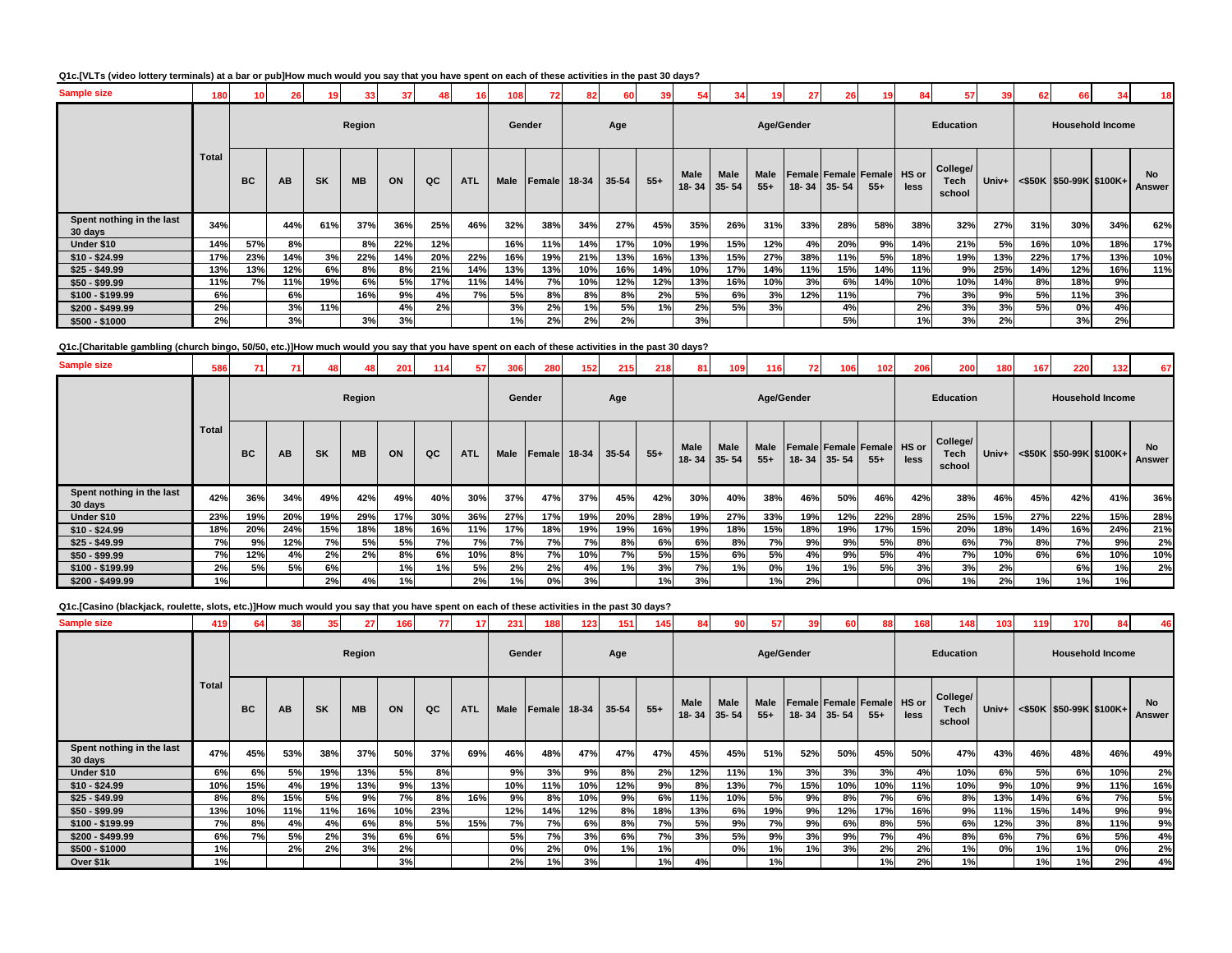**Q1c.[VLTs (video lottery terminals) at a bar or pub]How much would you say that you have spent on each of these activities in the past 30 days?**

| Sample size | 180 | 10 | 26 | 19 | 33 | 37 | 48 | 16 | 108 | 72 | 82 | 60 | 39 | 54 | 34 | 19 | 27 | 26 | 19 | 84 | 57 | 39 | 62 | 66 | 34 | 18 |
|---|---|---|---|---|---|---|---|---|---|---|---|---|---|---|---|---|---|---|---|---|---|---|---|---|---|---|
| | | Region | | | | | | | Gender | | Age | | | Age/Gender | | | | | | Education | | | Household Income | | | |
| | Total | BC | AB | SK | MB | ON | QC | ATL | Male | Female | 18-34 | 35-54 | 55+ | Male 18-34 | Male 35-54 | Male 55+ | Female 18-34 | Female 35-54 | Female 55+ | HS or less | College/ Tech school | Univ+ | <$50K | $50-99K | $100K+ | No Answer |
| Spent nothing in the last 30 days | 34% | | 44% | 61% | 37% | 36% | 25% | 46% | 32% | 38% | 34% | 27% | 45% | 35% | 26% | 31% | 33% | 28% | 58% | 38% | 32% | 27% | 31% | 30% | 34% | 62% |
| Under $10 | 14% | 57% | 8% | | 8% | 22% | 12% | | 16% | 11% | 14% | 17% | 10% | 19% | 15% | 12% | 4% | 20% | 9% | 14% | 21% | 5% | 16% | 10% | 18% | 17% |
| $10 - $24.99 | 17% | 23% | 14% | 3% | 22% | 14% | 20% | 22% | 16% | 19% | 21% | 13% | 16% | 13% | 15% | 27% | 38% | 11% | 5% | 18% | 19% | 13% | 22% | 17% | 13% | 10% |
| $25 - $49.99 | 13% | 13% | 12% | 6% | 8% | 8% | 21% | 14% | 13% | 13% | 10% | 16% | 14% | 10% | 17% | 14% | 11% | 15% | 14% | 11% | 9% | 25% | 14% | 12% | 16% | 11% |
| $50 - $99.99 | 11% | 7% | 11% | 19% | 6% | 5% | 17% | 11% | 14% | 7% | 10% | 12% | 12% | 13% | 16% | 10% | 3% | 6% | 14% | 10% | 10% | 14% | 8% | 18% | 9% | |
| $100 - $199.99 | 6% | | 6% | | 16% | 9% | 4% | 7% | 5% | 8% | 8% | 8% | 2% | 5% | 6% | 3% | 12% | 11% | | 7% | 3% | 9% | 5% | 11% | 3% | |
| $200 - $499.99 | 2% | | 3% | 11% | | 4% | 2% | | 3% | 2% | 1% | 5% | 1% | 2% | 5% | 3% | | 4% | | 2% | 3% | 3% | 5% | 0% | 4% | |
| $500 - $1000 | 2% | | 3% | | 3% | 3% | | | 1% | 2% | 2% | 2% | | 3% | | | | 5% | | 1% | 3% | 2% | | 3% | 2% | |

**Q1c.[Charitable gambling (church bingo, 50/50, etc.)]How much would you say that you have spent on each of these activities in the past 30 days?**

| Sample size | 586 | 71 | 71 | 48 | 48 | 201 | 114 | 57 | 306 | 280 | 152 | 215 | 218 | 81 | 109 | 116 | 72 | 106 | 102 | 206 | 200 | 180 | 167 | 220 | 132 | 67 |
|---|---|---|---|---|---|---|---|---|---|---|---|---|---|---|---|---|---|---|---|---|---|---|---|---|---|---|
| | | Region | | | | | | | Gender | | Age | | | Age/Gender | | | | | | Education | | | Household Income | | | |
| | Total | BC | AB | SK | MB | ON | QC | ATL | Male | Female | 18-34 | 35-54 | 55+ | Male 18-34 | Male 35-54 | Male 55+ | Female 18-34 | Female 35-54 | Female 55+ | HS or less | College/ Tech school | Univ+ | <$50K | $50-99K | $100K+ | No Answer |
| Spent nothing in the last 30 days | 42% | 36% | 34% | 49% | 42% | 49% | 40% | 30% | 37% | 47% | 37% | 45% | 42% | 30% | 40% | 38% | 46% | 50% | 46% | 42% | 38% | 46% | 45% | 42% | 41% | 36% |
| Under $10 | 23% | 19% | 20% | 19% | 29% | 17% | 30% | 36% | 27% | 17% | 19% | 20% | 28% | 19% | 27% | 33% | 19% | 12% | 22% | 28% | 25% | 15% | 27% | 22% | 15% | 28% |
| $10 - $24.99 | 18% | 20% | 24% | 15% | 18% | 18% | 16% | 11% | 17% | 18% | 19% | 19% | 16% | 19% | 18% | 15% | 18% | 19% | 17% | 15% | 20% | 18% | 14% | 16% | 24% | 21% |
| $25 - $49.99 | 7% | 9% | 12% | 7% | 5% | 5% | 7% | 7% | 7% | 7% | 7% | 8% | 6% | 6% | 8% | 7% | 9% | 9% | 5% | 8% | 6% | 7% | 8% | 7% | 9% | 2% |
| $50 - $99.99 | 7% | 12% | 4% | 2% | 2% | 8% | 6% | 10% | 8% | 7% | 10% | 7% | 5% | 15% | 6% | 5% | 4% | 9% | 5% | 4% | 7% | 10% | 6% | 6% | 10% | 10% |
| $100 - $199.99 | 2% | 5% | 5% | 6% | | 1% | 1% | 5% | 2% | 2% | 4% | 1% | 3% | 7% | 1% | 0% | 1% | 1% | 5% | 3% | 3% | 2% | | 6% | 1% | 2% |
| $200 - $499.99 | 1% | | | 2% | 4% | 1% | | 2% | 1% | 0% | 3% | | 1% | 3% | | 1% | 2% | | | 0% | 1% | 2% | 1% | 1% | 1% | |

**Q1c.[Casino (blackjack, roulette, slots, etc.)]How much would you say that you have spent on each of these activities in the past 30 days?**

| Sample size | 419 | 64 | 38 | 35 | 27 | 166 | 77 | 17 | 231 | 188 | 123 | 151 | 145 | 84 | 90 | 57 | 39 | 60 | 88 | 168 | 148 | 103 | 119 | 170 | 84 | 46 |
|---|---|---|---|---|---|---|---|---|---|---|---|---|---|---|---|---|---|---|---|---|---|---|---|---|---|---|
| | | Region | | | | | | | Gender | | Age | | | Age/Gender | | | | | | Education | | | Household Income | | | |
| | Total | BC | AB | SK | MB | ON | QC | ATL | Male | Female | 18-34 | 35-54 | 55+ | Male 18-34 | Male 35-54 | Male 55+ | Female 18-34 | Female 35-54 | Female 55+ | HS or less | College/ Tech school | Univ+ | <$50K | $50-99K | $100K+ | No Answer |
| Spent nothing in the last 30 days | 47% | 45% | 53% | 38% | 37% | 50% | 37% | 69% | 46% | 48% | 47% | 47% | 47% | 45% | 45% | 51% | 52% | 50% | 45% | 50% | 47% | 43% | 46% | 48% | 46% | 49% |
| Under $10 | 6% | 6% | 5% | 19% | 13% | 5% | 8% | | 9% | 3% | 9% | 8% | 2% | 12% | 11% | 1% | 3% | 3% | 3% | 4% | 10% | 6% | 5% | 6% | 10% | 2% |
| $10 - $24.99 | 10% | 15% | 4% | 19% | 13% | 9% | 13% | | 10% | 11% | 10% | 12% | 9% | 8% | 13% | 7% | 15% | 10% | 10% | 11% | 10% | 9% | 10% | 9% | 11% | 16% |
| $25 - $49.99 | 8% | 8% | 15% | 5% | 9% | 7% | 8% | 16% | 9% | 8% | 10% | 9% | 6% | 11% | 10% | 5% | 9% | 8% | 7% | 6% | 8% | 13% | 14% | 6% | 7% | 5% |
| $50 - $99.99 | 13% | 10% | 11% | 11% | 16% | 10% | 23% | | 12% | 14% | 12% | 8% | 18% | 13% | 6% | 19% | 9% | 12% | 17% | 16% | 9% | 11% | 15% | 14% | 9% | 9% |
| $100 - $199.99 | 7% | 8% | 4% | 4% | 6% | 8% | 5% | 15% | 7% | 7% | 6% | 8% | 7% | 5% | 9% | 7% | 9% | 6% | 8% | 5% | 6% | 12% | 3% | 8% | 11% | 9% |
| $200 - $499.99 | 6% | 7% | 5% | 2% | 3% | 6% | 6% | | 5% | 7% | 3% | 6% | 7% | 3% | 5% | 9% | 3% | 9% | 7% | 4% | 8% | 6% | 7% | 6% | 5% | 4% |
| $500 - $1000 | 1% | | 2% | 2% | 3% | 2% | | | 0% | 2% | 0% | 1% | 1% | | 0% | 1% | 1% | 3% | 2% | 2% | 1% | 0% | 1% | 1% | 0% | 2% |
| Over $1k | 1% | | | | | 3% | | | 2% | 1% | 3% | | 1% | 4% | | 1% | | | 1% | 2% | 1% | | 1% | 1% | 2% | 4% |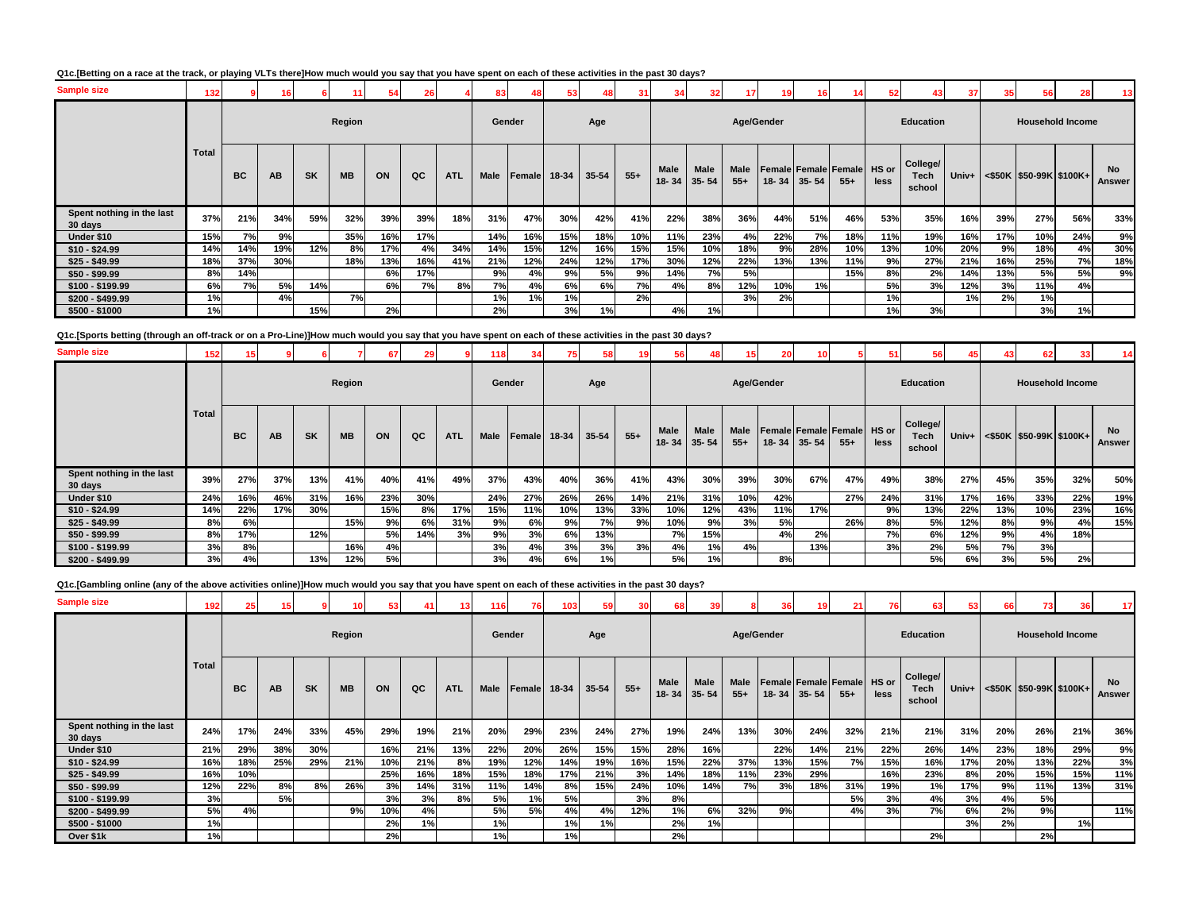**Q1c.[Betting on a race at the track, or playing VLTs there]How much would you say that you have spent on each of these activities in the past 30 days?**

| | Total | Region | | | | | | | Gender | | Age | | | Age/Gender | | | | | | Education | | | Household Income | | | |
|---|---|---|---|---|---|---|---|---|---|---|---|---|---|---|---|---|---|---|---|---|---|---|---|---|---|---|
| | | BC | AB | SK | MB | ON | QC | ATL | Male | Female | 18-34 | 35-54 | 55+ | Male 18- 34 | Male 35- 54 | Male 55+ | Female 18- 34 | Female 35- 54 | Female 55+ | HS or less | College/ Tech school | Univ+ | <$50K | $50-99K | $100K+ | No Answer |
| Sample size | 132 | 9 | 16 | 6 | 11 | 54 | 26 | 4 | 83 | 48 | 53 | 48 | 31 | 34 | 32 | 17 | 19 | 16 | 14 | 52 | 43 | 37 | 35 | 56 | 28 | 13 |
| Spent nothing in the last 30 days | 37% | 21% | 34% | 59% | 32% | 39% | 39% | 18% | 31% | 47% | 30% | 42% | 41% | 22% | 38% | 36% | 44% | 51% | 46% | 53% | 35% | 16% | 39% | 27% | 56% | 33% |
| Under $10 | 15% | 7% | 9% | | 35% | 16% | 17% | | 14% | 16% | 15% | 18% | 10% | 11% | 23% | 4% | 22% | 7% | 18% | 11% | 19% | 16% | 17% | 10% | 24% | 9% |
| $10 - $24.99 | 14% | 14% | 19% | 12% | 8% | 17% | 4% | 34% | 14% | 15% | 12% | 16% | 15% | 15% | 10% | 18% | 9% | 28% | 10% | 13% | 10% | 20% | 9% | 18% | 4% | 30% |
| $25 - $49.99 | 18% | 37% | 30% | | 18% | 13% | 16% | 41% | 21% | 12% | 24% | 12% | 17% | 30% | 12% | 22% | 13% | 13% | 11% | 9% | 27% | 21% | 16% | 25% | 7% | 18% |
| $50 - $99.99 | 8% | 14% | | | | 6% | 17% | | 9% | 4% | 9% | 5% | 9% | 14% | 7% | 5% | | | 15% | 8% | 2% | 14% | 13% | 5% | 5% | 9% |
| $100 - $199.99 | 6% | 7% | 5% | 14% | | 6% | 7% | 8% | 7% | 4% | 6% | 6% | 7% | 4% | 8% | 12% | 10% | 1% | | 5% | 3% | 12% | 3% | 11% | 4% | |
| $200 - $499.99 | 1% | | 4% | | 7% | | | | 1% | 1% | 1% | | 2% | | | 3% | 2% | | | 1% | | 1% | 2% | 1% | | |
| $500 - $1000 | 1% | | | 15% | | 2% | | | 2% | | 3% | 1% | | 4% | 1% | | | | | 1% | 3% | | | 3% | 1% | |

**Q1c.[Sports betting (through an off-track or on a Pro-Line)]How much would you say that you have spent on each of these activities in the past 30 days?**

| | Total | Region | | | | | | | Gender | | Age | | | Age/Gender | | | | | | Education | | | Household Income | | | |
|---|---|---|---|---|---|---|---|---|---|---|---|---|---|---|---|---|---|---|---|---|---|---|---|---|---|---|
| | | BC | AB | SK | MB | ON | QC | ATL | Male | Female | 18-34 | 35-54 | 55+ | Male 18- 34 | Male 35- 54 | Male 55+ | Female 18- 34 | Female 35- 54 | Female 55+ | HS or less | College/ Tech school | Univ+ | <$50K | $50-99K | $100K+ | No Answer |
| Sample size | 152 | 15 | 9 | 6 | 7 | 67 | 29 | 9 | 118 | 34 | 75 | 58 | 19 | 56 | 48 | 15 | 20 | 10 | 5 | 51 | 56 | 45 | 43 | 62 | 33 | 14 |
| Spent nothing in the last 30 days | 39% | 27% | 37% | 13% | 41% | 40% | 41% | 49% | 37% | 43% | 40% | 36% | 41% | 43% | 30% | 39% | 30% | 67% | 47% | 49% | 38% | 27% | 45% | 35% | 32% | 50% |
| Under $10 | 24% | 16% | 46% | 31% | 16% | 23% | 30% | | 24% | 27% | 26% | 26% | 14% | 21% | 31% | 10% | 42% | | 27% | 24% | 31% | 17% | 16% | 33% | 22% | 19% |
| $10 - $24.99 | 14% | 22% | 17% | 30% | | 15% | 8% | 17% | 15% | 11% | 10% | 13% | 33% | 10% | 12% | 43% | 11% | 17% | | 9% | 13% | 22% | 13% | 10% | 23% | 16% |
| $25 - $49.99 | 8% | 6% | | | 15% | 9% | 6% | 31% | 9% | 6% | 9% | 7% | 9% | 10% | 9% | 3% | 5% | | 26% | 8% | 5% | 12% | 8% | 9% | 4% | 15% |
| $50 - $99.99 | 8% | 17% | | 12% | | 5% | 14% | 3% | 9% | 3% | 6% | 13% | | 7% | 15% | | 4% | 2% | | 7% | 6% | 12% | 9% | 4% | 18% | |
| $100 - $199.99 | 3% | 8% | | | 16% | 4% | | | 3% | 4% | 3% | 3% | 3% | 4% | 1% | 4% | | 13% | | 3% | 2% | 5% | 7% | 3% | | |
| $200 - $499.99 | 3% | 4% | | 13% | 12% | 5% | | | 3% | 4% | 6% | 1% | | 5% | 1% | | 8% | | | | 5% | 6% | 3% | 5% | 2% | |

**Q1c.[Gambling online (any of the above activities online)]How much would you say that you have spent on each of these activities in the past 30 days?**

| | Total | Region | | | | | | | Gender | | Age | | | Age/Gender | | | | | | Education | | | Household Income | | | |
|---|---|---|---|---|---|---|---|---|---|---|---|---|---|---|---|---|---|---|---|---|---|---|---|---|---|---|
| | | BC | AB | SK | MB | ON | QC | ATL | Male | Female | 18-34 | 35-54 | 55+ | Male 18- 34 | Male 35- 54 | Male 55+ | Female 18- 34 | Female 35- 54 | Female 55+ | HS or less | College/ Tech school | Univ+ | <$50K | $50-99K | $100K+ | No Answer |
| Sample size | 192 | 25 | 15 | 9 | 10 | 53 | 41 | 13 | 116 | 76 | 103 | 59 | 30 | 68 | 39 | 8 | 36 | 19 | 21 | 76 | 63 | 53 | 66 | 73 | 36 | 17 |
| Spent nothing in the last 30 days | 24% | 17% | 24% | 33% | 45% | 29% | 19% | 21% | 20% | 29% | 23% | 24% | 27% | 19% | 24% | 13% | 30% | 24% | 32% | 21% | 21% | 31% | 20% | 26% | 21% | 36% |
| Under $10 | 21% | 29% | 38% | 30% | | 16% | 21% | 13% | 22% | 20% | 26% | 15% | 15% | 28% | 16% | | 22% | 14% | 21% | 22% | 26% | 14% | 23% | 18% | 29% | 9% |
| $10 - $24.99 | 16% | 18% | 25% | 29% | 21% | 10% | 21% | 8% | 19% | 12% | 14% | 19% | 16% | 15% | 22% | 37% | 13% | 15% | 7% | 15% | 16% | 17% | 20% | 13% | 22% | 3% |
| $25 - $49.99 | 16% | 10% | | | | 25% | 16% | 18% | 15% | 18% | 17% | 21% | 3% | 14% | 18% | 11% | 23% | 29% | | 16% | 23% | 8% | 20% | 15% | 15% | 11% |
| $50 - $99.99 | 12% | 22% | 8% | 8% | 26% | 3% | 14% | 31% | 11% | 14% | 8% | 15% | 24% | 10% | 14% | 7% | 3% | 18% | 31% | 19% | 1% | 17% | 9% | 11% | 13% | 31% |
| $100 - $199.99 | 3% | | 5% | | | 3% | 3% | 8% | 5% | 1% | 5% | | 3% | 8% | | | | | 5% | 3% | 4% | 3% | 4% | 5% | | |
| $200 - $499.99 | 5% | 4% | | | 9% | 10% | 4% | | 5% | 5% | 4% | 4% | 12% | 1% | 6% | 32% | 9% | | 4% | 3% | 7% | 6% | 2% | 9% | | 11% |
| $500 - $1000 | 1% | | | | | 2% | 1% | | 1% | | 1% | 1% | | 2% | 1% | | | | | | | 3% | 2% | | 1% | |
| Over $1k | 1% | | | | | 2% | | | 1% | | 1% | | | 2% | | | | | | | 2% | | | 2% | | |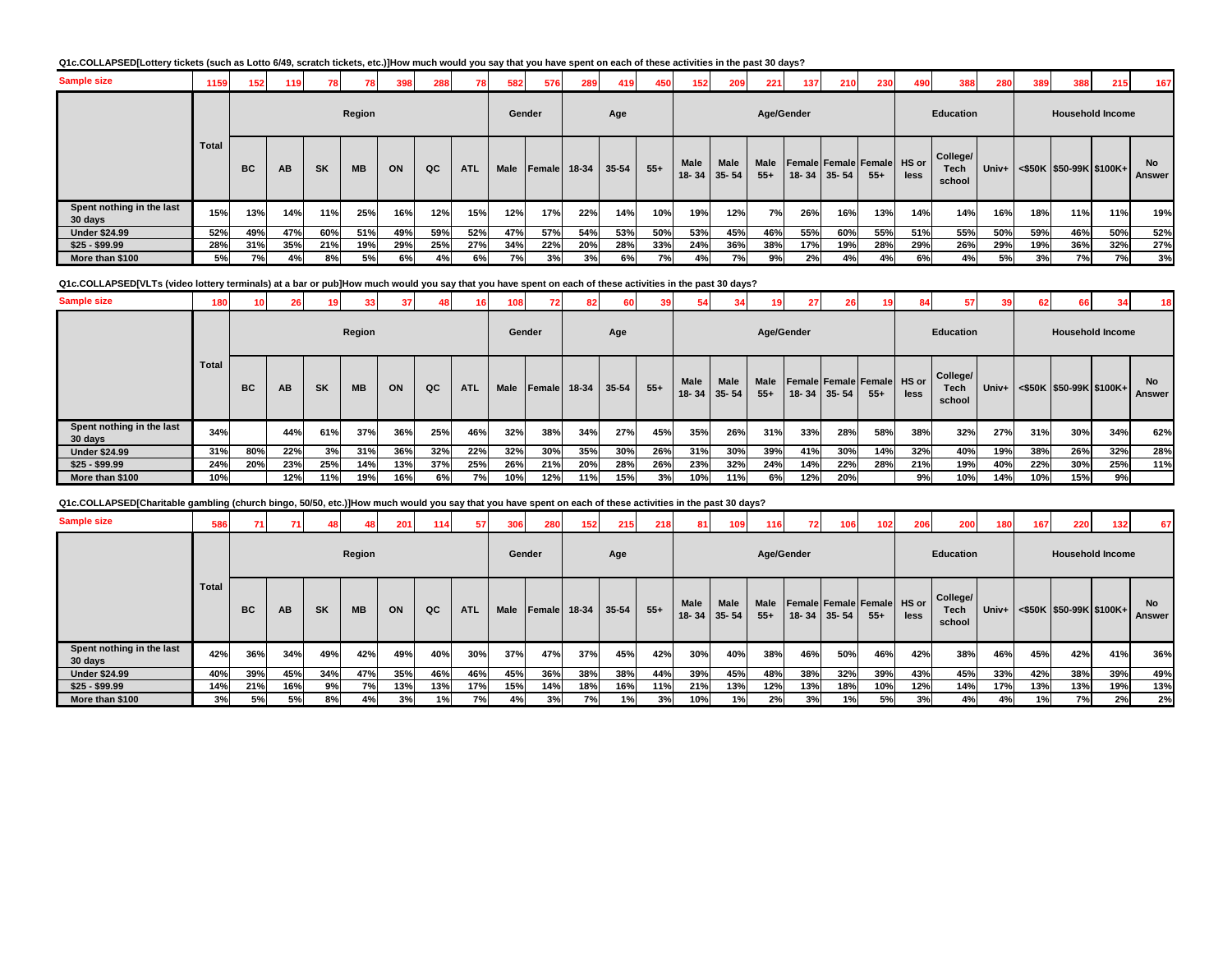**Q1c.COLLAPSED[Lottery tickets (such as Lotto 6/49, scratch tickets, etc.)]How much would you say that you have spent on each of these activities in the past 30 days?**

| Sample size | 1159 | 152 | 119 | 78 | 78 | 398 | 288 | 78 | 582 | 576 | 289 | 419 | 450 | 152 | 209 | 221 | 137 | 210 | 230 | 490 | 388 | 280 | 389 | 388 | 215 | 167 |
|---|---|---|---|---|---|---|---|---|---|---|---|---|---|---|---|---|---|---|---|---|---|---|---|---|---|---|
| | Total | Region | | | | | | | Gender | | Age | | | Age/Gender | | | | | | Education | | | Household Income | | | |
| | | BC | AB | SK | MB | ON | QC | ATL | Male | Female | 18-34 | 35-54 | 55+ | Male 18- 34 | Male 35- 54 | Male 55+ | Female 18- 34 | Female 35- 54 | Female 55+ | HS or less | College/ Tech school | Univ+ | <$50K | $50-99K | $100K+ | No Answer |
| Spent nothing in the last 30 days | 15% | 13% | 14% | 11% | 25% | 16% | 12% | 15% | 12% | 17% | 22% | 14% | 10% | 19% | 12% | 7% | 26% | 16% | 13% | 14% | 14% | 16% | 18% | 11% | 11% | 19% |
| Under $24.99 | 52% | 49% | 47% | 60% | 51% | 49% | 59% | 52% | 47% | 57% | 54% | 53% | 50% | 53% | 45% | 46% | 55% | 60% | 55% | 51% | 55% | 50% | 59% | 46% | 50% | 52% |
| $25 - $99.99 | 28% | 31% | 35% | 21% | 19% | 29% | 25% | 27% | 34% | 22% | 20% | 28% | 33% | 24% | 36% | 38% | 17% | 19% | 28% | 29% | 26% | 29% | 19% | 36% | 32% | 27% |
| More than $100 | 5% | 7% | 4% | 8% | 5% | 6% | 4% | 6% | 7% | 3% | 3% | 6% | 7% | 4% | 7% | 9% | 2% | 4% | 4% | 6% | 4% | 5% | 3% | 7% | 7% | 3% |

**Q1c.COLLAPSED[VLTs (video lottery terminals) at a bar or pub]How much would you say that you have spent on each of these activities in the past 30 days?**

| Sample size | 180 | 10 | 26 | 19 | 33 | 37 | 48 | 16 | 108 | 72 | 82 | 60 | 39 | 54 | 34 | 19 | 27 | 26 | 19 | 84 | 57 | 39 | 62 | 66 | 34 | 18 |
|---|---|---|---|---|---|---|---|---|---|---|---|---|---|---|---|---|---|---|---|---|---|---|---|---|---|---|
| | Total | Region | | | | | | | Gender | | Age | | | Age/Gender | | | | | | Education | | | Household Income | | | |
| | | BC | AB | SK | MB | ON | QC | ATL | Male | Female | 18-34 | 35-54 | 55+ | Male 18- 34 | Male 35- 54 | Male 55+ | Female 18- 34 | Female 35- 54 | Female 55+ | HS or less | College/ Tech school | Univ+ | <$50K | $50-99K | $100K+ | No Answer |
| Spent nothing in the last 30 days | 34% | | 44% | 61% | 37% | 36% | 25% | 46% | 32% | 38% | 34% | 27% | 45% | 35% | 26% | 31% | 33% | 28% | 58% | 38% | 32% | 27% | 31% | 30% | 34% | 62% |
| Under $24.99 | 31% | 80% | 22% | 3% | 31% | 36% | 32% | 22% | 32% | 30% | 35% | 30% | 26% | 31% | 30% | 39% | 41% | 30% | 14% | 32% | 40% | 19% | 38% | 26% | 32% | 28% |
| $25 - $99.99 | 24% | 20% | 23% | 25% | 14% | 13% | 37% | 25% | 26% | 21% | 20% | 28% | 26% | 23% | 32% | 24% | 14% | 22% | 28% | 21% | 19% | 40% | 22% | 30% | 25% | 11% |
| More than $100 | 10% | | 12% | 11% | 19% | 16% | 6% | 7% | 10% | 12% | 11% | 15% | 3% | 10% | 11% | 6% | 12% | 20% | | 9% | 10% | 14% | 10% | 15% | 9% | |

**Q1c.COLLAPSED[Charitable gambling (church bingo, 50/50, etc.)]How much would you say that you have spent on each of these activities in the past 30 days?**

| Sample size | 586 | 71 | 71 | 48 | 48 | 201 | 114 | 57 | 306 | 280 | 152 | 215 | 218 | 81 | 109 | 116 | 72 | 106 | 102 | 206 | 200 | 180 | 167 | 220 | 132 | 67 |
|---|---|---|---|---|---|---|---|---|---|---|---|---|---|---|---|---|---|---|---|---|---|---|---|---|---|---|
| | Total | Region | | | | | | | Gender | | Age | | | Age/Gender | | | | | | Education | | | Household Income | | | |
| | | BC | AB | SK | MB | ON | QC | ATL | Male | Female | 18-34 | 35-54 | 55+ | Male 18- 34 | Male 35- 54 | Male 55+ | Female 18- 34 | Female 35- 54 | Female 55+ | HS or less | College/ Tech school | Univ+ | <$50K | $50-99K | $100K+ | No Answer |
| Spent nothing in the last 30 days | 42% | 36% | 34% | 49% | 42% | 49% | 40% | 30% | 37% | 47% | 37% | 45% | 42% | 30% | 40% | 38% | 46% | 50% | 46% | 42% | 38% | 46% | 45% | 42% | 41% | 36% |
| Under $24.99 | 40% | 39% | 45% | 34% | 47% | 35% | 46% | 46% | 45% | 36% | 38% | 38% | 44% | 39% | 45% | 48% | 38% | 32% | 39% | 43% | 45% | 33% | 42% | 38% | 39% | 49% |
| $25 - $99.99 | 14% | 21% | 16% | 9% | 7% | 13% | 13% | 17% | 15% | 14% | 18% | 16% | 11% | 21% | 13% | 12% | 13% | 18% | 10% | 12% | 14% | 17% | 13% | 13% | 19% | 13% |
| More than $100 | 3% | 5% | 5% | 8% | 4% | 3% | 1% | 7% | 4% | 3% | 7% | 1% | 3% | 10% | 1% | 2% | 3% | 1% | 5% | 3% | 4% | 4% | 1% | 7% | 2% | 2% |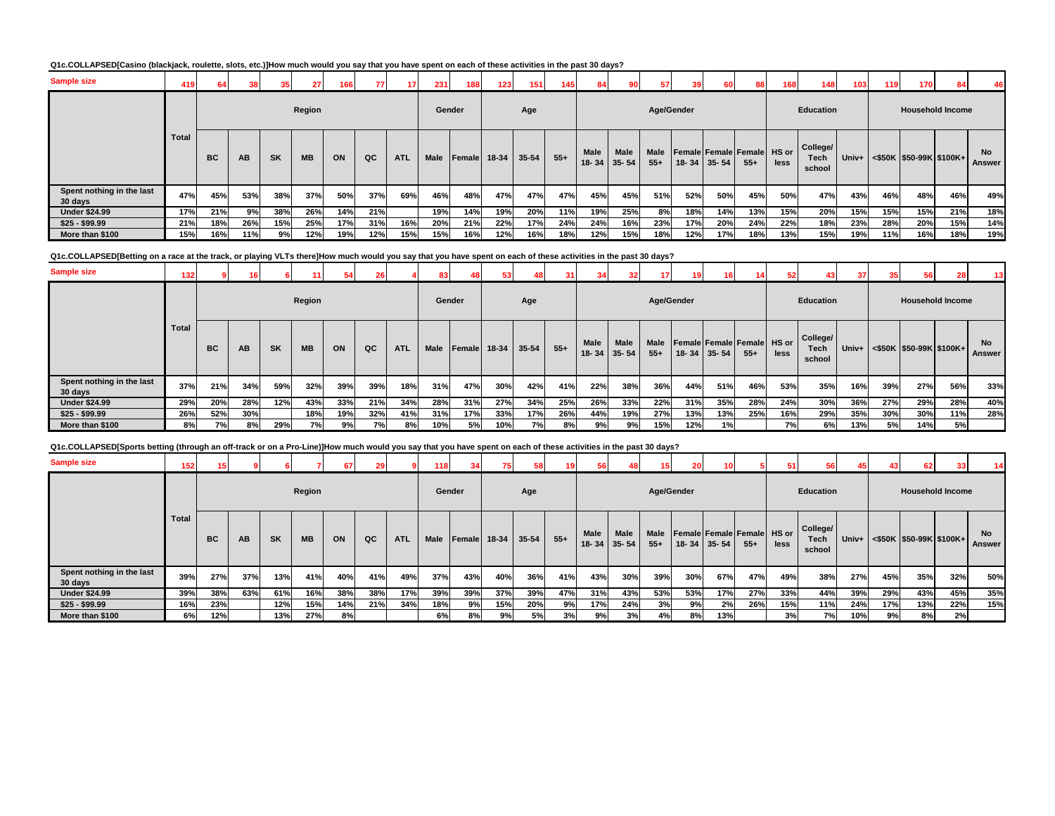**Q1c.COLLAPSED[Casino (blackjack, roulette, slots, etc.)]How much would you say that you have spent on each of these activities in the past 30 days?**

| | Total | Region | | | | | | | Gender | | Age | | | Age/Gender | | | | | | Education | | | Household Income | | | |
|---|---|---|---|---|---|---|---|---|---|---|---|---|---|---|---|---|---|---|---|---|---|---|---|---|---|---|
| | | BC | AB | SK | MB | ON | QC | ATL | Male | Female | 18-34 | 35-54 | 55+ | Male 18- 34 | Male 35- 54 | Male 55+ | Female 18- 34 | Female 35- 54 | Female 55+ | HS or less | College/ Tech school | Univ+ | <$50K | $50-99K | $100K+ | No Answer |
| Sample size | 419 | 64 | 38 | 35 | 27 | 166 | 77 | 17 | 231 | 188 | 123 | 151 | 145 | 84 | 90 | 57 | 39 | 60 | 88 | 168 | 148 | 103 | 119 | 170 | 84 | 46 |
| Spent nothing in the last 30 days | 47% | 45% | 53% | 38% | 37% | 50% | 37% | 69% | 46% | 48% | 47% | 47% | 47% | 45% | 45% | 51% | 52% | 50% | 45% | 50% | 47% | 43% | 46% | 48% | 46% | 49% |
| Under $24.99 | 17% | 21% | 9% | 38% | 26% | 14% | 21% | | 19% | 14% | 19% | 20% | 11% | 19% | 25% | 8% | 18% | 14% | 13% | 15% | 20% | 15% | 15% | 15% | 21% | 18% |
| $25 - $99.99 | 21% | 18% | 26% | 15% | 25% | 17% | 31% | 16% | 20% | 21% | 22% | 17% | 24% | 24% | 16% | 23% | 17% | 20% | 24% | 22% | 18% | 23% | 28% | 20% | 15% | 14% |
| More than $100 | 15% | 16% | 11% | 9% | 12% | 19% | 12% | 15% | 15% | 16% | 12% | 16% | 18% | 12% | 15% | 18% | 12% | 17% | 18% | 13% | 15% | 19% | 11% | 16% | 18% | 19% |

**Q1c.COLLAPSED[Betting on a race at the track, or playing VLTs there]How much would you say that you have spent on each of these activities in the past 30 days?**

| | Total | Region | | | | | | | Gender | | Age | | | Age/Gender | | | | | | Education | | | Household Income | | | |
|---|---|---|---|---|---|---|---|---|---|---|---|---|---|---|---|---|---|---|---|---|---|---|---|---|---|---|
| | | BC | AB | SK | MB | ON | QC | ATL | Male | Female | 18-34 | 35-54 | 55+ | Male 18- 34 | Male 35- 54 | Male 55+ | Female 18- 34 | Female 35- 54 | Female 55+ | HS or less | College/ Tech school | Univ+ | <$50K | $50-99K | $100K+ | No Answer |
| Sample size | 132 | 9 | 16 | 6 | 11 | 54 | 26 | 4 | 83 | 48 | 53 | 48 | 31 | 34 | 32 | 17 | 19 | 16 | 14 | 52 | 43 | 37 | 35 | 56 | 28 | 13 |
| Spent nothing in the last 30 days | 37% | 21% | 34% | 59% | 32% | 39% | 39% | 18% | 31% | 47% | 30% | 42% | 41% | 22% | 38% | 36% | 44% | 51% | 46% | 53% | 35% | 16% | 39% | 27% | 56% | 33% |
| Under $24.99 | 29% | 20% | 28% | 12% | 43% | 33% | 21% | 34% | 28% | 31% | 27% | 34% | 25% | 26% | 33% | 22% | 31% | 35% | 28% | 24% | 30% | 36% | 27% | 29% | 28% | 40% |
| $25 - $99.99 | 26% | 52% | 30% | | 18% | 19% | 32% | 41% | 31% | 17% | 33% | 17% | 26% | 44% | 19% | 27% | 13% | 13% | 25% | 16% | 29% | 35% | 30% | 30% | 11% | 28% |
| More than $100 | 8% | 7% | 8% | 29% | 7% | 9% | 7% | 8% | 10% | 5% | 10% | 7% | 8% | 9% | 9% | 15% | 12% | 1% | | 7% | 6% | 13% | 5% | 14% | 5% | |

**Q1c.COLLAPSED[Sports betting (through an off-track or on a Pro-Line)]How much would you say that you have spent on each of these activities in the past 30 days?**

| | Total | Region | | | | | | | Gender | | Age | | | Age/Gender | | | | | | Education | | | Household Income | | | |
|---|---|---|---|---|---|---|---|---|---|---|---|---|---|---|---|---|---|---|---|---|---|---|---|---|---|---|
| | | BC | AB | SK | MB | ON | QC | ATL | Male | Female | 18-34 | 35-54 | 55+ | Male 18- 34 | Male 35- 54 | Male 55+ | Female 18- 34 | Female 35- 54 | Female 55+ | HS or less | College/ Tech school | Univ+ | <$50K | $50-99K | $100K+ | No Answer |
| Sample size | 152 | 15 | 9 | 6 | 7 | 67 | 29 | 9 | 118 | 34 | 75 | 58 | 19 | 56 | 48 | 15 | 20 | 10 | 5 | 51 | 56 | 45 | 43 | 62 | 33 | 14 |
| Spent nothing in the last 30 days | 39% | 27% | 37% | 13% | 41% | 40% | 41% | 49% | 37% | 43% | 40% | 36% | 41% | 43% | 30% | 39% | 30% | 67% | 47% | 49% | 38% | 27% | 45% | 35% | 32% | 50% |
| Under $24.99 | 39% | 38% | 63% | 61% | 16% | 38% | 38% | 17% | 39% | 39% | 37% | 39% | 47% | 31% | 43% | 53% | 53% | 17% | 27% | 33% | 44% | 39% | 29% | 43% | 45% | 35% |
| $25 - $99.99 | 16% | 23% | | 12% | 15% | 14% | 21% | 34% | 18% | 9% | 15% | 20% | 9% | 17% | 24% | 3% | 9% | 2% | 26% | 15% | 11% | 24% | 17% | 13% | 22% | 15% |
| More than $100 | 6% | 12% | | 13% | 27% | 8% | | | 6% | 8% | 9% | 5% | 3% | 9% | 3% | 4% | 8% | 13% | | 3% | 7% | 10% | 9% | 8% | 2% | |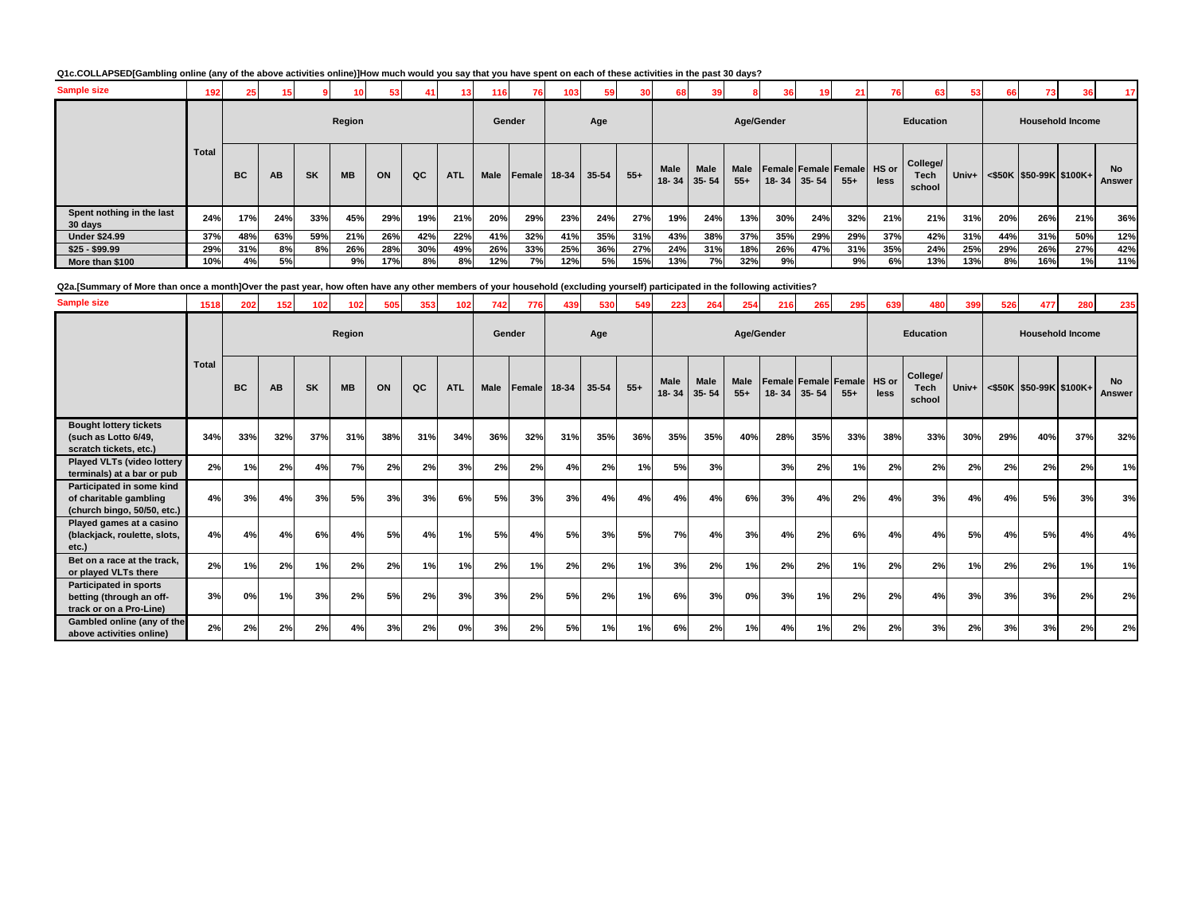**Q1c.COLLAPSED[Gambling online (any of the above activities online)]How much would you say that you have spent on each of these activities in the past 30 days?**

| Sample size | 192 | 25 | 15 | 9 | 10 | 53 | 41 | 13 | 116 | 76 | 103 | 59 | 30 | 68 | 39 | 8 | 36 | 19 | 21 | 76 | 63 | 53 | 66 | 73 | 36 | 17 |
|---|---|---|---|---|---|---|---|---|---|---|---|---|---|---|---|---|---|---|---|---|---|---|---|---|---|---|
| | | Region | | | | | | | Gender | | Age | | | Age/Gender | | | | | | Education | | | Household Income | | | |
| | Total | BC | AB | SK | MB | ON | QC | ATL | Male | Female | 18-34 | 35-54 | 55+ | Male 18- 34 | Male 35- 54 | Male 55+ | Female 18- 34 | Female 35- 54 | Female 55+ | HS or less | College/ Tech school | Univ+ | <$50K | $50-99K | $100K+ | No Answer |
| Spent nothing in the last 30 days | 24% | 17% | 24% | 33% | 45% | 29% | 19% | 21% | 20% | 29% | 23% | 24% | 27% | 19% | 24% | 13% | 30% | 24% | 32% | 21% | 21% | 31% | 20% | 26% | 21% | 36% |
| Under $24.99 | 37% | 48% | 63% | 59% | 21% | 26% | 42% | 22% | 41% | 32% | 41% | 35% | 31% | 43% | 38% | 37% | 35% | 29% | 29% | 37% | 42% | 31% | 44% | 31% | 50% | 12% |
| $25 - $99.99 | 29% | 31% | 8% | 8% | 26% | 28% | 30% | 49% | 26% | 33% | 25% | 36% | 27% | 24% | 31% | 18% | 26% | 47% | 31% | 35% | 24% | 25% | 29% | 26% | 27% | 42% |
| More than $100 | 10% | 4% | 5% | | 9% | 17% | 8% | 8% | 12% | 7% | 12% | 5% | 15% | 13% | 7% | 32% | 9% | | 9% | 6% | 13% | 13% | 8% | 16% | 1% | 11% |

**Q2a.[Summary of More than once a month]Over the past year, how often have any other members of your household (excluding yourself) participated in the following activities?**

| Sample size | 1518 | 202 | 152 | 102 | 102 | 505 | 353 | 102 | 742 | 776 | 439 | 530 | 549 | 223 | 264 | 254 | 216 | 265 | 295 | 639 | 480 | 399 | 526 | 477 | 280 | 235 |
|---|---|---|---|---|---|---|---|---|---|---|---|---|---|---|---|---|---|---|---|---|---|---|---|---|---|---|
| | | Region | | | | | | | Gender | | Age | | | Age/Gender | | | | | | Education | | | Household Income | | | |
| | Total | BC | AB | SK | MB | ON | QC | ATL | Male | Female | 18-34 | 35-54 | 55+ | Male 18- 34 | Male 35- 54 | Male 55+ | Female 18- 34 | Female 35- 54 | Female 55+ | HS or less | College/ Tech school | Univ+ | <$50K | $50-99K | $100K+ | No Answer |
| Bought lottery tickets (such as Lotto 6/49, scratch tickets, etc.) | 34% | 33% | 32% | 37% | 31% | 38% | 31% | 34% | 36% | 32% | 31% | 35% | 36% | 35% | 35% | 40% | 28% | 35% | 33% | 38% | 33% | 30% | 29% | 40% | 37% | 32% |
| Played VLTs (video lottery terminals) at a bar or pub | 2% | 1% | 2% | 4% | 7% | 2% | 2% | 3% | 2% | 2% | 4% | 2% | 1% | 5% | 3% | | 3% | 2% | 1% | 2% | 2% | 2% | 2% | 2% | 2% | 1% |
| Participated in some kind of charitable gambling (church bingo, 50/50, etc.) | 4% | 3% | 4% | 3% | 5% | 3% | 3% | 6% | 5% | 3% | 3% | 4% | 4% | 4% | 4% | 6% | 3% | 4% | 2% | 4% | 3% | 4% | 4% | 5% | 3% | 3% |
| Played games at a casino (blackjack, roulette, slots, etc.) | 4% | 4% | 4% | 6% | 4% | 5% | 4% | 1% | 5% | 4% | 5% | 3% | 5% | 7% | 4% | 3% | 4% | 2% | 6% | 4% | 4% | 5% | 4% | 5% | 4% | 4% |
| Bet on a race at the track, or played VLTs there | 2% | 1% | 2% | 1% | 2% | 2% | 1% | 1% | 2% | 1% | 2% | 2% | 1% | 3% | 2% | 1% | 2% | 2% | 1% | 2% | 2% | 1% | 2% | 2% | 1% | 1% |
| Participated in sports betting (through an off-track or on a Pro-Line) | 3% | 0% | 1% | 3% | 2% | 5% | 2% | 3% | 3% | 2% | 5% | 2% | 1% | 6% | 3% | 0% | 3% | 1% | 2% | 2% | 4% | 3% | 3% | 3% | 2% | 2% |
| Gambled online (any of the above activities online) | 2% | 2% | 2% | 2% | 4% | 3% | 2% | 0% | 3% | 2% | 5% | 1% | 1% | 6% | 2% | 1% | 4% | 1% | 2% | 2% | 3% | 2% | 3% | 3% | 2% | 2% |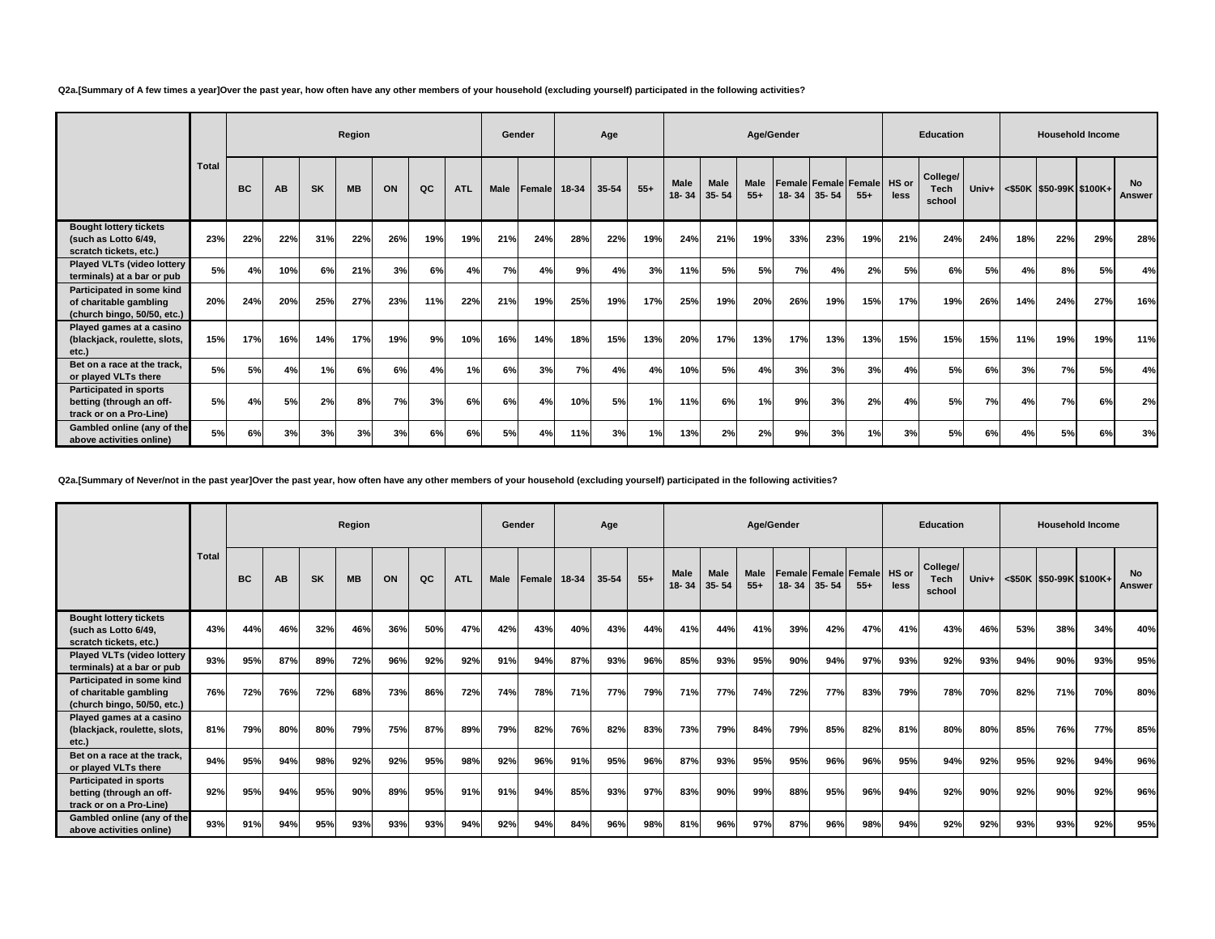**Q2a.[Summary of A few times a year]Over the past year, how often have any other members of your household (excluding yourself) participated in the following activities?**

| | Total | Region | | | | | | | Gender | | Age | | | Age/Gender | | | | | | Education | | | Household Income | | | |
|---|---|---|---|---|---|---|---|---|---|---|---|---|---|---|---|---|---|---|---|---|---|---|---|---|---|---|
| | | BC | AB | SK | MB | ON | QC | ATL | Male | Female | 18-34 | 35-54 | 55+ | Male 18- 34 | Male 35- 54 | Male 55+ | Female 18- 34 | Female 35- 54 | Female 55+ | HS or less | College/ Tech school | Univ+ | <$50K | $50-99K | $100K+ | No Answer |
| **Bought lottery tickets (such as Lotto 6/49, scratch tickets, etc.)** | 23% | 22% | 22% | 31% | 22% | 26% | 19% | 19% | 21% | 24% | 28% | 22% | 19% | 24% | 21% | 19% | 33% | 23% | 19% | 21% | 24% | 24% | 18% | 22% | 29% | 28% |
| **Played VLTs (video lottery terminals) at a bar or pub** | 5% | 4% | 10% | 6% | 21% | 3% | 6% | 4% | 7% | 4% | 9% | 4% | 3% | 11% | 5% | 5% | 7% | 4% | 2% | 5% | 6% | 5% | 4% | 8% | 5% | 4% |
| **Participated in some kind of charitable gambling (church bingo, 50/50, etc.)** | 20% | 24% | 20% | 25% | 27% | 23% | 11% | 22% | 21% | 19% | 25% | 19% | 17% | 25% | 19% | 20% | 26% | 19% | 15% | 17% | 19% | 26% | 14% | 24% | 27% | 16% |
| **Played games at a casino (blackjack, roulette, slots, etc.)** | 15% | 17% | 16% | 14% | 17% | 19% | 9% | 10% | 16% | 14% | 18% | 15% | 13% | 20% | 17% | 13% | 17% | 13% | 13% | 15% | 15% | 15% | 11% | 19% | 19% | 11% |
| **Bet on a race at the track, or played VLTs there** | 5% | 5% | 4% | 1% | 6% | 6% | 4% | 1% | 6% | 3% | 7% | 4% | 4% | 10% | 5% | 4% | 3% | 3% | 3% | 4% | 5% | 6% | 3% | 7% | 5% | 4% |
| **Participated in sports betting (through an off-track or on a Pro-Line)** | 5% | 4% | 5% | 2% | 8% | 7% | 3% | 6% | 6% | 4% | 10% | 5% | 1% | 11% | 6% | 1% | 9% | 3% | 2% | 4% | 5% | 7% | 4% | 7% | 6% | 2% |
| **Gambled online (any of the above activities online)** | 5% | 6% | 3% | 3% | 3% | 3% | 6% | 6% | 5% | 4% | 11% | 3% | 1% | 13% | 2% | 2% | 9% | 3% | 1% | 3% | 5% | 6% | 4% | 5% | 6% | 3% |

**Q2a.[Summary of Never/not in the past year]Over the past year, how often have any other members of your household (excluding yourself) participated in the following activities?**

| | Total | Region | | | | | | | Gender | | Age | | | Age/Gender | | | | | | Education | | | Household Income | | | |
|---|---|---|---|---|---|---|---|---|---|---|---|---|---|---|---|---|---|---|---|---|---|---|---|---|---|---|
| | | BC | AB | SK | MB | ON | QC | ATL | Male | Female | 18-34 | 35-54 | 55+ | Male 18- 34 | Male 35- 54 | Male 55+ | Female 18- 34 | Female 35- 54 | Female 55+ | HS or less | College/ Tech school | Univ+ | <$50K | $50-99K | $100K+ | No Answer |
| **Bought lottery tickets (such as Lotto 6/49, scratch tickets, etc.)** | 43% | 44% | 46% | 32% | 46% | 36% | 50% | 47% | 42% | 43% | 40% | 43% | 44% | 41% | 44% | 41% | 39% | 42% | 47% | 41% | 43% | 46% | 53% | 38% | 34% | 40% |
| **Played VLTs (video lottery terminals) at a bar or pub** | 93% | 95% | 87% | 89% | 72% | 96% | 92% | 92% | 91% | 94% | 87% | 93% | 96% | 85% | 93% | 95% | 90% | 94% | 97% | 93% | 92% | 93% | 94% | 90% | 93% | 95% |
| **Participated in some kind of charitable gambling (church bingo, 50/50, etc.)** | 76% | 72% | 76% | 72% | 68% | 73% | 86% | 72% | 74% | 78% | 71% | 77% | 79% | 71% | 77% | 74% | 72% | 77% | 83% | 79% | 78% | 70% | 82% | 71% | 70% | 80% |
| **Played games at a casino (blackjack, roulette, slots, etc.)** | 81% | 79% | 80% | 80% | 79% | 75% | 87% | 89% | 79% | 82% | 76% | 82% | 83% | 73% | 79% | 84% | 79% | 85% | 82% | 81% | 80% | 80% | 85% | 76% | 77% | 85% |
| **Bet on a race at the track, or played VLTs there** | 94% | 95% | 94% | 98% | 92% | 92% | 95% | 98% | 92% | 96% | 91% | 95% | 96% | 87% | 93% | 95% | 95% | 96% | 96% | 95% | 94% | 92% | 95% | 92% | 94% | 96% |
| **Participated in sports betting (through an off-track or on a Pro-Line)** | 92% | 95% | 94% | 95% | 90% | 89% | 95% | 91% | 91% | 94% | 85% | 93% | 97% | 83% | 90% | 99% | 88% | 95% | 96% | 94% | 92% | 90% | 92% | 90% | 92% | 96% |
| **Gambled online (any of the above activities online)** | 93% | 91% | 94% | 95% | 93% | 93% | 93% | 94% | 92% | 94% | 84% | 96% | 98% | 81% | 96% | 97% | 87% | 96% | 98% | 94% | 92% | 92% | 93% | 93% | 92% | 95% |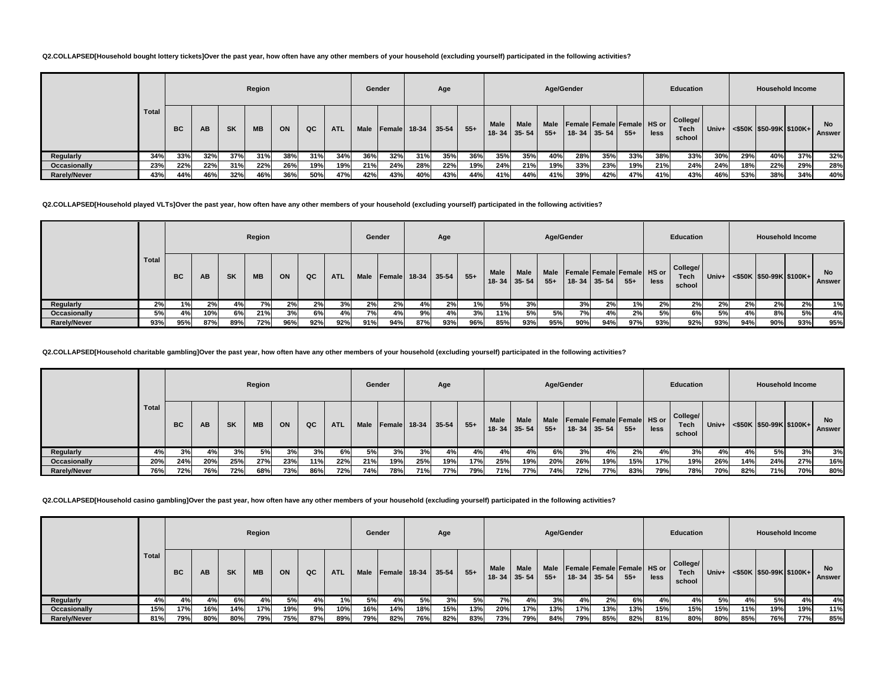**Q2.COLLAPSED[Household bought lottery tickets]Over the past year, how often have any other members of your household (excluding yourself) participated in the following activities?**

| | Total | Region | | | | | | | Gender | | Age | | | Age/Gender | | | | | | Education | | | Household Income | | | |
|---|---|---|---|---|---|---|---|---|---|---|---|---|---|---|---|---|---|---|---|---|---|---|---|---|---|---|
| | | BC | AB | SK | MB | ON | QC | ATL | Male | Female | 18-34 | 35-54 | 55+ | Male 18- 34 | Male 35- 54 | Male 55+ | Female 18- 34 | Female 35- 54 | Female 55+ | HS or less | College/ Tech school | Univ+ | <$50K | $50-99K | $100K+ | No Answer |
| **Regularly** | 34% | 33% | 32% | 37% | 31% | 38% | 31% | 34% | 36% | 32% | 31% | 35% | 36% | 35% | 35% | 40% | 28% | 35% | 33% | 38% | 33% | 30% | 29% | 40% | 37% | 32% |
| **Occasionally** | 23% | 22% | 22% | 31% | 22% | 26% | 19% | 19% | 21% | 24% | 28% | 22% | 19% | 24% | 21% | 19% | 33% | 23% | 19% | 21% | 24% | 24% | 18% | 22% | 29% | 28% |
| **Rarely/Never** | 43% | 44% | 46% | 32% | 46% | 36% | 50% | 47% | 42% | 43% | 40% | 43% | 44% | 41% | 44% | 41% | 39% | 42% | 47% | 41% | 43% | 46% | 53% | 38% | 34% | 40% |

**Q2.COLLAPSED[Household played VLTs]Over the past year, how often have any other members of your household (excluding yourself) participated in the following activities?**

| | Total | Region | | | | | | | Gender | | Age | | | Age/Gender | | | | | | Education | | | Household Income | | | |
|---|---|---|---|---|---|---|---|---|---|---|---|---|---|---|---|---|---|---|---|---|---|---|---|---|---|---|
| | | BC | AB | SK | MB | ON | QC | ATL | Male | Female | 18-34 | 35-54 | 55+ | Male 18- 34 | Male 35- 54 | Male 55+ | Female 18- 34 | Female 35- 54 | Female 55+ | HS or less | College/ Tech school | Univ+ | <$50K | $50-99K | $100K+ | No Answer |
| **Regularly** | 2% | 1% | 2% | 4% | 7% | 2% | 2% | 3% | 2% | 2% | 4% | 2% | 1% | 5% | 3% | | 3% | 2% | 1% | 2% | 2% | 2% | 2% | 2% | 2% | 1% |
| **Occasionally** | 5% | 4% | 10% | 6% | 21% | 3% | 6% | 4% | 7% | 4% | 9% | 4% | 3% | 11% | 5% | 5% | 7% | 4% | 2% | 5% | 6% | 5% | 4% | 8% | 5% | 4% |
| **Rarely/Never** | 93% | 95% | 87% | 89% | 72% | 96% | 92% | 92% | 91% | 94% | 87% | 93% | 96% | 85% | 93% | 95% | 90% | 94% | 97% | 93% | 92% | 93% | 94% | 90% | 93% | 95% |

**Q2.COLLAPSED[Household charitable gambling]Over the past year, how often have any other members of your household (excluding yourself) participated in the following activities?**

| | Total | Region | | | | | | | Gender | | Age | | | Age/Gender | | | | | | Education | | | Household Income | | | |
|---|---|---|---|---|---|---|---|---|---|---|---|---|---|---|---|---|---|---|---|---|---|---|---|---|---|---|
| | | BC | AB | SK | MB | ON | QC | ATL | Male | Female | 18-34 | 35-54 | 55+ | Male 18- 34 | Male 35- 54 | Male 55+ | Female 18- 34 | Female 35- 54 | Female 55+ | HS or less | College/ Tech school | Univ+ | <$50K | $50-99K | $100K+ | No Answer |
| **Regularly** | 4% | 3% | 4% | 3% | 5% | 3% | 3% | 6% | 5% | 3% | 3% | 4% | 4% | 4% | 4% | 6% | 3% | 4% | 2% | 4% | 3% | 4% | 4% | 5% | 3% | 3% |
| **Occasionally** | 20% | 24% | 20% | 25% | 27% | 23% | 11% | 22% | 21% | 19% | 25% | 19% | 17% | 25% | 19% | 20% | 26% | 19% | 15% | 17% | 19% | 26% | 14% | 24% | 27% | 16% |
| **Rarely/Never** | 76% | 72% | 76% | 72% | 68% | 73% | 86% | 72% | 74% | 78% | 71% | 77% | 79% | 71% | 77% | 74% | 72% | 77% | 83% | 79% | 78% | 70% | 82% | 71% | 70% | 80% |

**Q2.COLLAPSED[Household casino gambling]Over the past year, how often have any other members of your household (excluding yourself) participated in the following activities?**

| | Total | Region | | | | | | | Gender | | Age | | | Age/Gender | | | | | | Education | | | Household Income | | | |
|---|---|---|---|---|---|---|---|---|---|---|---|---|---|---|---|---|---|---|---|---|---|---|---|---|---|---|
| | | BC | AB | SK | MB | ON | QC | ATL | Male | Female | 18-34 | 35-54 | 55+ | Male 18- 34 | Male 35- 54 | Male 55+ | Female 18- 34 | Female 35- 54 | Female 55+ | HS or less | College/ Tech school | Univ+ | <$50K | $50-99K | $100K+ | No Answer |
| **Regularly** | 4% | 4% | 4% | 6% | 4% | 5% | 4% | 1% | 5% | 4% | 5% | 3% | 5% | 7% | 4% | 3% | 4% | 2% | 6% | 4% | 4% | 5% | 4% | 5% | 4% | 4% |
| **Occasionally** | 15% | 17% | 16% | 14% | 17% | 19% | 9% | 10% | 16% | 14% | 18% | 15% | 13% | 20% | 17% | 13% | 17% | 13% | 13% | 15% | 15% | 15% | 11% | 19% | 19% | 11% |
| **Rarely/Never** | 81% | 79% | 80% | 80% | 79% | 75% | 87% | 89% | 79% | 82% | 76% | 82% | 83% | 73% | 79% | 84% | 79% | 85% | 82% | 81% | 80% | 80% | 85% | 76% | 77% | 85% |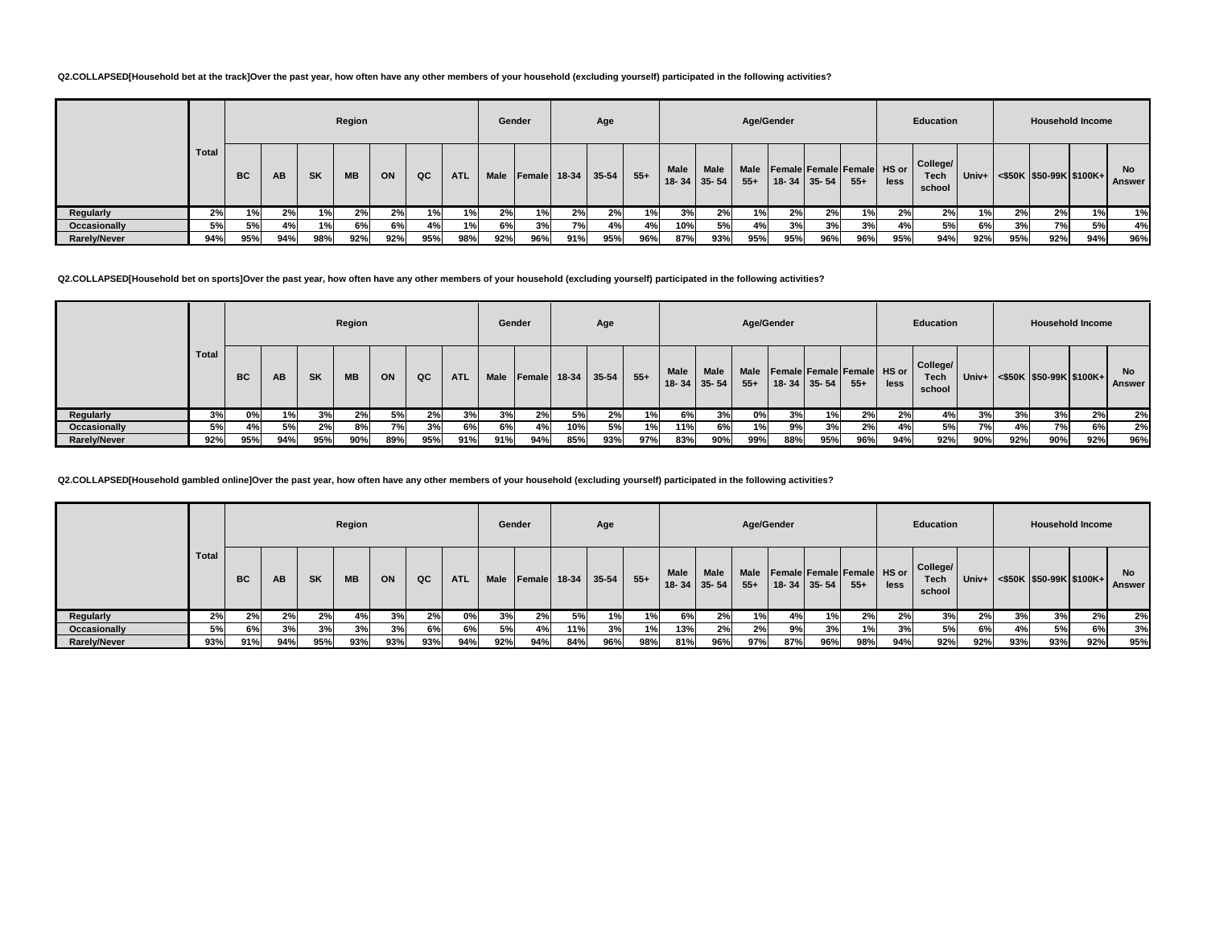**Q2.COLLAPSED[Household bet at the track]Over the past year, how often have any other members of your household (excluding yourself) participated in the following activities?**

| | Total | Region | | | | | | | Gender | | Age | | | Age/Gender | | | | | | Education | | | Household Income | | | |
|---|---|---|---|---|---|---|---|---|---|---|---|---|---|---|---|---|---|---|---|---|---|---|---|---|---|---|
| | | BC | AB | SK | MB | ON | QC | ATL | Male | Female | 18-34 | 35-54 | 55+ | Male 18- 34 | Male 35- 54 | Male 55+ | Female 18- 34 | Female 35- 54 | Female 55+ | HS or less | College/ Tech school | Univ+ | <$50K | $50-99K | $100K+ | No Answer |
| Regularly | 2% | 1% | 2% | 1% | 2% | 2% | 1% | 1% | 2% | 1% | 2% | 2% | 1% | 3% | 2% | 1% | 2% | 2% | 1% | 2% | 2% | 1% | 2% | 2% | 1% | 1% |
| Occasionally | 5% | 5% | 4% | 1% | 6% | 6% | 4% | 1% | 6% | 3% | 7% | 4% | 4% | 10% | 5% | 4% | 3% | 3% | 3% | 4% | 5% | 6% | 3% | 7% | 5% | 4% |
| Rarely/Never | 94% | 95% | 94% | 98% | 92% | 92% | 95% | 98% | 92% | 96% | 91% | 95% | 96% | 87% | 93% | 95% | 95% | 96% | 96% | 95% | 94% | 92% | 95% | 92% | 94% | 96% |

**Q2.COLLAPSED[Household bet on sports]Over the past year, how often have any other members of your household (excluding yourself) participated in the following activities?**

| | Total | Region | | | | | | | Gender | | Age | | | Age/Gender | | | | | | Education | | | Household Income | | | |
|---|---|---|---|---|---|---|---|---|---|---|---|---|---|---|---|---|---|---|---|---|---|---|---|---|---|---|
| | | BC | AB | SK | MB | ON | QC | ATL | Male | Female | 18-34 | 35-54 | 55+ | Male 18- 34 | Male 35- 54 | Male 55+ | Female 18- 34 | Female 35- 54 | Female 55+ | HS or less | College/ Tech school | Univ+ | <$50K | $50-99K | $100K+ | No Answer |
| Regularly | 3% | 0% | 1% | 3% | 2% | 5% | 2% | 3% | 3% | 2% | 5% | 2% | 1% | 6% | 3% | 0% | 3% | 1% | 2% | 2% | 4% | 3% | 3% | 3% | 2% | 2% |
| Occasionally | 5% | 4% | 5% | 2% | 8% | 7% | 3% | 6% | 6% | 4% | 10% | 5% | 1% | 11% | 6% | 1% | 9% | 3% | 2% | 4% | 5% | 7% | 4% | 7% | 6% | 2% |
| Rarely/Never | 92% | 95% | 94% | 95% | 90% | 89% | 95% | 91% | 91% | 94% | 85% | 93% | 97% | 83% | 90% | 99% | 88% | 95% | 96% | 94% | 92% | 90% | 92% | 90% | 92% | 96% |

**Q2.COLLAPSED[Household gambled online]Over the past year, how often have any other members of your household (excluding yourself) participated in the following activities?**

| | Total | Region | | | | | | | Gender | | Age | | | Age/Gender | | | | | | Education | | | Household Income | | | |
|---|---|---|---|---|---|---|---|---|---|---|---|---|---|---|---|---|---|---|---|---|---|---|---|---|---|---|
| | | BC | AB | SK | MB | ON | QC | ATL | Male | Female | 18-34 | 35-54 | 55+ | Male 18- 34 | Male 35- 54 | Male 55+ | Female 18- 34 | Female 35- 54 | Female 55+ | HS or less | College/ Tech school | Univ+ | <$50K | $50-99K | $100K+ | No Answer |
| Regularly | 2% | 2% | 2% | 2% | 4% | 3% | 2% | 0% | 3% | 2% | 5% | 1% | 1% | 6% | 2% | 1% | 4% | 1% | 2% | 2% | 3% | 2% | 3% | 3% | 2% | 2% |
| Occasionally | 5% | 6% | 3% | 3% | 3% | 3% | 6% | 6% | 5% | 4% | 11% | 3% | 1% | 13% | 2% | 2% | 9% | 3% | 1% | 3% | 5% | 6% | 4% | 5% | 6% | 3% |
| Rarely/Never | 93% | 91% | 94% | 95% | 93% | 93% | 93% | 94% | 92% | 94% | 84% | 96% | 98% | 81% | 96% | 97% | 87% | 96% | 98% | 94% | 92% | 92% | 93% | 93% | 92% | 95% |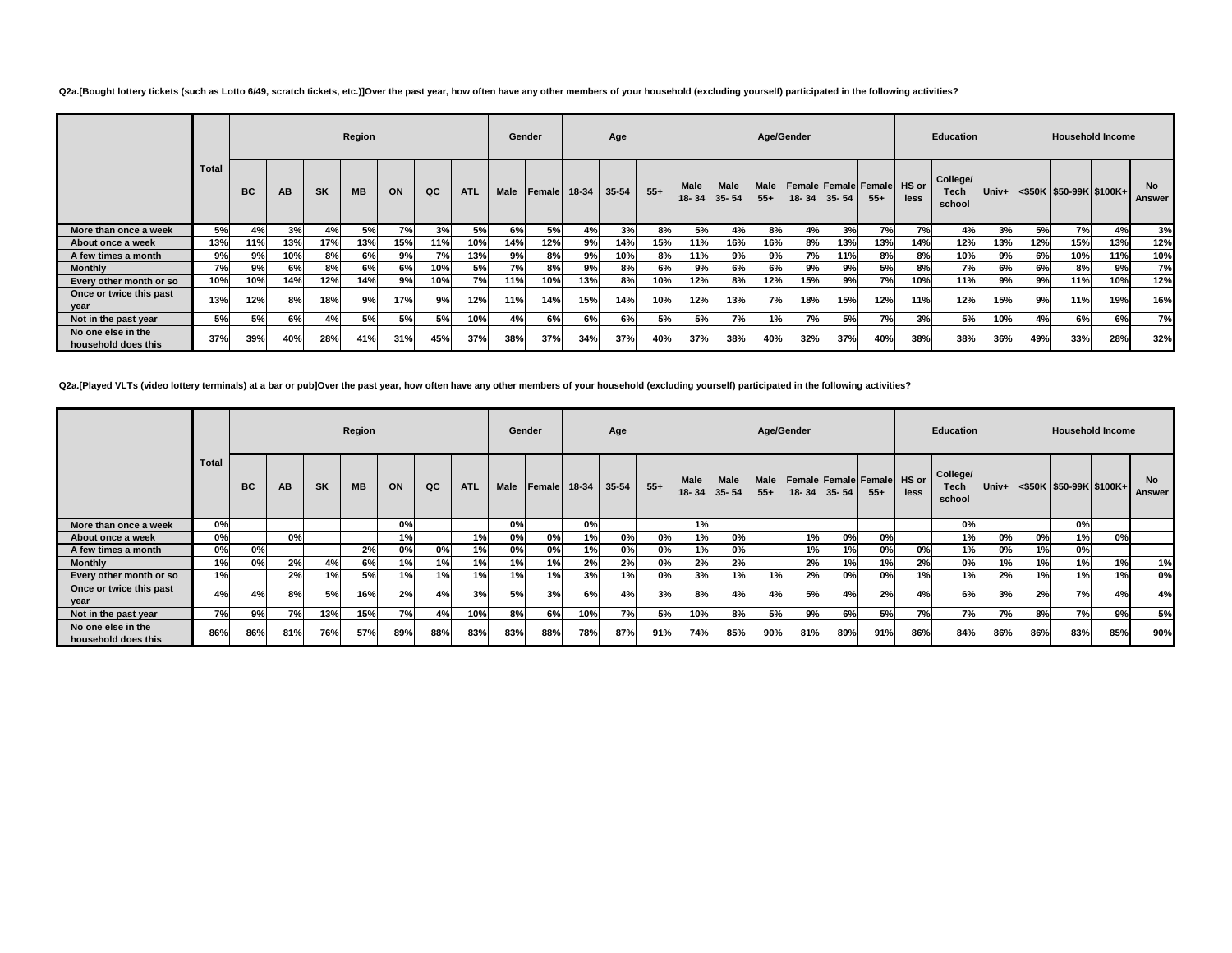**Q2a.[Bought lottery tickets (such as Lotto 6/49, scratch tickets, etc.)]Over the past year, how often have any other members of your household (excluding yourself) participated in the following activities?**

| | Total | Region | | | | | | | Gender | | Age | | | Age/Gender | | | | | | Education | | | Household Income | | | |
|---|---|---|---|---|---|---|---|---|---|---|---|---|---|---|---|---|---|---|---|---|---|---|---|---|---|---|
| | | BC | AB | SK | MB | ON | QC | ATL | Male | Female | 18-34 | 35-54 | 55+ | Male 18- 34 | Male 35- 54 | Male 55+ | Female 18- 34 | Female 35- 54 | Female 55+ | HS or less | College/ Tech school | Univ+ | <$50K | $50-99K | $100K+ | No Answer |
| More than once a week | 5% | 4% | 3% | 4% | 5% | 7% | 3% | 5% | 6% | 5% | 4% | 3% | 8% | 5% | 4% | 8% | 4% | 3% | 7% | 7% | 4% | 3% | 5% | 7% | 4% | 3% |
| About once a week | 13% | 11% | 13% | 17% | 13% | 15% | 11% | 10% | 14% | 12% | 9% | 14% | 15% | 11% | 16% | 16% | 8% | 13% | 13% | 14% | 12% | 13% | 12% | 15% | 13% | 12% |
| A few times a month | 9% | 9% | 10% | 8% | 6% | 9% | 7% | 13% | 9% | 8% | 9% | 10% | 8% | 11% | 9% | 9% | 7% | 11% | 8% | 8% | 10% | 9% | 6% | 10% | 11% | 10% |
| Monthly | 7% | 9% | 6% | 8% | 6% | 6% | 10% | 5% | 7% | 8% | 9% | 8% | 6% | 9% | 6% | 6% | 9% | 9% | 5% | 8% | 7% | 6% | 6% | 8% | 9% | 7% |
| Every other month or so | 10% | 10% | 14% | 12% | 14% | 9% | 10% | 7% | 11% | 10% | 13% | 8% | 10% | 12% | 8% | 12% | 15% | 9% | 7% | 10% | 11% | 9% | 9% | 11% | 10% | 12% |
| Once or twice this past year | 13% | 12% | 8% | 18% | 9% | 17% | 9% | 12% | 11% | 14% | 15% | 14% | 10% | 12% | 13% | 7% | 18% | 15% | 12% | 11% | 12% | 15% | 9% | 11% | 19% | 16% |
| Not in the past year | 5% | 5% | 6% | 4% | 5% | 5% | 5% | 10% | 4% | 6% | 6% | 6% | 5% | 5% | 7% | 1% | 7% | 5% | 7% | 3% | 5% | 10% | 4% | 6% | 6% | 7% |
| No one else in the household does this | 37% | 39% | 40% | 28% | 41% | 31% | 45% | 37% | 38% | 37% | 34% | 37% | 40% | 37% | 38% | 40% | 32% | 37% | 40% | 38% | 38% | 36% | 49% | 33% | 28% | 32% |

**Q2a.[Played VLTs (video lottery terminals) at a bar or pub]Over the past year, how often have any other members of your household (excluding yourself) participated in the following activities?**

| | Total | Region | | | | | | | Gender | | Age | | | Age/Gender | | | | | | Education | | | Household Income | | | |
|---|---|---|---|---|---|---|---|---|---|---|---|---|---|---|---|---|---|---|---|---|---|---|---|---|---|---|
| | | BC | AB | SK | MB | ON | QC | ATL | Male | Female | 18-34 | 35-54 | 55+ | Male 18- 34 | Male 35- 54 | Male 55+ | Female 18- 34 | Female 35- 54 | Female 55+ | HS or less | College/ Tech school | Univ+ | <$50K | $50-99K | $100K+ | No Answer |
| More than once a week | 0% | | | | | 0% | | | 0% | | 0% | | | 1% | | | | | | | 0% | | | 0% | | |
| About once a week | 0% | | 0% | | | 1% | | 1% | 0% | 0% | 1% | 0% | 0% | 1% | 0% | | 1% | 0% | 0% | | 1% | 0% | 0% | 1% | 0% | |
| A few times a month | 0% | 0% | | | 2% | 0% | 0% | 1% | 0% | 0% | 1% | 0% | 0% | 1% | 0% | | 1% | 1% | 0% | 0% | 1% | 0% | 1% | 0% | | |
| Monthly | 1% | 0% | 2% | 4% | 6% | 1% | 1% | 1% | 1% | 1% | 2% | 2% | 0% | 2% | 2% | | 2% | 1% | 1% | 2% | 0% | 1% | 1% | 1% | 1% | 1% |
| Every other month or so | 1% | | 2% | 1% | 5% | 1% | 1% | 1% | 1% | 1% | 3% | 1% | 0% | 3% | 1% | 1% | 2% | 0% | 0% | 1% | 1% | 2% | 1% | 1% | 1% | 0% |
| Once or twice this past year | 4% | 4% | 8% | 5% | 16% | 2% | 4% | 3% | 5% | 3% | 6% | 4% | 3% | 8% | 4% | 4% | 5% | 4% | 2% | 4% | 6% | 3% | 2% | 7% | 4% | 4% |
| Not in the past year | 7% | 9% | 7% | 13% | 15% | 7% | 4% | 10% | 8% | 6% | 10% | 7% | 5% | 10% | 8% | 5% | 9% | 6% | 5% | 7% | 7% | 7% | 8% | 7% | 9% | 5% |
| No one else in the household does this | 86% | 86% | 81% | 76% | 57% | 89% | 88% | 83% | 83% | 88% | 78% | 87% | 91% | 74% | 85% | 90% | 81% | 89% | 91% | 86% | 84% | 86% | 86% | 83% | 85% | 90% |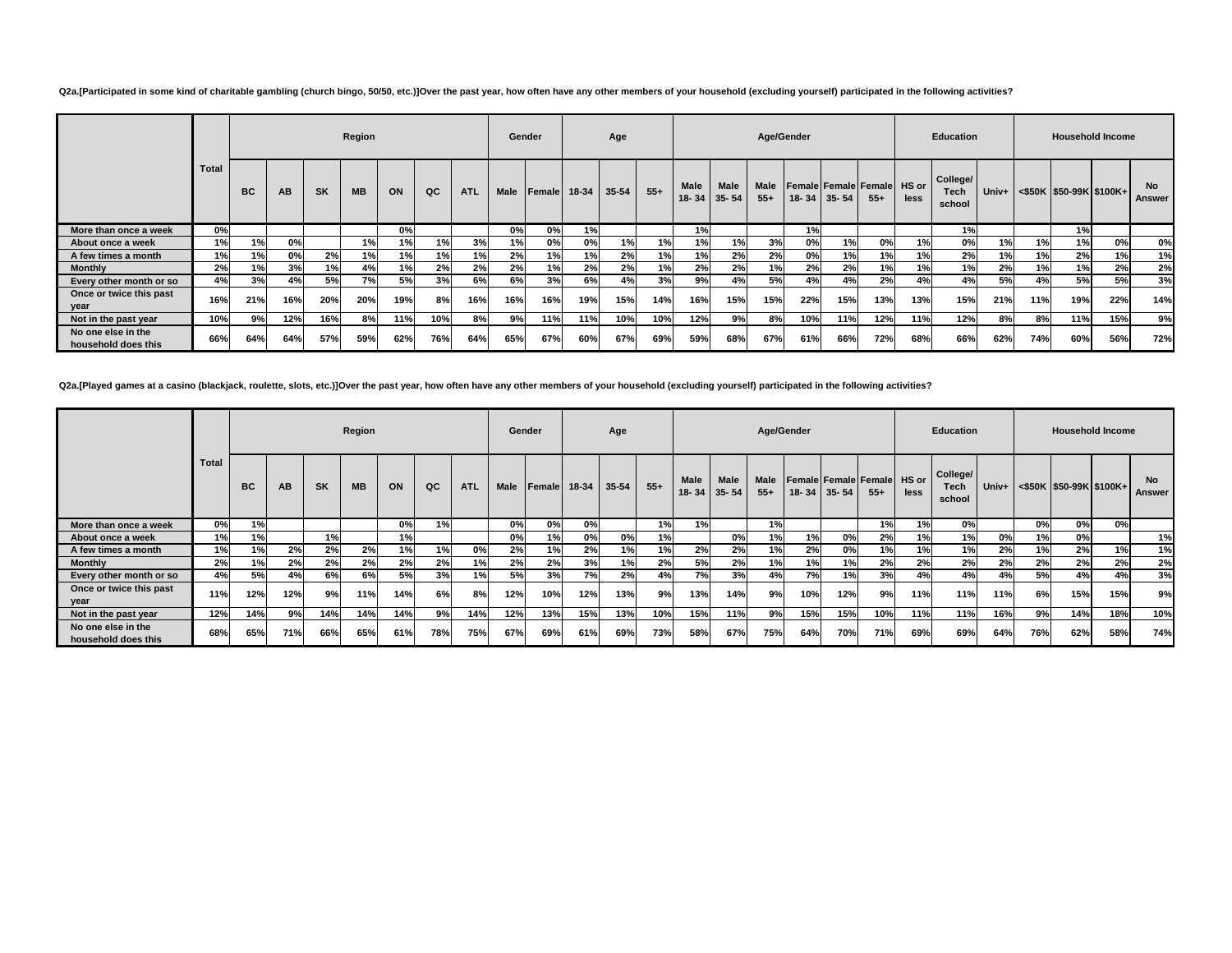Q2a.[Participated in some kind of charitable gambling (church bingo, 50/50, etc.)]Over the past year, how often have any other members of your household (excluding yourself) participated in the following activities?

| | Total | Region | | | | | | | Gender | | Age | | | Age/Gender | | | | | | Education | | | Household Income | | | |
|---|---|---|---|---|---|---|---|---|---|---|---|---|---|---|---|---|---|---|---|---|---|---|---|---|---|---|
| | | BC | AB | SK | MB | ON | QC | ATL | Male | Female | 18-34 | 35-54 | 55+ | Male 18- 34 | Male 35- 54 | Male 55+ | Female 18- 34 | Female 35- 54 | Female 55+ | HS or less | College/ Tech school | Univ+ | <$50K | $50-99K | $100K+ | No Answer |
| More than once a week | 0% | | | | | 0% | | | 0% | 0% | 1% | | | 1% | | | 1% | | | | 1% | | | 1% | | |
| About once a week | 1% | 1% | 0% | | 1% | 1% | 1% | 3% | 1% | 0% | 0% | 1% | 1% | 1% | 1% | 3% | 0% | 1% | 0% | 1% | 0% | 1% | 1% | 1% | 0% | 0% |
| A few times a month | 1% | 1% | 0% | 2% | 1% | 1% | 1% | 1% | 2% | 1% | 1% | 2% | 1% | 1% | 2% | 2% | 0% | 1% | 1% | 1% | 2% | 1% | 1% | 2% | 1% | 1% |
| Monthly | 2% | 1% | 3% | 1% | 4% | 1% | 2% | 2% | 2% | 1% | 2% | 2% | 1% | 2% | 2% | 1% | 2% | 2% | 1% | 1% | 1% | 2% | 1% | 1% | 2% | 2% |
| Every other month or so | 4% | 3% | 4% | 5% | 7% | 5% | 3% | 6% | 6% | 3% | 6% | 4% | 3% | 9% | 4% | 5% | 4% | 4% | 2% | 4% | 4% | 5% | 4% | 5% | 5% | 3% |
| Once or twice this past year | 16% | 21% | 16% | 20% | 20% | 19% | 8% | 16% | 16% | 16% | 19% | 15% | 14% | 16% | 15% | 15% | 22% | 15% | 13% | 13% | 15% | 21% | 11% | 19% | 22% | 14% |
| Not in the past year | 10% | 9% | 12% | 16% | 8% | 11% | 10% | 8% | 9% | 11% | 11% | 10% | 10% | 12% | 9% | 8% | 10% | 11% | 12% | 11% | 12% | 8% | 8% | 11% | 15% | 9% |
| No one else in the household does this | 66% | 64% | 64% | 57% | 59% | 62% | 76% | 64% | 65% | 67% | 60% | 67% | 69% | 59% | 68% | 67% | 61% | 66% | 72% | 68% | 66% | 62% | 74% | 60% | 56% | 72% |

Q2a.[Played games at a casino (blackjack, roulette, slots, etc.)]Over the past year, how often have any other members of your household (excluding yourself) participated in the following activities?

| | Total | Region | | | | | | | Gender | | Age | | | Age/Gender | | | | | | Education | | | Household Income | | | |
|---|---|---|---|---|---|---|---|---|---|---|---|---|---|---|---|---|---|---|---|---|---|---|---|---|---|---|
| | | BC | AB | SK | MB | ON | QC | ATL | Male | Female | 18-34 | 35-54 | 55+ | Male 18- 34 | Male 35- 54 | Male 55+ | Female 18- 34 | Female 35- 54 | Female 55+ | HS or less | College/ Tech school | Univ+ | <$50K | $50-99K | $100K+ | No Answer |
| More than once a week | 0% | 1% | | | | 0% | 1% | | 0% | 0% | 0% | | 1% | 1% | | 1% | | | 1% | 1% | 0% | | 0% | 0% | 0% | |
| About once a week | 1% | 1% | | 1% | | 1% | | | 0% | 1% | 0% | 0% | 1% | | 0% | 1% | 1% | 0% | 2% | 1% | 1% | 0% | 1% | 0% | | 1% |
| A few times a month | 1% | 1% | 2% | 2% | 2% | 1% | 1% | 0% | 2% | 1% | 2% | 1% | 1% | 2% | 2% | 1% | 2% | 0% | 1% | 1% | 1% | 2% | 1% | 2% | 1% | 1% |
| Monthly | 2% | 1% | 2% | 2% | 2% | 2% | 2% | 1% | 2% | 2% | 3% | 1% | 2% | 5% | 2% | 1% | 1% | 1% | 2% | 2% | 2% | 2% | 2% | 2% | 2% | 2% |
| Every other month or so | 4% | 5% | 4% | 6% | 6% | 5% | 3% | 1% | 5% | 3% | 7% | 2% | 4% | 7% | 3% | 4% | 7% | 1% | 3% | 4% | 4% | 4% | 5% | 4% | 4% | 3% |
| Once or twice this past year | 11% | 12% | 12% | 9% | 11% | 14% | 6% | 8% | 12% | 10% | 12% | 13% | 9% | 13% | 14% | 9% | 10% | 12% | 9% | 11% | 11% | 11% | 6% | 15% | 15% | 9% |
| Not in the past year | 12% | 14% | 9% | 14% | 14% | 14% | 9% | 14% | 12% | 13% | 15% | 13% | 10% | 15% | 11% | 9% | 15% | 15% | 10% | 11% | 11% | 16% | 9% | 14% | 18% | 10% |
| No one else in the household does this | 68% | 65% | 71% | 66% | 65% | 61% | 78% | 75% | 67% | 69% | 61% | 69% | 73% | 58% | 67% | 75% | 64% | 70% | 71% | 69% | 69% | 64% | 76% | 62% | 58% | 74% |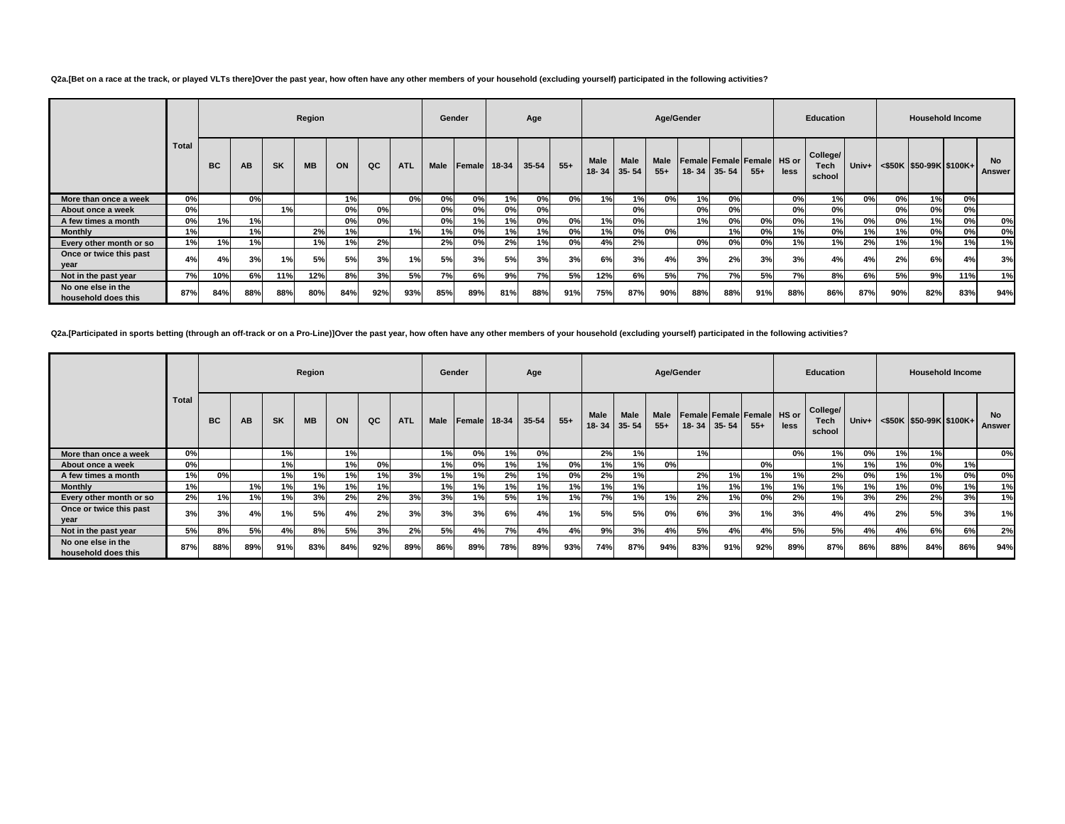**Q2a.[Bet on a race at the track, or played VLTs there]Over the past year, how often have any other members of your household (excluding yourself) participated in the following activities?**

| | Total | Region | | | | | | | Gender | | Age | | | Age/Gender | | | | | | Education | | | Household Income | | | |
|---|---|---|---|---|---|---|---|---|---|---|---|---|---|---|---|---|---|---|---|---|---|---|---|---|---|---|
| | | BC | AB | SK | MB | ON | QC | ATL | Male | Female | 18-34 | 35-54 | 55+ | Male 18- 34 | Male 35- 54 | Male 55+ | Female 18- 34 | Female 35- 54 | Female 55+ | HS or less | College/ Tech school | Univ+ | <$50K | $50-99K | $100K+ | No Answer |
| More than once a week | 0% | | 0% | | | 1% | | 0% | 0% | 0% | 1% | 0% | 0% | 1% | 1% | 0% | 1% | 0% | | 0% | 1% | 0% | 0% | 1% | 0% | |
| About once a week | 0% | | | 1% | | 0% | 0% | | 0% | 0% | 0% | 0% | | | 0% | | 0% | 0% | | 0% | 0% | | 0% | 0% | 0% | |
| A few times a month | 0% | 1% | 1% | | | 0% | 0% | | 0% | 1% | 1% | 0% | 0% | 1% | 0% | | 1% | 0% | 0% | 0% | 1% | 0% | 0% | 1% | 0% | 0% |
| Monthly | 1% | | 1% | | 2% | 1% | | 1% | 1% | 0% | 1% | 1% | 0% | 1% | 0% | 0% | | 1% | 0% | 1% | 0% | 1% | 1% | 0% | 0% | 0% |
| Every other month or so | 1% | 1% | 1% | | 1% | 1% | 2% | | 2% | 0% | 2% | 1% | 0% | 4% | 2% | | 0% | 0% | 0% | 1% | 1% | 2% | 1% | 1% | 1% | 1% |
| Once or twice this past year | 4% | 4% | 3% | 1% | 5% | 5% | 3% | 1% | 5% | 3% | 5% | 3% | 3% | 6% | 3% | 4% | 3% | 2% | 3% | 3% | 4% | 4% | 2% | 6% | 4% | 3% |
| Not in the past year | 7% | 10% | 6% | 11% | 12% | 8% | 3% | 5% | 7% | 6% | 9% | 7% | 5% | 12% | 6% | 5% | 7% | 7% | 5% | 7% | 8% | 6% | 5% | 9% | 11% | 1% |
| No one else in the household does this | 87% | 84% | 88% | 88% | 80% | 84% | 92% | 93% | 85% | 89% | 81% | 88% | 91% | 75% | 87% | 90% | 88% | 88% | 91% | 88% | 86% | 87% | 90% | 82% | 83% | 94% |

**Q2a.[Participated in sports betting (through an off-track or on a Pro-Line)]Over the past year, how often have any other members of your household (excluding yourself) participated in the following activities?**

| | Total | Region | | | | | | | Gender | | Age | | | Age/Gender | | | | | | Education | | | Household Income | | | |
|---|---|---|---|---|---|---|---|---|---|---|---|---|---|---|---|---|---|---|---|---|---|---|---|---|---|---|
| | | BC | AB | SK | MB | ON | QC | ATL | Male | Female | 18-34 | 35-54 | 55+ | Male 18- 34 | Male 35- 54 | Male 55+ | Female 18- 34 | Female 35- 54 | Female 55+ | HS or less | College/ Tech school | Univ+ | <$50K | $50-99K | $100K+ | No Answer |
| More than once a week | 0% | | | 1% | | 1% | | | 1% | 0% | 1% | 0% | | 2% | 1% | | 1% | | | 0% | 1% | 0% | 1% | 1% | | 0% |
| About once a week | 0% | | | 1% | | 1% | 0% | | 1% | 0% | 1% | 1% | 0% | 1% | 1% | 0% | | | 0% | | 1% | 1% | 1% | 0% | 1% | |
| A few times a month | 1% | 0% | | 1% | 1% | 1% | 1% | 3% | 1% | 1% | 2% | 1% | 0% | 2% | 1% | | 2% | 1% | 1% | 1% | 2% | 0% | 1% | 1% | 0% | 0% |
| Monthly | 1% | | 1% | 1% | 1% | 1% | 1% | | 1% | 1% | 1% | 1% | 1% | 1% | 1% | | 1% | 1% | 1% | 1% | 1% | 1% | 1% | 0% | 1% | 1% |
| Every other month or so | 2% | 1% | 1% | 1% | 3% | 2% | 2% | 3% | 3% | 1% | 5% | 1% | 1% | 7% | 1% | 1% | 2% | 1% | 0% | 2% | 1% | 3% | 2% | 2% | 3% | 1% |
| Once or twice this past year | 3% | 3% | 4% | 1% | 5% | 4% | 2% | 3% | 3% | 3% | 6% | 4% | 1% | 5% | 5% | 0% | 6% | 3% | 1% | 3% | 4% | 4% | 2% | 5% | 3% | 1% |
| Not in the past year | 5% | 8% | 5% | 4% | 8% | 5% | 3% | 2% | 5% | 4% | 7% | 4% | 4% | 9% | 3% | 4% | 5% | 4% | 4% | 5% | 5% | 4% | 4% | 6% | 6% | 2% |
| No one else in the household does this | 87% | 88% | 89% | 91% | 83% | 84% | 92% | 89% | 86% | 89% | 78% | 89% | 93% | 74% | 87% | 94% | 83% | 91% | 92% | 89% | 87% | 86% | 88% | 84% | 86% | 94% |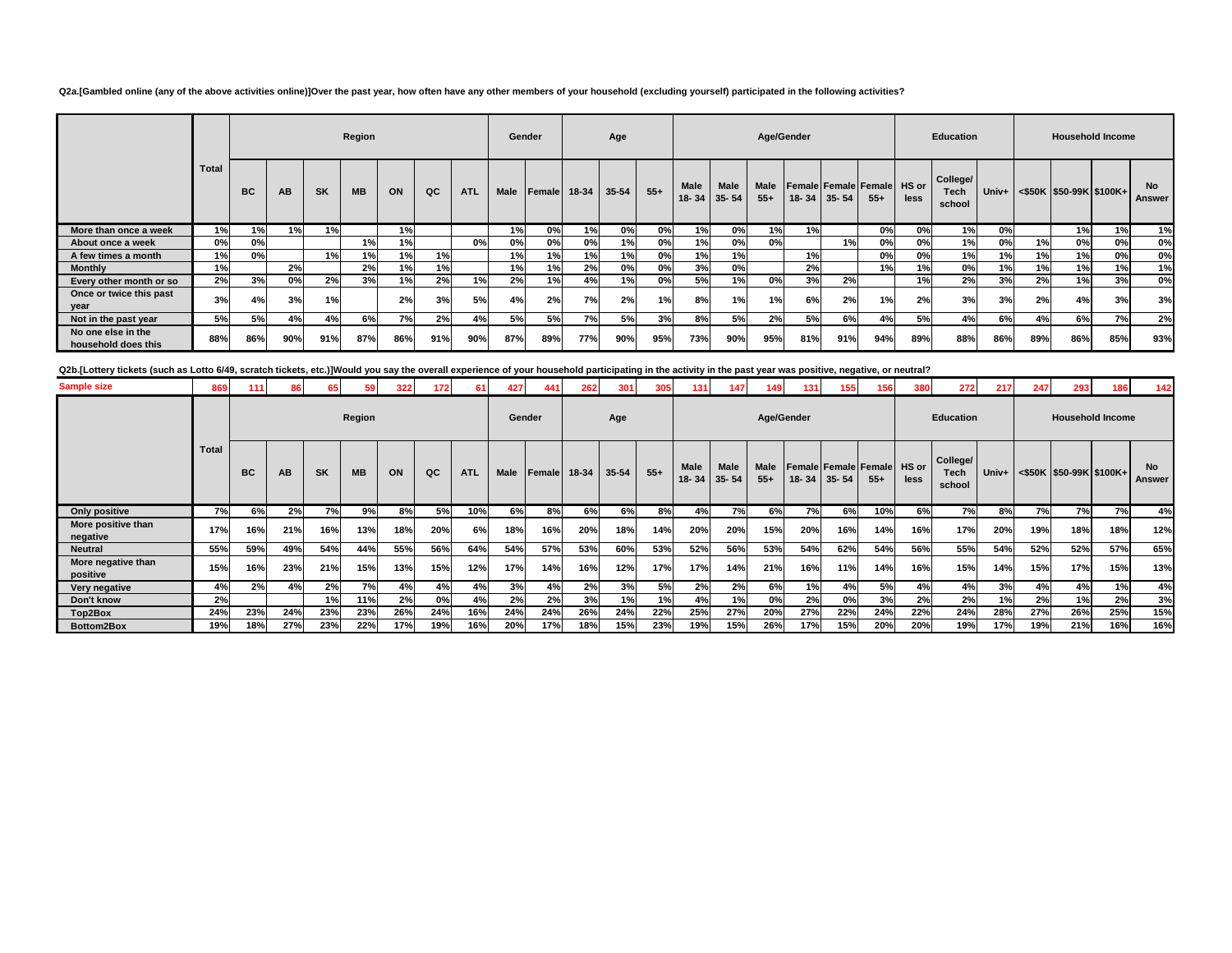**Q2a.[Gambled online (any of the above activities online)]Over the past year, how often have any other members of your household (excluding yourself) participated in the following activities?**

| | Total | Region | | | | | | | Gender | | Age | | | Age/Gender | | | | | | Education | | | Household Income | | | |
|---|---|---|---|---|---|---|---|---|---|---|---|---|---|---|---|---|---|---|---|---|---|---|---|---|---|---|
| | | BC | AB | SK | MB | ON | QC | ATL | Male | Female | 18-34 | 35-54 | 55+ | Male 18- 34 | Male 35- 54 | Male 55+ | Female 18- 34 | Female 35- 54 | Female 55+ | HS or less | College/ Tech school | Univ+ | <$50K | $50-99K | $100K+ | No Answer |
| More than once a week | 1% | 1% | 1% | 1% | | 1% | | | 1% | 0% | 1% | 0% | 0% | 1% | 0% | 1% | 1% | | 0% | 0% | 1% | 0% | | 1% | 1% | 1% |
| About once a week | 0% | 0% | | | 1% | 1% | | 0% | 0% | 0% | 0% | 1% | 0% | 1% | 0% | 0% | | 1% | 0% | 0% | 1% | 0% | 1% | 0% | 0% | 0% |
| A few times a month | 1% | 0% | | 1% | 1% | 1% | 1% | | 1% | 1% | 1% | 1% | 0% | 1% | 1% | | 1% | | 0% | 0% | 1% | 1% | 1% | 1% | 0% | 0% |
| Monthly | 1% | | 2% | | 2% | 1% | 1% | | 1% | 1% | 2% | 0% | 0% | 3% | 0% | | 2% | | 1% | 1% | 0% | 1% | 1% | 1% | 1% | 1% |
| Every other month or so | 2% | 3% | 0% | 2% | 3% | 1% | 2% | 1% | 2% | 1% | 4% | 1% | 0% | 5% | 1% | 0% | 3% | 2% | | 1% | 2% | 3% | 2% | 1% | 3% | 0% |
| Once or twice this past year | 3% | 4% | 3% | 1% | | 2% | 3% | 5% | 4% | 2% | 7% | 2% | 1% | 8% | 1% | 1% | 6% | 2% | 1% | 2% | 3% | 3% | 2% | 4% | 3% | 3% |
| Not in the past year | 5% | 5% | 4% | 4% | 6% | 7% | 2% | 4% | 5% | 5% | 7% | 5% | 3% | 8% | 5% | 2% | 5% | 6% | 4% | 5% | 4% | 6% | 4% | 6% | 7% | 2% |
| No one else in the household does this | 88% | 86% | 90% | 91% | 87% | 86% | 91% | 90% | 87% | 89% | 77% | 90% | 95% | 73% | 90% | 95% | 81% | 91% | 94% | 89% | 88% | 86% | 89% | 86% | 85% | 93% |

**Q2b.[Lottery tickets (such as Lotto 6/49, scratch tickets, etc.)]Would you say the overall experience of your household participating in the activity in the past year was positive, negative, or neutral?**

| | Total | Region | | | | | | | Gender | | Age | | | Age/Gender | | | | | | Education | | | Household Income | | | |
|---|---|---|---|---|---|---|---|---|---|---|---|---|---|---|---|---|---|---|---|---|---|---|---|---|---|---|
| | | BC | AB | SK | MB | ON | QC | ATL | Male | Female | 18-34 | 35-54 | 55+ | Male 18- 34 | Male 35- 54 | Male 55+ | Female 18- 34 | Female 35- 54 | Female 55+ | HS or less | College/ Tech school | Univ+ | <$50K | $50-99K | $100K+ | No Answer |
| Sample size | 869 | 111 | 86 | 65 | 59 | 322 | 172 | 61 | 427 | 441 | 262 | 301 | 305 | 131 | 147 | 149 | 131 | 155 | 156 | 380 | 272 | 217 | 247 | 293 | 186 | 142 |
| Only positive | 7% | 6% | 2% | 7% | 9% | 8% | 5% | 10% | 6% | 8% | 6% | 6% | 8% | 4% | 7% | 6% | 7% | 6% | 10% | 6% | 7% | 8% | 7% | 7% | 7% | 4% |
| More positive than negative | 17% | 16% | 21% | 16% | 13% | 18% | 20% | 6% | 18% | 16% | 20% | 18% | 14% | 20% | 20% | 15% | 20% | 16% | 14% | 16% | 17% | 20% | 19% | 18% | 18% | 12% |
| Neutral | 55% | 59% | 49% | 54% | 44% | 55% | 56% | 64% | 54% | 57% | 53% | 60% | 53% | 52% | 56% | 53% | 54% | 62% | 54% | 56% | 55% | 54% | 52% | 52% | 57% | 65% |
| More negative than positive | 15% | 16% | 23% | 21% | 15% | 13% | 15% | 12% | 17% | 14% | 16% | 12% | 17% | 17% | 14% | 21% | 16% | 11% | 14% | 16% | 15% | 14% | 15% | 17% | 15% | 13% |
| Very negative | 4% | 2% | 4% | 2% | 7% | 4% | 4% | 4% | 3% | 4% | 2% | 3% | 5% | 2% | 2% | 6% | 1% | 4% | 5% | 4% | 4% | 3% | 4% | 4% | 1% | 4% |
| Don't know | 2% | | | 1% | 11% | 2% | 0% | 4% | 2% | 2% | 3% | 1% | 1% | 4% | 1% | 0% | 2% | 0% | 3% | 2% | 2% | 1% | 2% | 1% | 2% | 3% |
| Top2Box | 24% | 23% | 24% | 23% | 23% | 26% | 24% | 16% | 24% | 24% | 26% | 24% | 22% | 25% | 27% | 20% | 27% | 22% | 24% | 22% | 24% | 28% | 27% | 26% | 25% | 15% |
| Bottom2Box | 19% | 18% | 27% | 23% | 22% | 17% | 19% | 16% | 20% | 17% | 18% | 15% | 23% | 19% | 15% | 26% | 17% | 15% | 20% | 20% | 19% | 17% | 19% | 21% | 16% | 16% |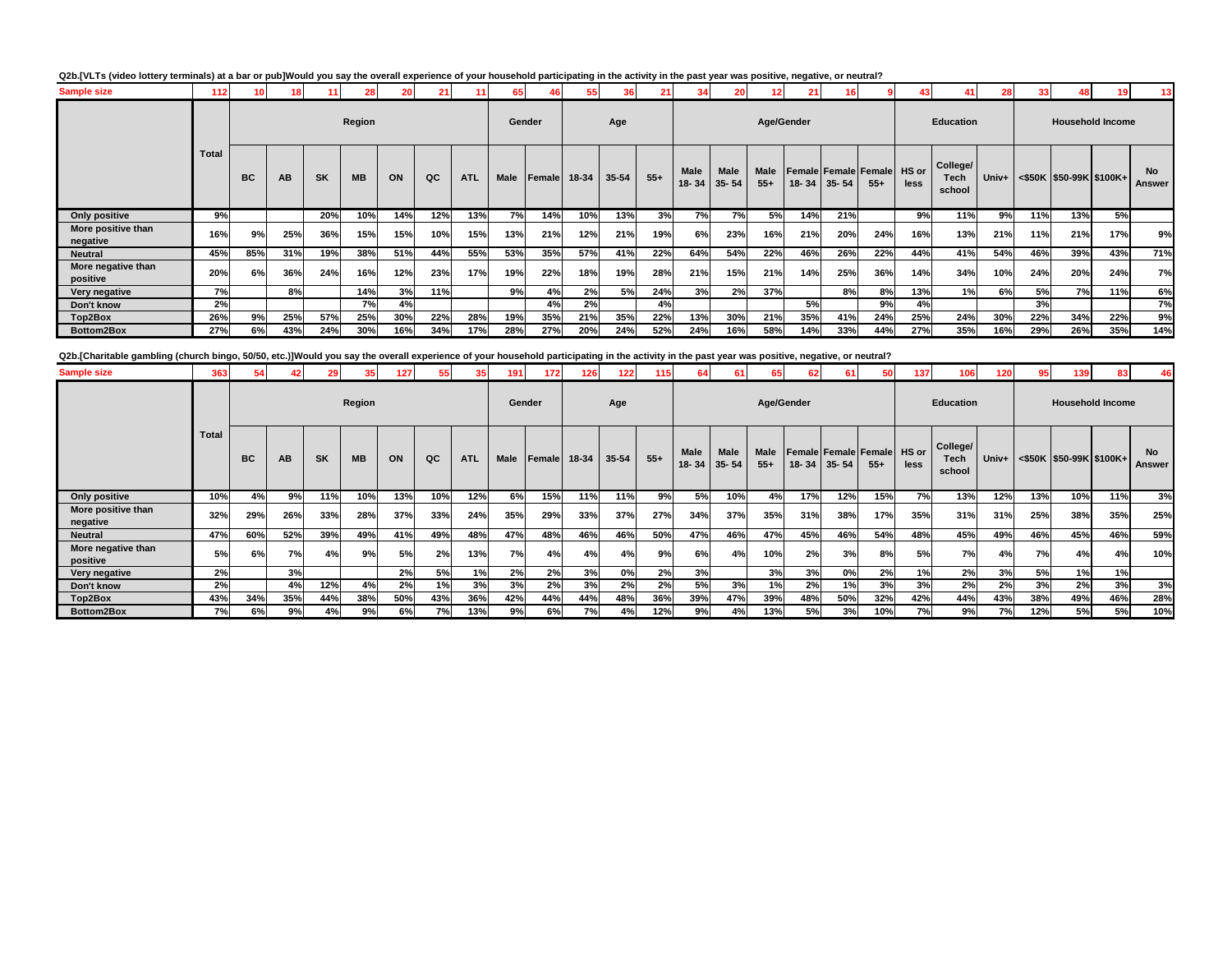**Q2b.[VLTs (video lottery terminals) at a bar or pub]Would you say the overall experience of your household participating in the activity in the past year was positive, negative, or neutral?**

| | Total | Region | | | | | | | Gender | | Age | | | Age/Gender | | | | | | Education | | | Household Income | | | |
|---|---|---|---|---|---|---|---|---|---|---|---|---|---|---|---|---|---|---|---|---|---|---|---|---|---|---|
| | | BC | AB | SK | MB | ON | QC | ATL | Male | Female | 18-34 | 35-54 | 55+ | Male 18- 34 | Male 35- 54 | Male 55+ | Female 18- 34 | Female 35- 54 | Female 55+ | HS or less | College/ Tech school | Univ+ | <$50K | $50-99K | $100K+ | No Answer |
| Sample size | 112 | 10 | 18 | 11 | 28 | 20 | 21 | 11 | 65 | 46 | 55 | 36 | 21 | 34 | 20 | 12 | 21 | 16 | 9 | 43 | 41 | 28 | 33 | 48 | 19 | 13 |
| Only positive | 9% | | | 20% | 10% | 14% | 12% | 13% | 7% | 14% | 10% | 13% | 3% | 7% | 7% | 5% | 14% | 21% | | 9% | 11% | 9% | 11% | 13% | 5% | |
| More positive than negative | 16% | 9% | 25% | 36% | 15% | 15% | 10% | 15% | 13% | 21% | 12% | 21% | 19% | 6% | 23% | 16% | 21% | 20% | 24% | 16% | 13% | 21% | 11% | 21% | 17% | 9% |
| Neutral | 45% | 85% | 31% | 19% | 38% | 51% | 44% | 55% | 53% | 35% | 57% | 41% | 22% | 64% | 54% | 22% | 46% | 26% | 22% | 44% | 41% | 54% | 46% | 39% | 43% | 71% |
| More negative than positive | 20% | 6% | 36% | 24% | 16% | 12% | 23% | 17% | 19% | 22% | 18% | 19% | 28% | 21% | 15% | 21% | 14% | 25% | 36% | 14% | 34% | 10% | 24% | 20% | 24% | 7% |
| Very negative | 7% | | 8% | | 14% | 3% | 11% | | 9% | 4% | 2% | 5% | 24% | 3% | 2% | 37% | | 8% | 8% | 13% | 1% | 6% | 5% | 7% | 11% | 6% |
| Don't know | 2% | | | | 7% | 4% | | | | 4% | 2% | | 4% | | | | 5% | | 9% | 4% | | | 3% | | | 7% |
| Top2Box | 26% | 9% | 25% | 57% | 25% | 30% | 22% | 28% | 19% | 35% | 21% | 35% | 22% | 13% | 30% | 21% | 35% | 41% | 24% | 25% | 24% | 30% | 22% | 34% | 22% | 9% |
| Bottom2Box | 27% | 6% | 43% | 24% | 30% | 16% | 34% | 17% | 28% | 27% | 20% | 24% | 52% | 24% | 16% | 58% | 14% | 33% | 44% | 27% | 35% | 16% | 29% | 26% | 35% | 14% |

**Q2b.[Charitable gambling (church bingo, 50/50, etc.)]Would you say the overall experience of your household participating in the activity in the past year was positive, negative, or neutral?**

| | Total | Region | | | | | | | Gender | | Age | | | Age/Gender | | | | | | Education | | | Household Income | | | |
|---|---|---|---|---|---|---|---|---|---|---|---|---|---|---|---|---|---|---|---|---|---|---|---|---|---|---|
| | | BC | AB | SK | MB | ON | QC | ATL | Male | Female | 18-34 | 35-54 | 55+ | Male 18- 34 | Male 35- 54 | Male 55+ | Female 18- 34 | Female 35- 54 | Female 55+ | HS or less | College/ Tech school | Univ+ | <$50K | $50-99K | $100K+ | No Answer |
| Sample size | 363 | 54 | 42 | 29 | 35 | 127 | 55 | 35 | 191 | 172 | 126 | 122 | 115 | 64 | 61 | 65 | 62 | 61 | 50 | 137 | 106 | 120 | 95 | 139 | 83 | 46 |
| Only positive | 10% | 4% | 9% | 11% | 10% | 13% | 10% | 12% | 6% | 15% | 11% | 11% | 9% | 5% | 10% | 4% | 17% | 12% | 15% | 7% | 13% | 12% | 13% | 10% | 11% | 3% |
| More positive than negative | 32% | 29% | 26% | 33% | 28% | 37% | 33% | 24% | 35% | 29% | 33% | 37% | 27% | 34% | 37% | 35% | 31% | 38% | 17% | 35% | 31% | 31% | 25% | 38% | 35% | 25% |
| Neutral | 47% | 60% | 52% | 39% | 49% | 41% | 49% | 48% | 47% | 48% | 46% | 46% | 50% | 47% | 46% | 47% | 45% | 46% | 54% | 48% | 45% | 49% | 46% | 45% | 46% | 59% |
| More negative than positive | 5% | 6% | 7% | 4% | 9% | 5% | 2% | 13% | 7% | 4% | 4% | 4% | 9% | 6% | 4% | 10% | 2% | 3% | 8% | 5% | 7% | 4% | 7% | 4% | 4% | 10% |
| Very negative | 2% | | 3% | | | 2% | 5% | 1% | 2% | 2% | 3% | 0% | 2% | 3% | | 3% | 3% | 0% | 2% | 1% | 2% | 3% | 5% | 1% | 1% | |
| Don't know | 2% | | 4% | 12% | 4% | 2% | 1% | 3% | 3% | 2% | 3% | 2% | 2% | 5% | 3% | 1% | 2% | 1% | 3% | 3% | 2% | 2% | 3% | 2% | 3% | 3% |
| Top2Box | 43% | 34% | 35% | 44% | 38% | 50% | 43% | 36% | 42% | 44% | 44% | 48% | 36% | 39% | 47% | 39% | 48% | 50% | 32% | 42% | 44% | 43% | 38% | 49% | 46% | 28% |
| Bottom2Box | 7% | 6% | 9% | 4% | 9% | 6% | 7% | 13% | 9% | 6% | 7% | 4% | 12% | 9% | 4% | 13% | 5% | 3% | 10% | 7% | 9% | 7% | 12% | 5% | 5% | 10% |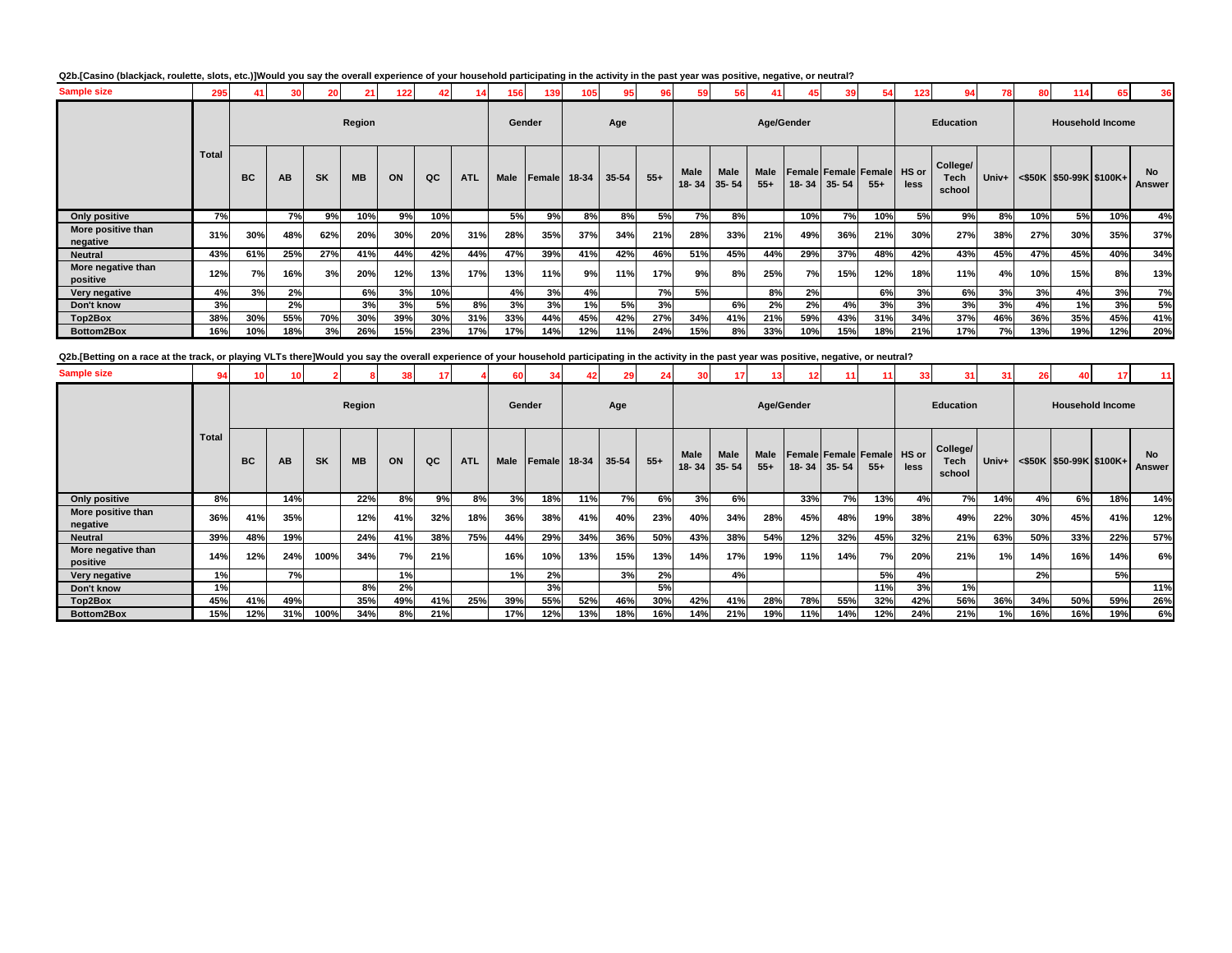**Q2b.[Casino (blackjack, roulette, slots, etc.)]Would you say the overall experience of your household participating in the activity in the past year was positive, negative, or neutral?**

| | Total | Region | | | | | | | Gender | | Age | | | Age/Gender | | | | | | Education | | | Household Income | | | |
|---|---|---|---|---|---|---|---|---|---|---|---|---|---|---|---|---|---|---|---|---|---|---|---|---|---|---|
| | | BC | AB | SK | MB | ON | QC | ATL | Male | Female | 18-34 | 35-54 | 55+ | Male 18- 34 | Male 35- 54 | Male 55+ | Female 18- 34 | Female 35- 54 | Female 55+ | HS or less | College/ Tech school | Univ+ | <$50K | $50-99K | $100K+ | No Answer |
| Sample size | 295 | 41 | 30 | 20 | 21 | 122 | 42 | 14 | 156 | 139 | 105 | 95 | 96 | 59 | 56 | 41 | 45 | 39 | 54 | 123 | 94 | 78 | 80 | 114 | 65 | 36 |
| Only positive | 7% | | 7% | 9% | 10% | 9% | 10% | | 5% | 9% | 8% | 8% | 5% | 7% | 8% | | 10% | 7% | 10% | 5% | 9% | 8% | 10% | 5% | 10% | 4% |
| More positive than negative | 31% | 30% | 48% | 62% | 20% | 30% | 20% | 31% | 28% | 35% | 37% | 34% | 21% | 28% | 33% | 21% | 49% | 36% | 21% | 30% | 27% | 38% | 27% | 30% | 35% | 37% |
| Neutral | 43% | 61% | 25% | 27% | 41% | 44% | 42% | 44% | 47% | 39% | 41% | 42% | 46% | 51% | 45% | 44% | 29% | 37% | 48% | 42% | 43% | 45% | 47% | 45% | 40% | 34% |
| More negative than positive | 12% | 7% | 16% | 3% | 20% | 12% | 13% | 17% | 13% | 11% | 9% | 11% | 17% | 9% | 8% | 25% | 7% | 15% | 12% | 18% | 11% | 4% | 10% | 15% | 8% | 13% |
| Very negative | 4% | 3% | 2% | | 6% | 3% | 10% | | 4% | 3% | 4% | | 7% | 5% | | 8% | 2% | | 6% | 3% | 6% | 3% | 3% | 4% | 3% | 7% |
| Don't know | 3% | | 2% | | 3% | 3% | 5% | 8% | 3% | 3% | 1% | 5% | 3% | | 6% | 2% | 2% | 4% | 3% | 3% | 3% | 3% | 4% | 1% | 3% | 5% |
| Top2Box | 38% | 30% | 55% | 70% | 30% | 39% | 30% | 31% | 33% | 44% | 45% | 42% | 27% | 34% | 41% | 21% | 59% | 43% | 31% | 34% | 37% | 46% | 36% | 35% | 45% | 41% |
| Bottom2Box | 16% | 10% | 18% | 3% | 26% | 15% | 23% | 17% | 17% | 14% | 12% | 11% | 24% | 15% | 8% | 33% | 10% | 15% | 18% | 21% | 17% | 7% | 13% | 19% | 12% | 20% |

**Q2b.[Betting on a race at the track, or playing VLTs there]Would you say the overall experience of your household participating in the activity in the past year was positive, negative, or neutral?**

| | Total | Region | | | | | | | Gender | | Age | | | Age/Gender | | | | | | Education | | | Household Income | | | |
|---|---|---|---|---|---|---|---|---|---|---|---|---|---|---|---|---|---|---|---|---|---|---|---|---|---|---|
| | | BC | AB | SK | MB | ON | QC | ATL | Male | Female | 18-34 | 35-54 | 55+ | Male 18- 34 | Male 35- 54 | Male 55+ | Female 18- 34 | Female 35- 54 | Female 55+ | HS or less | College/ Tech school | Univ+ | <$50K | $50-99K | $100K+ | No Answer |
| Sample size | 94 | 10 | 10 | 2 | 8 | 38 | 17 | 4 | 60 | 34 | 42 | 29 | 24 | 30 | 17 | 13 | 12 | 11 | 11 | 33 | 31 | 31 | 26 | 40 | 17 | 11 |
| Only positive | 8% | | 14% | | 22% | 8% | 9% | 8% | 3% | 18% | 11% | 7% | 6% | 3% | 6% | | 33% | 7% | 13% | 4% | 7% | 14% | 4% | 6% | 18% | 14% |
| More positive than negative | 36% | 41% | 35% | | 12% | 41% | 32% | 18% | 36% | 38% | 41% | 40% | 23% | 40% | 34% | 28% | 45% | 48% | 19% | 38% | 49% | 22% | 30% | 45% | 41% | 12% |
| Neutral | 39% | 48% | 19% | | 24% | 41% | 38% | 75% | 44% | 29% | 34% | 36% | 50% | 43% | 38% | 54% | 12% | 32% | 45% | 32% | 21% | 63% | 50% | 33% | 22% | 57% |
| More negative than positive | 14% | 12% | 24% | 100% | 34% | 7% | 21% | | 16% | 10% | 13% | 15% | 13% | 14% | 17% | 19% | 11% | 14% | 7% | 20% | 21% | 1% | 14% | 16% | 14% | 6% |
| Very negative | 1% | | 7% | | | 1% | | | 1% | 2% | | 3% | 2% | | 4% | | | | 5% | 4% | | | 2% | | 5% | |
| Don't know | 1% | | | | 8% | 2% | | | | 3% | | | 5% | | | | | | 11% | 3% | 1% | | | | | 11% |
| Top2Box | 45% | 41% | 49% | | 35% | 49% | 41% | 25% | 39% | 55% | 52% | 46% | 30% | 42% | 41% | 28% | 78% | 55% | 32% | 42% | 56% | 36% | 34% | 50% | 59% | 26% |
| Bottom2Box | 15% | 12% | 31% | 100% | 34% | 8% | 21% | | 17% | 12% | 13% | 18% | 16% | 14% | 21% | 19% | 11% | 14% | 12% | 24% | 21% | 1% | 16% | 16% | 19% | 6% |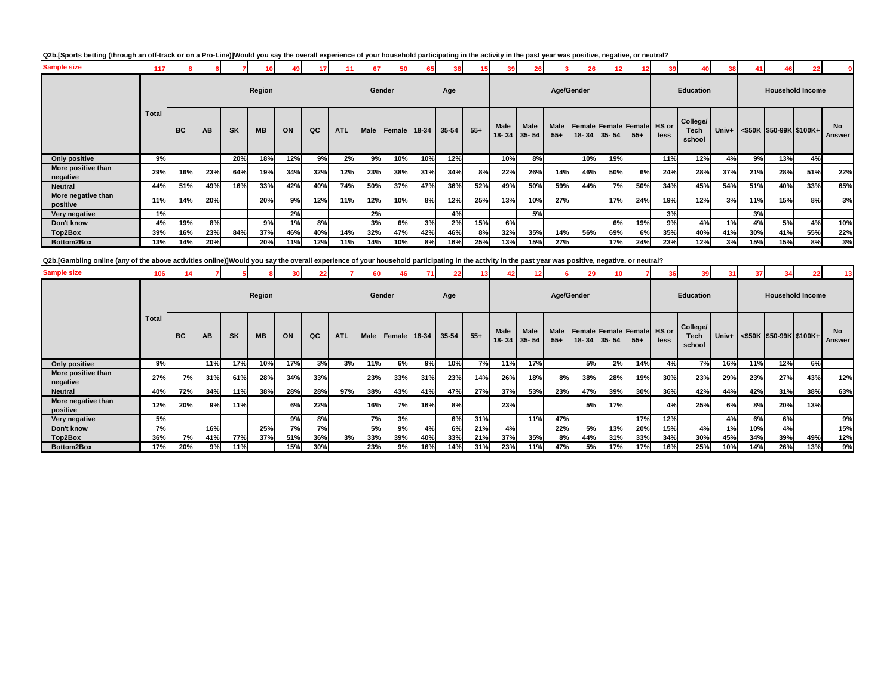Q2b.[Sports betting (through an off-track or on a Pro-Line)]Would you say the overall experience of your household participating in the activity in the past year was positive, negative, or neutral?

| | Total | Region | | | | | | | Gender | | Age | | | Age/Gender | | | | | | Education | | | Household Income | | | |
|---|---|---|---|---|---|---|---|---|---|---|---|---|---|---|---|---|---|---|---|---|---|---|---|---|---|---|
| | | BC | AB | SK | MB | ON | QC | ATL | Male | Female | 18-34 | 35-54 | 55+ | Male 18- 34 | Male 35- 54 | Male 55+ | Female 18- 34 | Female 35- 54 | Female 55+ | HS or less | College/ Tech school | Univ+ | <$50K | $50-99K | $100K+ | No Answer |
| Sample size | 117 | 8 | 6 | 7 | 10 | 49 | 17 | 11 | 67 | 50 | 65 | 38 | 15 | 39 | 26 | 3 | 26 | 12 | 12 | 39 | 40 | 38 | 41 | 46 | 22 | 9 |
| Only positive | 9% | | | 20% | 18% | 12% | 9% | 2% | 9% | 10% | 10% | 12% | | 10% | 8% | | 10% | 19% | | 11% | 12% | 4% | 9% | 13% | 4% | |
| More positive than negative | 29% | 16% | 23% | 64% | 19% | 34% | 32% | 12% | 23% | 38% | 31% | 34% | 8% | 22% | 26% | 14% | 46% | 50% | 6% | 24% | 28% | 37% | 21% | 28% | 51% | 22% |
| Neutral | 44% | 51% | 49% | 16% | 33% | 42% | 40% | 74% | 50% | 37% | 47% | 36% | 52% | 49% | 50% | 59% | 44% | 7% | 50% | 34% | 45% | 54% | 51% | 40% | 33% | 65% |
| More negative than positive | 11% | 14% | 20% | | 20% | 9% | 12% | 11% | 12% | 10% | 8% | 12% | 25% | 13% | 10% | 27% | | 17% | 24% | 19% | 12% | 3% | 11% | 15% | 8% | 3% |
| Very negative | 1% | | | | | 2% | | | 2% | | | 4% | | | 5% | | | | | 3% | | | 3% | | | |
| Don't know | 4% | 19% | 8% | | 9% | 1% | 8% | | 3% | 6% | 3% | 2% | 15% | 6% | | | | 6% | 19% | 9% | 4% | 1% | 4% | 5% | 4% | 10% |
| Top2Box | 39% | 16% | 23% | 84% | 37% | 46% | 40% | 14% | 32% | 47% | 42% | 46% | 8% | 32% | 35% | 14% | 56% | 69% | 6% | 35% | 40% | 41% | 30% | 41% | 55% | 22% |
| Bottom2Box | 13% | 14% | 20% | | 20% | 11% | 12% | 11% | 14% | 10% | 8% | 16% | 25% | 13% | 15% | 27% | | 17% | 24% | 23% | 12% | 3% | 15% | 15% | 8% | 3% |

Q2b.[Gambling online (any of the above activities online)]Would you say the overall experience of your household participating in the activity in the past year was positive, negative, or neutral?

| | Total | Region | | | | | | | Gender | | Age | | | Age/Gender | | | | | | Education | | | Household Income | | | |
|---|---|---|---|---|---|---|---|---|---|---|---|---|---|---|---|---|---|---|---|---|---|---|---|---|---|---|
| | | BC | AB | SK | MB | ON | QC | ATL | Male | Female | 18-34 | 35-54 | 55+ | Male 18- 34 | Male 35- 54 | Male 55+ | Female 18- 34 | Female 35- 54 | Female 55+ | HS or less | College/ Tech school | Univ+ | <$50K | $50-99K | $100K+ | No Answer |
| Sample size | 106 | 14 | 7 | 5 | 8 | 30 | 22 | 7 | 60 | 46 | 71 | 22 | 13 | 42 | 12 | 6 | 29 | 10 | 7 | 36 | 39 | 31 | 37 | 34 | 22 | 13 |
| Only positive | 9% | | 11% | 17% | 10% | 17% | 3% | 3% | 11% | 6% | 9% | 10% | 7% | 11% | 17% | | 5% | 2% | 14% | 4% | 7% | 16% | 11% | 12% | 6% | |
| More positive than negative | 27% | 7% | 31% | 61% | 28% | 34% | 33% | | 23% | 33% | 31% | 23% | 14% | 26% | 18% | 8% | 38% | 28% | 19% | 30% | 23% | 29% | 23% | 27% | 43% | 12% |
| Neutral | 40% | 72% | 34% | 11% | 38% | 28% | 28% | 97% | 38% | 43% | 41% | 47% | 27% | 37% | 53% | 23% | 47% | 39% | 30% | 36% | 42% | 44% | 42% | 31% | 38% | 63% |
| More negative than positive | 12% | 20% | 9% | 11% | | 6% | 22% | | 16% | 7% | 16% | 8% | | 23% | | | 5% | 17% | | 4% | 25% | 6% | 8% | 20% | 13% | |
| Very negative | 5% | | | | | 9% | 8% | | 7% | 3% | | 6% | 31% | | 11% | 47% | | | 17% | 12% | | 4% | 6% | 6% | | 9% |
| Don't know | 7% | | 16% | | 25% | 7% | 7% | | 5% | 9% | 4% | 6% | 21% | 4% | | 22% | 5% | 13% | 20% | 15% | 4% | 1% | 10% | 4% | | 15% |
| Top2Box | 36% | 7% | 41% | 77% | 37% | 51% | 36% | 3% | 33% | 39% | 40% | 33% | 21% | 37% | 35% | 8% | 44% | 31% | 33% | 34% | 30% | 45% | 34% | 39% | 49% | 12% |
| Bottom2Box | 17% | 20% | 9% | 11% | | 15% | 30% | | 23% | 9% | 16% | 14% | 31% | 23% | 11% | 47% | 5% | 17% | 17% | 16% | 25% | 10% | 14% | 26% | 13% | 9% |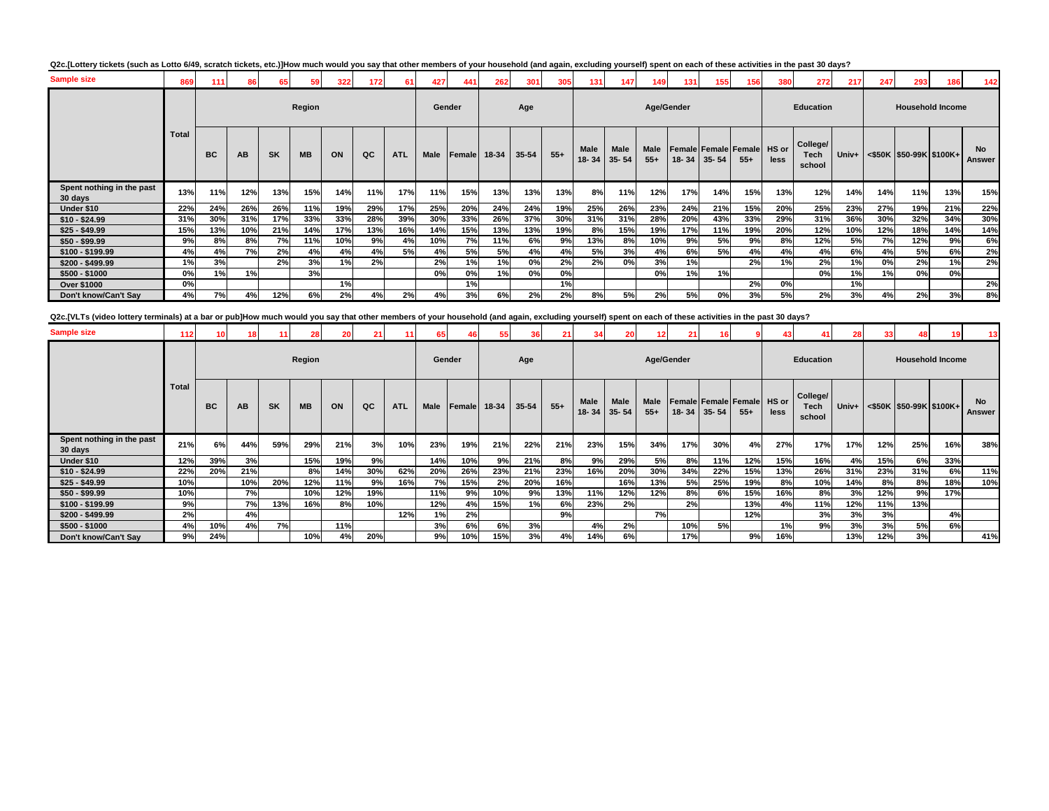Q2c.[Lottery tickets (such as Lotto 6/49, scratch tickets, etc.)]How much would you say that other members of your household (and again, excluding yourself) spent on each of these activities in the past 30 days?

| | Total | Region | | | | | | | Gender | | Age | | | Age/Gender | | | | | | Education | | | Household Income | | | |
|---|---|---|---|---|---|---|---|---|---|---|---|---|---|---|---|---|---|---|---|---|---|---|---|---|---|---|
| | | BC | AB | SK | MB | ON | QC | ATL | Male | Female | 18-34 | 35-54 | 55+ | Male 18- 34 | Male 35- 54 | Male 55+ | Female 18- 34 | Female 35- 54 | Female 55+ | HS or less | College/ Tech school | Univ+ | <$50K | $50-99K | $100K+ | No Answer |
| Sample size | 869 | 111 | 86 | 65 | 59 | 322 | 172 | 61 | 427 | 441 | 262 | 301 | 305 | 131 | 147 | 149 | 131 | 155 | 156 | 380 | 272 | 217 | 247 | 293 | 186 | 142 |
| Spent nothing in the past 30 days | 13% | 11% | 12% | 13% | 15% | 14% | 11% | 17% | 11% | 15% | 13% | 13% | 13% | 8% | 11% | 12% | 17% | 14% | 15% | 13% | 12% | 14% | 14% | 11% | 13% | 15% |
| Under $10 | 22% | 24% | 26% | 26% | 11% | 19% | 29% | 17% | 25% | 20% | 24% | 24% | 19% | 25% | 26% | 23% | 24% | 21% | 15% | 20% | 25% | 23% | 27% | 19% | 21% | 22% |
| $10 - $24.99 | 31% | 30% | 31% | 17% | 33% | 33% | 28% | 39% | 30% | 33% | 26% | 37% | 30% | 31% | 31% | 28% | 20% | 43% | 33% | 29% | 31% | 36% | 30% | 32% | 34% | 30% |
| $25 - $49.99 | 15% | 13% | 10% | 21% | 14% | 17% | 13% | 16% | 14% | 15% | 13% | 13% | 19% | 8% | 15% | 19% | 17% | 11% | 19% | 20% | 12% | 10% | 12% | 18% | 14% | 14% |
| $50 - $99.99 | 9% | 8% | 8% | 7% | 11% | 10% | 9% | 4% | 10% | 7% | 11% | 6% | 9% | 13% | 8% | 10% | 9% | 5% | 9% | 8% | 12% | 5% | 7% | 12% | 9% | 6% |
| $100 - $199.99 | 4% | 4% | 7% | 2% | 4% | 4% | 4% | 5% | 4% | 5% | 5% | 4% | 4% | 5% | 3% | 4% | 6% | 5% | 4% | 4% | 4% | 6% | 4% | 5% | 6% | 2% |
| $200 - $499.99 | 1% | 3% | | 2% | 3% | 1% | 2% | | 2% | 1% | 1% | 0% | 2% | 2% | 0% | 3% | 1% | | 2% | 1% | 2% | 1% | 0% | 2% | 1% | 2% |
| $500 - $1000 | 0% | 1% | 1% | | 3% | | | | 0% | 0% | 1% | 0% | 0% | | | 0% | 1% | 1% | | | 0% | 1% | 1% | 0% | 0% | |
| Over $1000 | 0% | | | | | 1% | | | | 1% | | | 1% | | | | | | 2% | 0% | | 1% | | | | 2% |
| Don't know/Can't Say | 4% | 7% | 4% | 12% | 6% | 2% | 4% | 2% | 4% | 3% | 6% | 2% | 2% | 8% | 5% | 2% | 5% | 0% | 3% | 5% | 2% | 3% | 4% | 2% | 3% | 8% |

Q2c.[VLTs (video lottery terminals) at a bar or pub]How much would you say that other members of your household (and again, excluding yourself) spent on each of these activities in the past 30 days?

| | Total | Region | | | | | | | Gender | | Age | | | Age/Gender | | | | | | Education | | | Household Income | | | |
|---|---|---|---|---|---|---|---|---|---|---|---|---|---|---|---|---|---|---|---|---|---|---|---|---|---|---|
| | | BC | AB | SK | MB | ON | QC | ATL | Male | Female | 18-34 | 35-54 | 55+ | Male 18- 34 | Male 35- 54 | Male 55+ | Female 18- 34 | Female 35- 54 | Female 55+ | HS or less | College/ Tech school | Univ+ | <$50K | $50-99K | $100K+ | No Answer |
| Sample size | 112 | 10 | 18 | 11 | 28 | 20 | 21 | 11 | 65 | 46 | 55 | 36 | 21 | 34 | 20 | 12 | 21 | 16 | 9 | 43 | 41 | 28 | 33 | 48 | 19 | 13 |
| Spent nothing in the past 30 days | 21% | 6% | 44% | 59% | 29% | 21% | 3% | 10% | 23% | 19% | 21% | 22% | 21% | 23% | 15% | 34% | 17% | 30% | 4% | 27% | 17% | 17% | 12% | 25% | 16% | 38% |
| Under $10 | 12% | 39% | 3% | | 15% | 19% | 9% | | 14% | 10% | 9% | 21% | 8% | 9% | 29% | 5% | 8% | 11% | 12% | 15% | 16% | 4% | 15% | 6% | 33% | |
| $10 - $24.99 | 22% | 20% | 21% | | 8% | 14% | 30% | 62% | 20% | 26% | 23% | 21% | 23% | 16% | 20% | 30% | 34% | 22% | 15% | 13% | 26% | 31% | 23% | 31% | 6% | 11% |
| $25 - $49.99 | 10% | | 10% | 20% | 12% | 11% | 9% | 16% | 7% | 15% | 2% | 20% | 16% | | 16% | 13% | 5% | 25% | 19% | 8% | 10% | 14% | 8% | 8% | 18% | 10% |
| $50 - $99.99 | 10% | | 7% | | 10% | 12% | 19% | | 11% | 9% | 10% | 9% | 13% | 11% | 12% | 12% | 8% | 6% | 15% | 16% | 8% | 3% | 12% | 9% | 17% | |
| $100 - $199.99 | 9% | | 7% | 13% | 16% | 8% | 10% | | 12% | 4% | 15% | 1% | 6% | 23% | 2% | | 2% | | 13% | 4% | 11% | 12% | 11% | 13% | | |
| $200 - $499.99 | 2% | | 4% | | | | | 12% | 1% | 2% | | | 9% | | | 7% | | | 12% | | 3% | 3% | 3% | | 4% | |
| $500 - $1000 | 4% | 10% | 4% | 7% | | 11% | | | 3% | 6% | 6% | 3% | | 4% | 2% | | 10% | 5% | | 1% | 9% | 3% | 3% | 5% | 6% | |
| Don't know/Can't Say | 9% | 24% | | | 10% | 4% | 20% | | 9% | 10% | 15% | 3% | 4% | 14% | 6% | | 17% | | 9% | 16% | | 13% | 12% | 3% | | 41% |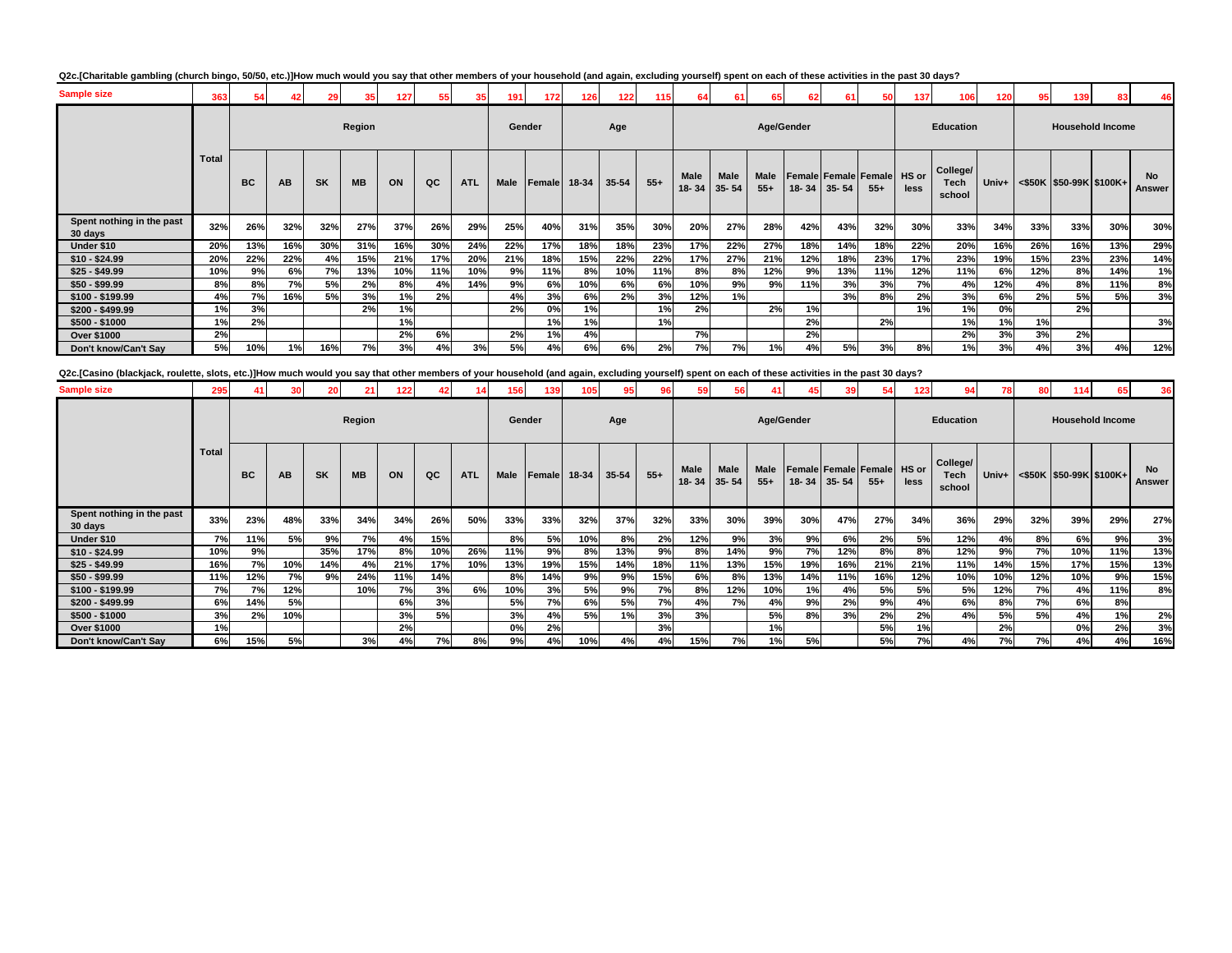**Q2c.[Charitable gambling (church bingo, 50/50, etc.)]How much would you say that other members of your household (and again, excluding yourself) spent on each of these activities in the past 30 days?**

| | Total | Region | | | | | | | Gender | | Age | | | Age/Gender | | | | | | Education | | | Household Income | | | |
|---|---|---|---|---|---|---|---|---|---|---|---|---|---|---|---|---|---|---|---|---|---|---|---|---|---|---|
| | | BC | AB | SK | MB | ON | QC | ATL | Male | Female | 18-34 | 35-54 | 55+ | Male 18- 34 | Male 35- 54 | Male 55+ | Female 18- 34 | Female 35- 54 | Female 55+ | HS or less | College/ Tech school | Univ+ | <$50K | $50-99K | $100K+ | No Answer |
| Sample size | 363 | 54 | 42 | 29 | 35 | 127 | 55 | 35 | 191 | 172 | 126 | 122 | 115 | 64 | 61 | 65 | 62 | 61 | 50 | 137 | 106 | 120 | 95 | 139 | 83 | 46 |
| Spent nothing in the past 30 days | 32% | 26% | 32% | 32% | 27% | 37% | 26% | 29% | 25% | 40% | 31% | 35% | 30% | 20% | 27% | 28% | 42% | 43% | 32% | 30% | 33% | 34% | 33% | 33% | 30% | 30% |
| Under $10 | 20% | 13% | 16% | 30% | 31% | 16% | 30% | 24% | 22% | 17% | 18% | 18% | 23% | 17% | 22% | 27% | 18% | 14% | 18% | 22% | 20% | 16% | 26% | 16% | 13% | 29% |
| $10 - $24.99 | 20% | 22% | 22% | 4% | 15% | 21% | 17% | 20% | 21% | 18% | 15% | 22% | 22% | 17% | 27% | 21% | 12% | 18% | 23% | 17% | 23% | 19% | 15% | 23% | 23% | 14% |
| $25 - $49.99 | 10% | 9% | 6% | 7% | 13% | 10% | 11% | 10% | 9% | 11% | 8% | 10% | 11% | 8% | 8% | 12% | 9% | 13% | 11% | 12% | 11% | 6% | 12% | 8% | 14% | 1% |
| $50 - $99.99 | 8% | 8% | 7% | 5% | 2% | 8% | 4% | 14% | 9% | 6% | 10% | 6% | 6% | 10% | 9% | 9% | 11% | 3% | 3% | 7% | 4% | 12% | 4% | 8% | 11% | 8% |
| $100 - $199.99 | 4% | 7% | 16% | 5% | 3% | 1% | 2% | | 4% | 3% | 6% | 2% | 3% | 12% | 1% | | | 3% | 8% | 2% | 3% | 6% | 2% | 5% | 5% | 3% |
| $200 - $499.99 | 1% | 3% | | | 2% | 1% | | | 2% | 0% | 1% | | 1% | 2% | | 2% | 1% | | | 1% | 1% | 0% | | 2% | | |
| $500 - $1000 | 1% | 2% | | | | 1% | | | | 1% | 1% | | 1% | | | | 2% | | 2% | | 1% | 1% | 1% | | | 3% |
| Over $1000 | 2% | | | | | 2% | 6% | | 2% | 1% | 4% | | | 7% | | | 2% | | | | 2% | 3% | 3% | 2% | | |
| Don't know/Can't Say | 5% | 10% | 1% | 16% | 7% | 3% | 4% | 3% | 5% | 4% | 6% | 6% | 2% | 7% | 7% | 1% | 4% | 5% | 3% | 8% | 1% | 3% | 4% | 3% | 4% | 12% |

**Q2c.[Casino (blackjack, roulette, slots, etc.)]How much would you say that other members of your household (and again, excluding yourself) spent on each of these activities in the past 30 days?**

| | Total | Region | | | | | | | Gender | | Age | | | Age/Gender | | | | | | Education | | | Household Income | | | |
|---|---|---|---|---|---|---|---|---|---|---|---|---|---|---|---|---|---|---|---|---|---|---|---|---|---|---|
| | | BC | AB | SK | MB | ON | QC | ATL | Male | Female | 18-34 | 35-54 | 55+ | Male 18- 34 | Male 35- 54 | Male 55+ | Female 18- 34 | Female 35- 54 | Female 55+ | HS or less | College/ Tech school | Univ+ | <$50K | $50-99K | $100K+ | No Answer |
| Sample size | 295 | 41 | 30 | 20 | 21 | 122 | 42 | 14 | 156 | 139 | 105 | 95 | 96 | 59 | 56 | 41 | 45 | 39 | 54 | 123 | 94 | 78 | 80 | 114 | 65 | 36 |
| Spent nothing in the past 30 days | 33% | 23% | 48% | 33% | 34% | 34% | 26% | 50% | 33% | 33% | 32% | 37% | 32% | 33% | 30% | 39% | 30% | 47% | 27% | 34% | 36% | 29% | 32% | 39% | 29% | 27% |
| Under $10 | 7% | 11% | 5% | 9% | 7% | 4% | 15% | | 8% | 5% | 10% | 8% | 2% | 12% | 9% | 3% | 9% | 6% | 2% | 5% | 12% | 4% | 8% | 6% | 9% | 3% |
| $10 - $24.99 | 10% | 9% | | 35% | 17% | 8% | 10% | 26% | 11% | 9% | 8% | 13% | 9% | 8% | 14% | 9% | 7% | 12% | 8% | 8% | 12% | 9% | 7% | 10% | 11% | 13% |
| $25 - $49.99 | 16% | 7% | 10% | 14% | 4% | 21% | 17% | 10% | 13% | 19% | 15% | 14% | 18% | 11% | 13% | 15% | 19% | 16% | 21% | 21% | 11% | 14% | 15% | 17% | 15% | 13% |
| $50 - $99.99 | 11% | 12% | 7% | 9% | 24% | 11% | 14% | | 8% | 14% | 9% | 9% | 15% | 6% | 8% | 13% | 14% | 11% | 16% | 12% | 10% | 10% | 12% | 10% | 9% | 15% |
| $100 - $199.99 | 7% | 7% | 12% | | 10% | 7% | 3% | 6% | 10% | 3% | 5% | 9% | 7% | 8% | 12% | 10% | 1% | 4% | 5% | 5% | 5% | 12% | 7% | 4% | 11% | 8% |
| $200 - $499.99 | 6% | 14% | 5% | | | 6% | 3% | | 5% | 7% | 6% | 5% | 7% | 4% | 7% | 4% | 9% | 2% | 9% | 4% | 6% | 8% | 7% | 6% | 8% | |
| $500 - $1000 | 3% | 2% | 10% | | | 3% | 5% | | 3% | 4% | 5% | 1% | 3% | 3% | | 5% | 8% | 3% | 2% | 2% | 4% | 5% | 5% | 4% | 1% | 2% |
| Over $1000 | 1% | | | | | 2% | | | 0% | 2% | | | 3% | | | 1% | | | 5% | 1% | | 2% | | 0% | 2% | 3% |
| Don't know/Can't Say | 6% | 15% | 5% | | 3% | 4% | 7% | 8% | 9% | 4% | 10% | 4% | 4% | 15% | 7% | 1% | 5% | | 5% | 7% | 4% | 7% | 7% | 4% | 4% | 16% |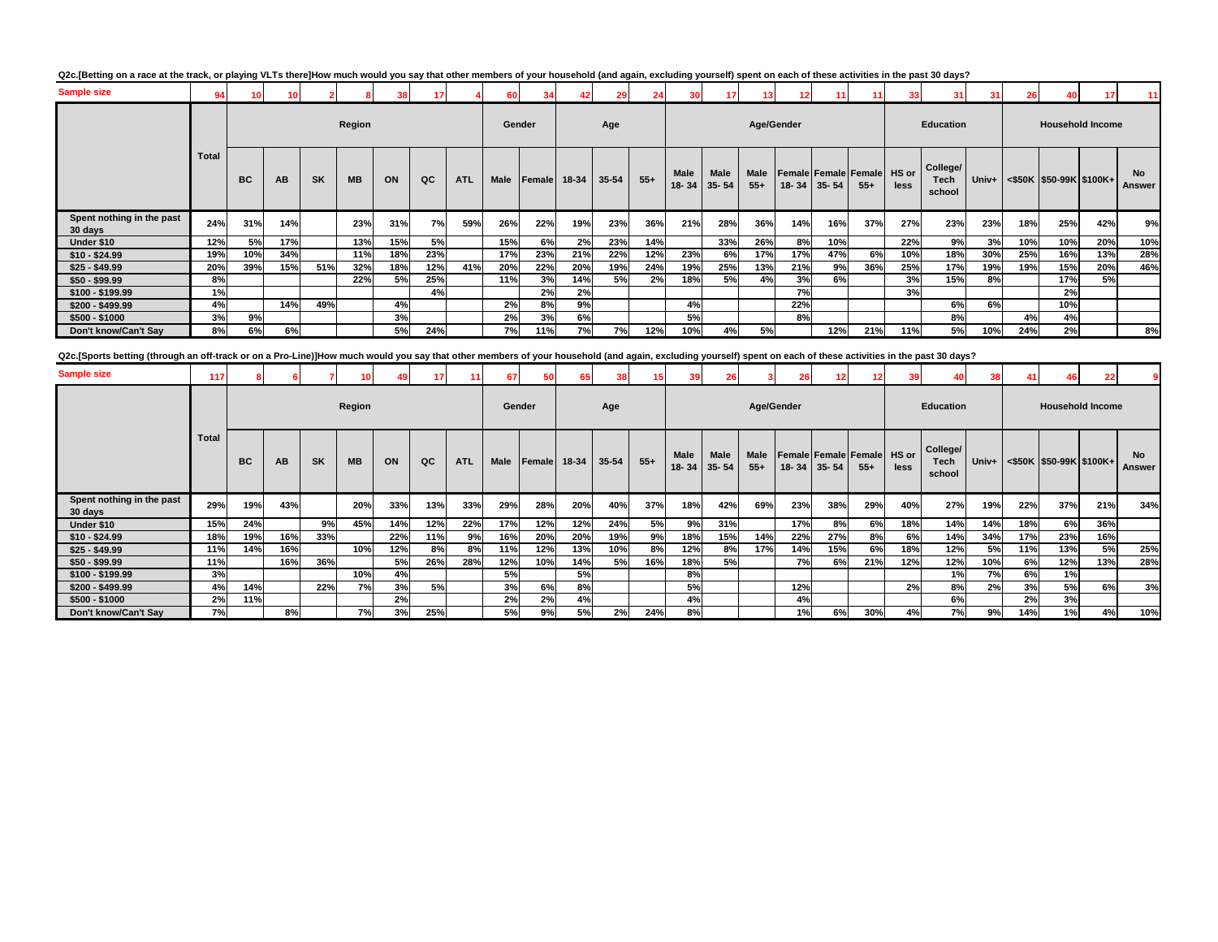**Q2c.[Betting on a race at the track, or playing VLTs there]How much would you say that other members of your household (and again, excluding yourself) spent on each of these activities in the past 30 days?**

| | | Region | | | | | | | | Gender | | Age | | | Age/Gender | | | | | | Education | | | Household Income | | | |
|---|---|---|---|---|---|---|---|---|---|---|---|---|---|---|---|---|---|---|---|---|---|---|---|---|---|---|---|
| | Total | BC | AB | SK | MB | ON | QC | ATL | Male | Female | 18-34 | 35-54 | 55+ | Male 18- 34 | Male 35- 54 | Male 55+ | Female 18- 34 | Female 35- 54 | Female 55+ | HS or less | College/ Tech school | Univ+ | <$50K | $50-99K | $100K+ | No Answer |
| Sample size | 94 | 10 | 10 | 2 | 8 | 38 | 17 | 4 | 60 | 34 | 42 | 29 | 24 | 30 | 17 | 13 | 12 | 11 | 11 | 33 | 31 | 31 | 26 | 40 | 17 | 11 |
| Spent nothing in the past 30 days | 24% | 31% | 14% | | 23% | 31% | 7% | 59% | 26% | 22% | 19% | 23% | 36% | 21% | 28% | 36% | 14% | 16% | 37% | 27% | 23% | 23% | 18% | 25% | 42% | 9% |
| Under $10 | 12% | 5% | 17% | | 13% | 15% | 5% | | 15% | 6% | 2% | 23% | 14% | | 33% | 26% | 8% | 10% | | 22% | 9% | 3% | 10% | 10% | 20% | 10% |
| $10 - $24.99 | 19% | 10% | 34% | | 11% | 18% | 23% | | 17% | 23% | 21% | 22% | 12% | 23% | 6% | 17% | 17% | 47% | 6% | 10% | 18% | 30% | 25% | 16% | 13% | 28% |
| $25 - $49.99 | 20% | 39% | 15% | 51% | 32% | 18% | 12% | 41% | 20% | 22% | 20% | 19% | 24% | 19% | 25% | 13% | 21% | 9% | 36% | 25% | 17% | 19% | 19% | 15% | 20% | 46% |
| $50 - $99.99 | 8% | | | | 22% | 5% | 25% | | 11% | 3% | 14% | 5% | 2% | 18% | 5% | 4% | 3% | 6% | | 3% | 15% | 8% | | 17% | 5% | |
| $100 - $199.99 | 1% | | | | | | 4% | | | 2% | 2% | | | | | | 7% | | | 3% | | | | 2% | | |
| $200 - $499.99 | 4% | | 14% | 49% | | 4% | | | 2% | 8% | 9% | | | 4% | | | 22% | | | | 6% | 6% | | 10% | | |
| $500 - $1000 | 3% | 9% | | | | 3% | | | 2% | 3% | 6% | | | 5% | | | 8% | | | | 8% | | 4% | 4% | | |
| Don't know/Can't Say | 8% | 6% | 6% | | | 5% | 24% | | 7% | 11% | 7% | 7% | 12% | 10% | 4% | 5% | | 12% | 21% | 11% | 5% | 10% | 24% | 2% | | 8% |

**Q2c.[Sports betting (through an off-track or on a Pro-Line)]How much would you say that other members of your household (and again, excluding yourself) spent on each of these activities in the past 30 days?**

| | | Region | | | | | | | | Gender | | Age | | | Age/Gender | | | | | | Education | | | Household Income | | | |
|---|---|---|---|---|---|---|---|---|---|---|---|---|---|---|---|---|---|---|---|---|---|---|---|---|---|---|---|
| | Total | BC | AB | SK | MB | ON | QC | ATL | Male | Female | 18-34 | 35-54 | 55+ | Male 18- 34 | Male 35- 54 | Male 55+ | Female 18- 34 | Female 35- 54 | Female 55+ | HS or less | College/ Tech school | Univ+ | <$50K | $50-99K | $100K+ | No Answer |
| Sample size | 117 | 8 | 6 | 7 | 10 | 49 | 17 | 11 | 67 | 50 | 65 | 38 | 15 | 39 | 26 | 3 | 26 | 12 | 12 | 39 | 40 | 38 | 41 | 46 | 22 | 9 |
| Spent nothing in the past 30 days | 29% | 19% | 43% | | 20% | 33% | 13% | 33% | 29% | 28% | 20% | 40% | 37% | 18% | 42% | 69% | 23% | 38% | 29% | 40% | 27% | 19% | 22% | 37% | 21% | 34% |
| Under $10 | 15% | 24% | | 9% | 45% | 14% | 12% | 22% | 17% | 12% | 12% | 24% | 5% | 9% | 31% | | 17% | 8% | 6% | 18% | 14% | 14% | 18% | 6% | 36% | |
| $10 - $24.99 | 18% | 19% | 16% | 33% | | 22% | 11% | 9% | 16% | 20% | 20% | 19% | 9% | 18% | 15% | 14% | 22% | 27% | 8% | 6% | 14% | 34% | 17% | 23% | 16% | |
| $25 - $49.99 | 11% | 14% | 16% | | 10% | 12% | 8% | 8% | 11% | 12% | 13% | 10% | 8% | 12% | 8% | 17% | 14% | 15% | 6% | 18% | 12% | 5% | 11% | 13% | 5% | 25% |
| $50 - $99.99 | 11% | | 16% | 36% | | 5% | 26% | 28% | 12% | 10% | 14% | 5% | 16% | 18% | 5% | | 7% | 6% | 21% | 12% | 12% | 10% | 6% | 12% | 13% | 28% |
| $100 - $199.99 | 3% | | | | 10% | 4% | | | 5% | | 5% | | | 8% | | | | | | | 1% | 7% | 6% | 1% | | |
| $200 - $499.99 | 4% | 14% | | 22% | 7% | 3% | 5% | | 3% | 6% | 8% | | | 5% | | | 12% | | | 2% | 8% | 2% | 3% | 5% | 6% | 3% |
| $500 - $1000 | 2% | 11% | | | | 2% | | | 2% | 2% | 4% | | | 4% | | | 4% | | | | 6% | | 2% | 3% | | |
| Don't know/Can't Say | 7% | | 8% | | 7% | 3% | 25% | | 5% | 9% | 5% | 2% | 24% | 8% | | | 1% | 6% | 30% | 4% | 7% | 9% | 14% | 1% | 4% | 10% |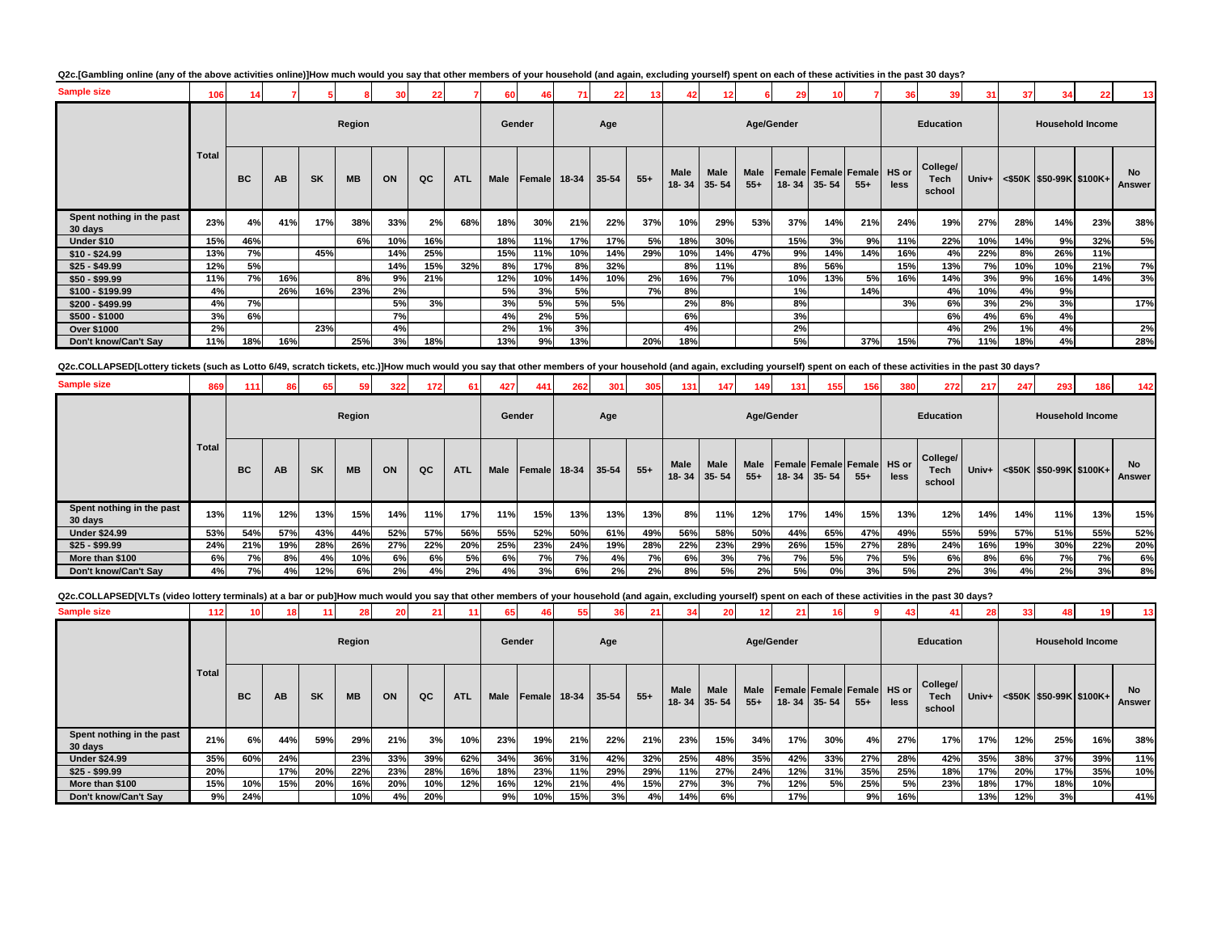**Q2c.[Gambling online (any of the above activities online)]How much would you say that other members of your household (and again, excluding yourself) spent on each of these activities in the past 30 days?**

| | Total | Region | | | | | | | Gender | | Age | | | Age/Gender | | | | | | Education | | | Household Income | | | |
|---|---|---|---|---|---|---|---|---|---|---|---|---|---|---|---|---|---|---|---|---|---|---|---|---|---|---|
| | | BC | AB | SK | MB | ON | QC | ATL | Male | Female | 18-34 | 35-54 | 55+ | Male 18- 34 | Male 35- 54 | Male 55+ | Female 18- 34 | Female 35- 54 | Female 55+ | HS or less | College/ Tech school | Univ+ | <$50K | $50-99K | $100K+ | No Answer |
| Sample size | 106 | 14 | 7 | 5 | 8 | 30 | 22 | 7 | 60 | 46 | 71 | 22 | 13 | 42 | 12 | 6 | 29 | 10 | 7 | 36 | 39 | 31 | 37 | 34 | 22 | 13 |
| Spent nothing in the past 30 days | 23% | 4% | 41% | 17% | 38% | 33% | 2% | 68% | 18% | 30% | 21% | 22% | 37% | 10% | 29% | 53% | 37% | 14% | 21% | 24% | 19% | 27% | 28% | 14% | 23% | 38% |
| Under $10 | 15% | 46% | | | 6% | 10% | 16% | | 18% | 11% | 17% | 17% | 5% | 18% | 30% | | 15% | 3% | 9% | 11% | 22% | 10% | 14% | 9% | 32% | 5% |
| $10 - $24.99 | 13% | 7% | | 45% | | 14% | 25% | | 15% | 11% | 10% | 14% | 29% | 10% | 14% | 47% | 9% | 14% | 14% | 16% | 4% | 22% | 8% | 26% | 11% | |
| $25 - $49.99 | 12% | 5% | | | | 14% | 15% | 32% | 8% | 17% | 8% | 32% | | 8% | 11% | | 8% | 56% | | 15% | 13% | 7% | 10% | 10% | 21% | 7% |
| $50 - $99.99 | 11% | 7% | 16% | | 8% | 9% | 21% | | 12% | 10% | 14% | 10% | 2% | 16% | 7% | | 10% | 13% | 5% | 16% | 14% | 3% | 9% | 16% | 14% | 3% |
| $100 - $199.99 | 4% | | 26% | 16% | 23% | 2% | | | 5% | 3% | 5% | | 7% | 8% | | | 1% | | 14% | | 4% | 10% | 4% | 9% | | |
| $200 - $499.99 | 4% | 7% | | | | 5% | 3% | | 3% | 5% | 5% | 5% | | 2% | 8% | | 8% | | | 3% | 6% | 3% | 2% | 3% | | 17% |
| $500 - $1000 | 3% | 6% | | | | 7% | | | 4% | 2% | 5% | | | 6% | | | 3% | | | | 6% | 4% | 6% | 4% | | |
| Over $1000 | 2% | | | 23% | | 4% | | | 2% | 1% | 3% | | | 4% | | | 2% | | | | 4% | 2% | 1% | 4% | | 2% |
| Don't know/Can't Say | 11% | 18% | 16% | | 25% | 3% | 18% | | 13% | 9% | 13% | | 20% | 18% | | | 5% | | 37% | 15% | 7% | 11% | 18% | 4% | | 28% |

**Q2c.COLLAPSED[Lottery tickets (such as Lotto 6/49, scratch tickets, etc.)]How much would you say that other members of your household (and again, excluding yourself) spent on each of these activities in the past 30 days?**

| | Total | Region | | | | | | | Gender | | Age | | | Age/Gender | | | | | | Education | | | Household Income | | | |
|---|---|---|---|---|---|---|---|---|---|---|---|---|---|---|---|---|---|---|---|---|---|---|---|---|---|---|
| | | BC | AB | SK | MB | ON | QC | ATL | Male | Female | 18-34 | 35-54 | 55+ | Male 18- 34 | Male 35- 54 | Male 55+ | Female 18- 34 | Female 35- 54 | Female 55+ | HS or less | College/ Tech school | Univ+ | <$50K | $50-99K | $100K+ | No Answer |
| Sample size | 869 | 111 | 86 | 65 | 59 | 322 | 172 | 61 | 427 | 441 | 262 | 301 | 305 | 131 | 147 | 149 | 131 | 155 | 156 | 380 | 272 | 217 | 247 | 293 | 186 | 142 |
| Spent nothing in the past 30 days | 13% | 11% | 12% | 13% | 15% | 14% | 11% | 17% | 11% | 15% | 13% | 13% | 13% | 8% | 11% | 12% | 17% | 14% | 15% | 13% | 12% | 14% | 14% | 11% | 13% | 15% |
| Under $24.99 | 53% | 54% | 57% | 43% | 44% | 52% | 57% | 56% | 55% | 52% | 50% | 61% | 49% | 56% | 58% | 50% | 44% | 65% | 47% | 49% | 55% | 59% | 57% | 51% | 55% | 52% |
| $25 - $99.99 | 24% | 21% | 19% | 28% | 26% | 27% | 22% | 20% | 25% | 23% | 24% | 19% | 28% | 22% | 23% | 29% | 26% | 15% | 27% | 28% | 24% | 16% | 19% | 30% | 22% | 20% |
| More than $100 | 6% | 7% | 8% | 4% | 10% | 6% | 6% | 5% | 6% | 7% | 7% | 4% | 7% | 6% | 3% | 7% | 7% | 5% | 7% | 5% | 6% | 8% | 6% | 7% | 7% | 6% |
| Don't know/Can't Say | 4% | 7% | 4% | 12% | 6% | 2% | 4% | 2% | 4% | 3% | 6% | 2% | 2% | 8% | 5% | 2% | 5% | 0% | 3% | 5% | 2% | 3% | 4% | 2% | 3% | 8% |

**Q2c.COLLAPSED[VLTs (video lottery terminals) at a bar or pub]How much would you say that other members of your household (and again, excluding yourself) spent on each of these activities in the past 30 days?**

| | Total | Region | | | | | | | Gender | | Age | | | Age/Gender | | | | | | Education | | | Household Income | | | |
|---|---|---|---|---|---|---|---|---|---|---|---|---|---|---|---|---|---|---|---|---|---|---|---|---|---|---|
| | | BC | AB | SK | MB | ON | QC | ATL | Male | Female | 18-34 | 35-54 | 55+ | Male 18- 34 | Male 35- 54 | Male 55+ | Female 18- 34 | Female 35- 54 | Female 55+ | HS or less | College/ Tech school | Univ+ | <$50K | $50-99K | $100K+ | No Answer |
| Sample size | 112 | 10 | 18 | 11 | 28 | 20 | 21 | 11 | 65 | 46 | 55 | 36 | 21 | 34 | 20 | 12 | 21 | 16 | 9 | 43 | 41 | 28 | 33 | 48 | 19 | 13 |
| Spent nothing in the past 30 days | 21% | 6% | 44% | 59% | 29% | 21% | 3% | 10% | 23% | 19% | 21% | 22% | 21% | 23% | 15% | 34% | 17% | 30% | 4% | 27% | 17% | 17% | 12% | 25% | 16% | 38% |
| Under $24.99 | 35% | 60% | 24% | | 23% | 33% | 39% | 62% | 34% | 36% | 31% | 42% | 32% | 25% | 48% | 35% | 42% | 33% | 27% | 28% | 42% | 35% | 38% | 37% | 39% | 11% |
| $25 - $99.99 | 20% | | 17% | 20% | 22% | 23% | 28% | 16% | 18% | 23% | 11% | 29% | 29% | 11% | 27% | 24% | 12% | 31% | 35% | 25% | 18% | 17% | 20% | 17% | 35% | 10% |
| More than $100 | 15% | 10% | 15% | 20% | 16% | 20% | 10% | 12% | 16% | 12% | 21% | 4% | 15% | 27% | 3% | 7% | 12% | 5% | 25% | 5% | 23% | 18% | 17% | 18% | 10% | |
| Don't know/Can't Say | 9% | 24% | | | 10% | 4% | 20% | | 9% | 10% | 15% | 3% | 4% | 14% | 6% | | 17% | | 9% | 16% | | 13% | 12% | 3% | | 41% |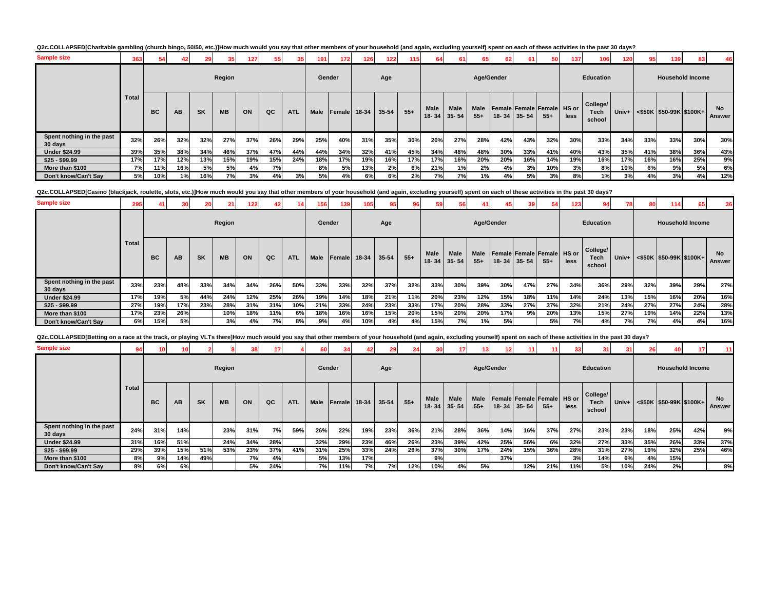Q2c.COLLAPSED[Charitable gambling (church bingo, 50/50, etc.)]How much would you say that other members of your household (and again, excluding yourself) spent on each of these activities in the past 30 days?

| Sample size | 363 | 54 | 42 | 29 | 35 | 127 | 55 | 35 | 191 | 172 | 126 | 122 | 115 | 64 | 61 | 65 | 62 | 61 | 50 | 137 | 106 | 120 | 95 | 139 | 83 | 46 |
|---|---|---|---|---|---|---|---|---|---|---|---|---|---|---|---|---|---|---|---|---|---|---|---|---|---|---|
| | | Region | | | | | | | Gender | | Age | | | Age/Gender | | | | | | Education | | | Household Income | | | |
| | Total | BC | AB | SK | MB | ON | QC | ATL | Male | Female | 18-34 | 35-54 | 55+ | Male 18- 34 | Male 35- 54 | Male 55+ | Female 18- 34 | Female 35- 54 | Female 55+ | HS or less | College/ Tech school | Univ+ | <$50K | $50-99K | $100K+ | No Answer |
| Spent nothing in the past 30 days | 32% | 26% | 32% | 32% | 27% | 37% | 26% | 29% | 25% | 40% | 31% | 35% | 30% | 20% | 27% | 28% | 42% | 43% | 32% | 30% | 33% | 34% | 33% | 33% | 30% | 30% |
| Under $24.99 | 39% | 35% | 38% | 34% | 46% | 37% | 47% | 44% | 44% | 34% | 32% | 41% | 45% | 34% | 48% | 48% | 30% | 33% | 41% | 40% | 43% | 35% | 41% | 38% | 36% | 43% |
| $25 - $99.99 | 17% | 17% | 12% | 13% | 15% | 19% | 15% | 24% | 18% | 17% | 19% | 16% | 17% | 17% | 16% | 20% | 20% | 16% | 14% | 19% | 16% | 17% | 16% | 16% | 25% | 9% |
| More than $100 | 7% | 11% | 16% | 5% | 5% | 4% | 7% | | 8% | 5% | 13% | 2% | 6% | 21% | 1% | 2% | 4% | 3% | 10% | 3% | 8% | 10% | 6% | 9% | 5% | 6% |
| Don't know/Can't Say | 5% | 10% | 1% | 16% | 7% | 3% | 4% | 3% | 5% | 4% | 6% | 6% | 2% | 7% | 7% | 1% | 4% | 5% | 3% | 8% | 1% | 3% | 4% | 3% | 4% | 12% |

Q2c.COLLAPSED[Casino (blackjack, roulette, slots, etc.)]How much would you say that other members of your household (and again, excluding yourself) spent on each of these activities in the past 30 days?

| Sample size | 295 | 41 | 30 | 20 | 21 | 122 | 42 | 14 | 156 | 139 | 105 | 95 | 96 | 59 | 56 | 41 | 45 | 39 | 54 | 123 | 94 | 78 | 80 | 114 | 65 | 36 |
|---|---|---|---|---|---|---|---|---|---|---|---|---|---|---|---|---|---|---|---|---|---|---|---|---|---|---|
| | | Region | | | | | | | Gender | | Age | | | Age/Gender | | | | | | Education | | | Household Income | | | |
| | Total | BC | AB | SK | MB | ON | QC | ATL | Male | Female | 18-34 | 35-54 | 55+ | Male 18- 34 | Male 35- 54 | Male 55+ | Female 18- 34 | Female 35- 54 | Female 55+ | HS or less | College/ Tech school | Univ+ | <$50K | $50-99K | $100K+ | No Answer |
| Spent nothing in the past 30 days | 33% | 23% | 48% | 33% | 34% | 34% | 26% | 50% | 33% | 33% | 32% | 37% | 32% | 33% | 30% | 39% | 30% | 47% | 27% | 34% | 36% | 29% | 32% | 39% | 29% | 27% |
| Under $24.99 | 17% | 19% | 5% | 44% | 24% | 12% | 25% | 26% | 19% | 14% | 18% | 21% | 11% | 20% | 23% | 12% | 15% | 18% | 11% | 14% | 24% | 13% | 15% | 16% | 20% | 16% |
| $25 - $99.99 | 27% | 19% | 17% | 23% | 28% | 31% | 31% | 10% | 21% | 33% | 24% | 23% | 33% | 17% | 20% | 28% | 33% | 27% | 37% | 32% | 21% | 24% | 27% | 27% | 24% | 28% |
| More than $100 | 17% | 23% | 26% | | 10% | 18% | 11% | 6% | 18% | 16% | 16% | 15% | 20% | 15% | 20% | 20% | 17% | 9% | 20% | 13% | 15% | 27% | 19% | 14% | 22% | 13% |
| Don't know/Can't Say | 6% | 15% | 5% | | 3% | 4% | 7% | 8% | 9% | 4% | 10% | 4% | 4% | 15% | 7% | 1% | 5% | | 5% | 7% | 4% | 7% | 7% | 4% | 4% | 16% |

Q2c.COLLAPSED[Betting on a race at the track, or playing VLTs there]How much would you say that other members of your household (and again, excluding yourself) spent on each of these activities in the past 30 days?

| Sample size | 94 | 10 | 10 | 2 | 8 | 38 | 17 | 4 | 60 | 34 | 42 | 29 | 24 | 30 | 17 | 13 | 12 | 11 | 11 | 33 | 31 | 31 | 26 | 40 | 17 | 11 |
|---|---|---|---|---|---|---|---|---|---|---|---|---|---|---|---|---|---|---|---|---|---|---|---|---|---|---|
| | | Region | | | | | | | Gender | | Age | | | Age/Gender | | | | | | Education | | | Household Income | | | |
| | Total | BC | AB | SK | MB | ON | QC | ATL | Male | Female | 18-34 | 35-54 | 55+ | Male 18- 34 | Male 35- 54 | Male 55+ | Female 18- 34 | Female 35- 54 | Female 55+ | HS or less | College/ Tech school | Univ+ | <$50K | $50-99K | $100K+ | No Answer |
| Spent nothing in the past 30 days | 24% | 31% | 14% | | 23% | 31% | 7% | 59% | 26% | 22% | 19% | 23% | 36% | 21% | 28% | 36% | 14% | 16% | 37% | 27% | 23% | 23% | 18% | 25% | 42% | 9% |
| Under $24.99 | 31% | 16% | 51% | | 24% | 34% | 28% | | 32% | 29% | 23% | 46% | 26% | 23% | 39% | 42% | 25% | 56% | 6% | 32% | 27% | 33% | 35% | 26% | 33% | 37% |
| $25 - $99.99 | 29% | 39% | 15% | 51% | 53% | 23% | 37% | 41% | 31% | 25% | 33% | 24% | 26% | 37% | 30% | 17% | 24% | 15% | 36% | 28% | 31% | 27% | 19% | 32% | 25% | 46% |
| More than $100 | 8% | 9% | 14% | 49% | | 7% | 4% | | 5% | 13% | 17% | | | 9% | | | 37% | | | 3% | 14% | 6% | 4% | 15% | | |
| Don't know/Can't Say | 8% | 6% | 6% | | | 5% | 24% | | 7% | 11% | 7% | 7% | 12% | 10% | 4% | 5% | | 12% | 21% | 11% | 5% | 10% | 24% | 2% | | 8% |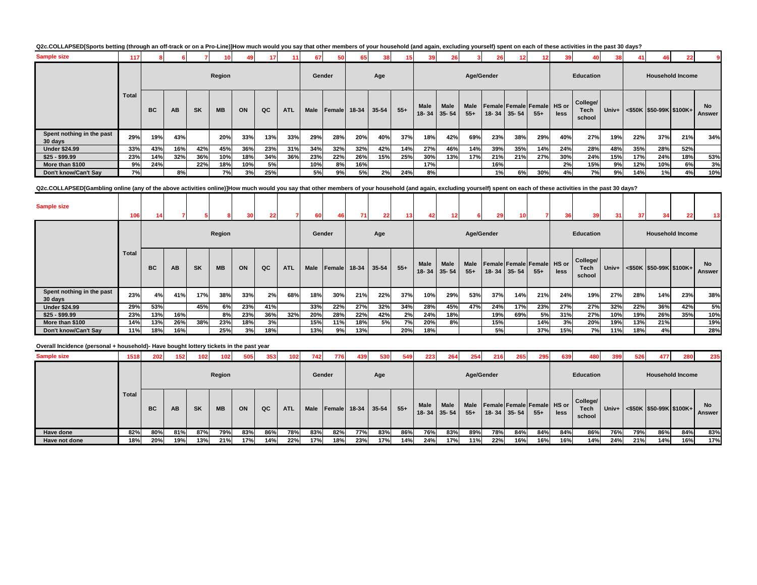**Q2c.COLLAPSED[Sports betting (through an off-track or on a Pro-Line)]How much would you say that other members of your household (and again, excluding yourself) spent on each of these activities in the past 30 days?**

| | Total | Region | | | | | | | Gender | | Age | | | Age/Gender | | | | | | Education | | | Household Income | | | |
|---|---|---|---|---|---|---|---|---|---|---|---|---|---|---|---|---|---|---|---|---|---|---|---|---|---|---|
| | | BC | AB | SK | MB | ON | QC | ATL | Male | Female | 18-34 | 35-54 | 55+ | Male 18- 34 | Male 35- 54 | Male 55+ | Female 18- 34 | Female 35- 54 | Female 55+ | HS or less | College/ Tech school | Univ+ | <$50K | $50-99K | $100K+ | No Answer |
| Sample size | 117 | 8 | 6 | 7 | 10 | 49 | 17 | 11 | 67 | 50 | 65 | 38 | 15 | 39 | 26 | 3 | 26 | 12 | 12 | 39 | 40 | 38 | 41 | 46 | 22 | 9 |
| Spent nothing in the past 30 days | 29% | 19% | 43% | | 20% | 33% | 13% | 33% | 29% | 28% | 20% | 40% | 37% | 18% | 42% | 69% | 23% | 38% | 29% | 40% | 27% | 19% | 22% | 37% | 21% | 34% |
| Under $24.99 | 33% | 43% | 16% | 42% | 45% | 36% | 23% | 31% | 34% | 32% | 32% | 42% | 14% | 27% | 46% | 14% | 39% | 35% | 14% | 24% | 28% | 48% | 35% | 28% | 52% | |
| $25 - $99.99 | 23% | 14% | 32% | 36% | 10% | 18% | 34% | 36% | 23% | 22% | 26% | 15% | 25% | 30% | 13% | 17% | 21% | 21% | 27% | 30% | 24% | 15% | 17% | 24% | 18% | 53% |
| More than $100 | 9% | 24% | | 22% | 18% | 10% | 5% | | 10% | 8% | 16% | | | 17% | | | 16% | | | 2% | 15% | 9% | 12% | 10% | 6% | 3% |
| Don't know/Can't Say | 7% | | 8% | | 7% | 3% | 25% | | 5% | 9% | 5% | 2% | 24% | 8% | | | 1% | 6% | 30% | 4% | 7% | 9% | 14% | 1% | 4% | 10% |

**Q2c.COLLAPSED[Gambling online (any of the above activities online)]How much would you say that other members of your household (and again, excluding yourself) spent on each of these activities in the past 30 days?**

| | Total | Region | | | | | | | Gender | | Age | | | Age/Gender | | | | | | Education | | | Household Income | | | |
|---|---|---|---|---|---|---|---|---|---|---|---|---|---|---|---|---|---|---|---|---|---|---|---|---|---|---|
| | | BC | AB | SK | MB | ON | QC | ATL | Male | Female | 18-34 | 35-54 | 55+ | Male 18- 34 | Male 35- 54 | Male 55+ | Female 18- 34 | Female 35- 54 | Female 55+ | HS or less | College/ Tech school | Univ+ | <$50K | $50-99K | $100K+ | No Answer |
| Sample size | 106 | 14 | 7 | 5 | 8 | 30 | 22 | 7 | 60 | 46 | 71 | 22 | 13 | 42 | 12 | 6 | 29 | 10 | 7 | 36 | 39 | 31 | 37 | 34 | 22 | 13 |
| Spent nothing in the past 30 days | 23% | 4% | 41% | 17% | 38% | 33% | 2% | 68% | 18% | 30% | 21% | 22% | 37% | 10% | 29% | 53% | 37% | 14% | 21% | 24% | 19% | 27% | 28% | 14% | 23% | 38% |
| Under $24.99 | 29% | 53% | | 45% | 6% | 23% | 41% | | 33% | 22% | 27% | 32% | 34% | 28% | 45% | 47% | 24% | 17% | 23% | 27% | 27% | 32% | 22% | 36% | 42% | 5% |
| $25 - $99.99 | 23% | 13% | 16% | | 8% | 23% | 36% | 32% | 20% | 28% | 22% | 42% | 2% | 24% | 18% | | 19% | 69% | 5% | 31% | 27% | 10% | 19% | 26% | 35% | 10% |
| More than $100 | 14% | 13% | 26% | 38% | 23% | 18% | 3% | | 15% | 11% | 18% | 5% | 7% | 20% | 8% | | 15% | | 14% | 3% | 20% | 19% | 13% | 21% | | 19% |
| Don't know/Can't Say | 11% | 18% | 16% | | 25% | 3% | 18% | | 13% | 9% | 13% | | 20% | 18% | | | 5% | | 37% | 15% | 7% | 11% | 18% | 4% | | 28% |

**Overall Incidence (personal + household)- Have bought lottery tickets in the past year**

| | Total | Region | | | | | | | Gender | | Age | | | Age/Gender | | | | | | Education | | | Household Income | | | |
|---|---|---|---|---|---|---|---|---|---|---|---|---|---|---|---|---|---|---|---|---|---|---|---|---|---|---|
| | | BC | AB | SK | MB | ON | QC | ATL | Male | Female | 18-34 | 35-54 | 55+ | Male 18- 34 | Male 35- 54 | Male 55+ | Female 18- 34 | Female 35- 54 | Female 55+ | HS or less | College/ Tech school | Univ+ | <$50K | $50-99K | $100K+ | No Answer |
| Sample size | 1518 | 202 | 152 | 102 | 102 | 505 | 353 | 102 | 742 | 776 | 439 | 530 | 549 | 223 | 264 | 254 | 216 | 265 | 295 | 639 | 480 | 399 | 526 | 477 | 280 | 235 |
| Have done | 82% | 80% | 81% | 87% | 79% | 83% | 86% | 78% | 83% | 82% | 77% | 83% | 86% | 76% | 83% | 89% | 78% | 84% | 84% | 84% | 86% | 76% | 79% | 86% | 84% | 83% |
| Have not done | 18% | 20% | 19% | 13% | 21% | 17% | 14% | 22% | 17% | 18% | 23% | 17% | 14% | 24% | 17% | 11% | 22% | 16% | 16% | 16% | 14% | 24% | 21% | 14% | 16% | 17% |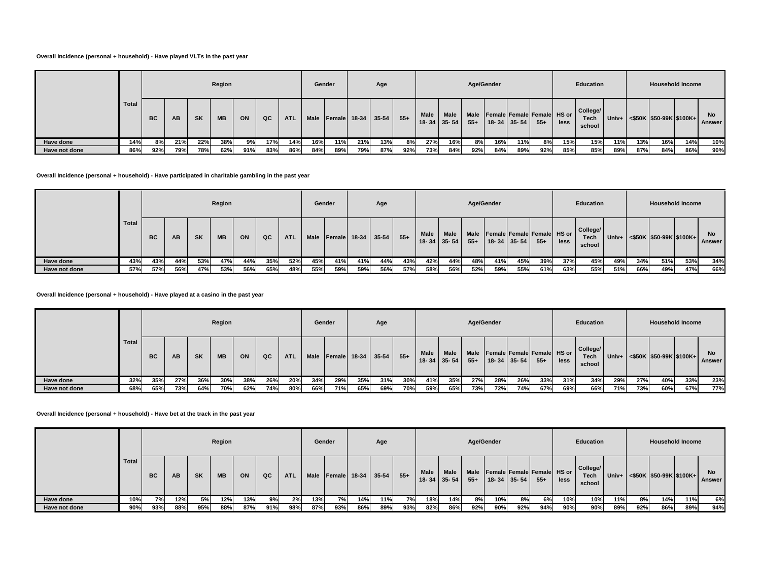**Overall Incidence (personal + household) - Have played VLTs in the past year**

| | Total | Region | | | | | | | Gender | | Age | | | Age/Gender | | | | | | Education | | | Household Income | | | |
|---|---|---|---|---|---|---|---|---|---|---|---|---|---|---|---|---|---|---|---|---|---|---|---|---|---|---|
| | | BC | AB | SK | MB | ON | QC | ATL | Male | Female | 18-34 | 35-54 | 55+ | Male 18- 34 | Male 35- 54 | Male 55+ | Female 18- 34 | Female 35- 54 | Female 55+ | HS or less | College/ Tech school | Univ+ | <$50K | $50-99K | $100K+ | No Answer |
| Have done | 14% | 8% | 21% | 22% | 38% | 9% | 17% | 14% | 16% | 11% | 21% | 13% | 8% | 27% | 16% | 8% | 16% | 11% | 8% | 15% | 15% | 11% | 13% | 16% | 14% | 10% |
| Have not done | 86% | 92% | 79% | 78% | 62% | 91% | 83% | 86% | 84% | 89% | 79% | 87% | 92% | 73% | 84% | 92% | 84% | 89% | 92% | 85% | 85% | 89% | 87% | 84% | 86% | 90% |

**Overall Incidence (personal + household) - Have participated in charitable gambling in the past year**

| | Total | Region | | | | | | | Gender | | Age | | | Age/Gender | | | | | | Education | | | Household Income | | | |
|---|---|---|---|---|---|---|---|---|---|---|---|---|---|---|---|---|---|---|---|---|---|---|---|---|---|---|
| | | BC | AB | SK | MB | ON | QC | ATL | Male | Female | 18-34 | 35-54 | 55+ | Male 18- 34 | Male 35- 54 | Male 55+ | Female 18- 34 | Female 35- 54 | Female 55+ | HS or less | College/ Tech school | Univ+ | <$50K | $50-99K | $100K+ | No Answer |
| Have done | 43% | 43% | 44% | 53% | 47% | 44% | 35% | 52% | 45% | 41% | 41% | 44% | 43% | 42% | 44% | 48% | 41% | 45% | 39% | 37% | 45% | 49% | 34% | 51% | 53% | 34% |
| Have not done | 57% | 57% | 56% | 47% | 53% | 56% | 65% | 48% | 55% | 59% | 59% | 56% | 57% | 58% | 56% | 52% | 59% | 55% | 61% | 63% | 55% | 51% | 66% | 49% | 47% | 66% |

**Overall Incidence (personal + household) - Have played at a casino in the past year**

| | Total | Region | | | | | | | Gender | | Age | | | Age/Gender | | | | | | Education | | | Household Income | | | |
|---|---|---|---|---|---|---|---|---|---|---|---|---|---|---|---|---|---|---|---|---|---|---|---|---|---|---|
| | | BC | AB | SK | MB | ON | QC | ATL | Male | Female | 18-34 | 35-54 | 55+ | Male 18- 34 | Male 35- 54 | Male 55+ | Female 18- 34 | Female 35- 54 | Female 55+ | HS or less | College/ Tech school | Univ+ | <$50K | $50-99K | $100K+ | No Answer |
| Have done | 32% | 35% | 27% | 36% | 30% | 38% | 26% | 20% | 34% | 29% | 35% | 31% | 30% | 41% | 35% | 27% | 28% | 26% | 33% | 31% | 34% | 29% | 27% | 40% | 33% | 23% |
| Have not done | 68% | 65% | 73% | 64% | 70% | 62% | 74% | 80% | 66% | 71% | 65% | 69% | 70% | 59% | 65% | 73% | 72% | 74% | 67% | 69% | 66% | 71% | 73% | 60% | 67% | 77% |

**Overall Incidence (personal + household) - Have bet at the track in the past year**

| | Total | Region | | | | | | | Gender | | Age | | | Age/Gender | | | | | | Education | | | Household Income | | | |
|---|---|---|---|---|---|---|---|---|---|---|---|---|---|---|---|---|---|---|---|---|---|---|---|---|---|---|
| | | BC | AB | SK | MB | ON | QC | ATL | Male | Female | 18-34 | 35-54 | 55+ | Male 18- 34 | Male 35- 54 | Male 55+ | Female 18- 34 | Female 35- 54 | Female 55+ | HS or less | College/ Tech school | Univ+ | <$50K | $50-99K | $100K+ | No Answer |
| Have done | 10% | 7% | 12% | 5% | 12% | 13% | 9% | 2% | 13% | 7% | 14% | 11% | 7% | 18% | 14% | 8% | 10% | 8% | 6% | 10% | 10% | 11% | 8% | 14% | 11% | 6% |
| Have not done | 90% | 93% | 88% | 95% | 88% | 87% | 91% | 98% | 87% | 93% | 86% | 89% | 93% | 82% | 86% | 92% | 90% | 92% | 94% | 90% | 90% | 89% | 92% | 86% | 89% | 94% |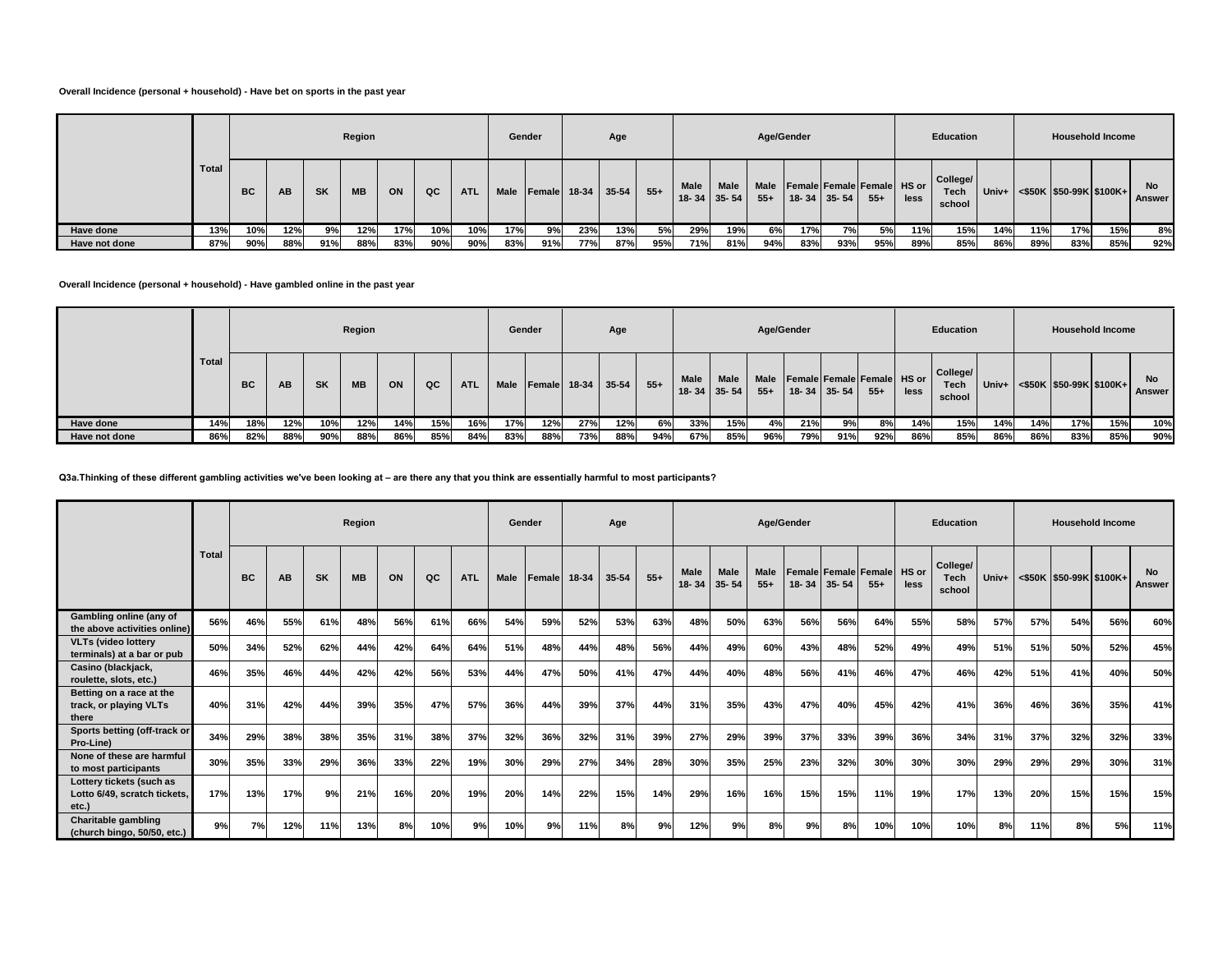**Overall Incidence (personal + household) - Have bet on sports in the past year**

| | Total | Region | | | | | | | Gender | | Age | | | Age/Gender | | | | | | Education | | | Household Income | | | |
|---|---|---|---|---|---|---|---|---|---|---|---|---|---|---|---|---|---|---|---|---|---|---|---|---|---|---|
| | | BC | AB | SK | MB | ON | QC | ATL | Male | Female | 18-34 | 35-54 | 55+ | Male 18- 34 | Male 35- 54 | Male 55+ | Female 18- 34 | Female 35- 54 | Female 55+ | HS or less | College/ Tech school | Univ+ | <$50K | $50-99K | $100K+ | No Answer |
| Have done | 13% | 10% | 12% | 9% | 12% | 17% | 10% | 10% | 17% | 9% | 23% | 13% | 5% | 29% | 19% | 6% | 17% | 7% | 5% | 11% | 15% | 14% | 11% | 17% | 15% | 8% |
| Have not done | 87% | 90% | 88% | 91% | 88% | 83% | 90% | 90% | 83% | 91% | 77% | 87% | 95% | 71% | 81% | 94% | 83% | 93% | 95% | 89% | 85% | 86% | 89% | 83% | 85% | 92% |

**Overall Incidence (personal + household) - Have gambled online in the past year**

| | Total | Region | | | | | | | Gender | | Age | | | Age/Gender | | | | | | Education | | | Household Income | | | |
|---|---|---|---|---|---|---|---|---|---|---|---|---|---|---|---|---|---|---|---|---|---|---|---|---|---|---|
| | | BC | AB | SK | MB | ON | QC | ATL | Male | Female | 18-34 | 35-54 | 55+ | Male 18- 34 | Male 35- 54 | Male 55+ | Female 18- 34 | Female 35- 54 | Female 55+ | HS or less | College/ Tech school | Univ+ | <$50K | $50-99K | $100K+ | No Answer |
| Have done | 14% | 18% | 12% | 10% | 12% | 14% | 15% | 16% | 17% | 12% | 27% | 12% | 6% | 33% | 15% | 4% | 21% | 9% | 8% | 14% | 15% | 14% | 14% | 17% | 15% | 10% |
| Have not done | 86% | 82% | 88% | 90% | 88% | 86% | 85% | 84% | 83% | 88% | 73% | 88% | 94% | 67% | 85% | 96% | 79% | 91% | 92% | 86% | 85% | 86% | 86% | 83% | 85% | 90% |

**Q3a.Thinking of these different gambling activities we've been looking at – are there any that you think are essentially harmful to most participants?**

| | Total | Region | | | | | | | Gender | | Age | | | Age/Gender | | | | | | Education | | | Household Income | | | |
|---|---|---|---|---|---|---|---|---|---|---|---|---|---|---|---|---|---|---|---|---|---|---|---|---|---|---|
| | | BC | AB | SK | MB | ON | QC | ATL | Male | Female | 18-34 | 35-54 | 55+ | Male 18- 34 | Male 35- 54 | Male 55+ | Female 18- 34 | Female 35- 54 | Female 55+ | HS or less | College/ Tech school | Univ+ | <$50K | $50-99K | $100K+ | No Answer |
| Gambling online (any of the above activities online) | 56% | 46% | 55% | 61% | 48% | 56% | 61% | 66% | 54% | 59% | 52% | 53% | 63% | 48% | 50% | 63% | 56% | 56% | 64% | 55% | 58% | 57% | 57% | 54% | 56% | 60% |
| VLTs (video lottery terminals) at a bar or pub | 50% | 34% | 52% | 62% | 44% | 42% | 64% | 64% | 51% | 48% | 44% | 48% | 56% | 44% | 49% | 60% | 43% | 48% | 52% | 49% | 49% | 51% | 51% | 50% | 52% | 45% |
| Casino (blackjack, roulette, slots, etc.) | 46% | 35% | 46% | 44% | 42% | 42% | 56% | 53% | 44% | 47% | 50% | 41% | 47% | 44% | 40% | 48% | 56% | 41% | 46% | 47% | 46% | 42% | 51% | 41% | 40% | 50% |
| Betting on a race at the track, or playing VLTs there | 40% | 31% | 42% | 44% | 39% | 35% | 47% | 57% | 36% | 44% | 39% | 37% | 44% | 31% | 35% | 43% | 47% | 40% | 45% | 42% | 41% | 36% | 46% | 36% | 35% | 41% |
| Sports betting (off-track or Pro-Line) | 34% | 29% | 38% | 38% | 35% | 31% | 38% | 37% | 32% | 36% | 32% | 31% | 39% | 27% | 29% | 39% | 37% | 33% | 39% | 36% | 34% | 31% | 37% | 32% | 32% | 33% |
| None of these are harmful to most participants | 30% | 35% | 33% | 29% | 36% | 33% | 22% | 19% | 30% | 29% | 27% | 34% | 28% | 30% | 35% | 25% | 23% | 32% | 30% | 30% | 30% | 29% | 29% | 29% | 30% | 31% |
| Lottery tickets (such as Lotto 6/49, scratch tickets, etc.) | 17% | 13% | 17% | 9% | 21% | 16% | 20% | 19% | 20% | 14% | 22% | 15% | 14% | 29% | 16% | 16% | 15% | 15% | 11% | 19% | 17% | 13% | 20% | 15% | 15% | 15% |
| Charitable gambling (church bingo, 50/50, etc.) | 9% | 7% | 12% | 11% | 13% | 8% | 10% | 9% | 10% | 9% | 11% | 8% | 9% | 12% | 9% | 8% | 9% | 8% | 10% | 10% | 10% | 8% | 11% | 8% | 5% | 11% |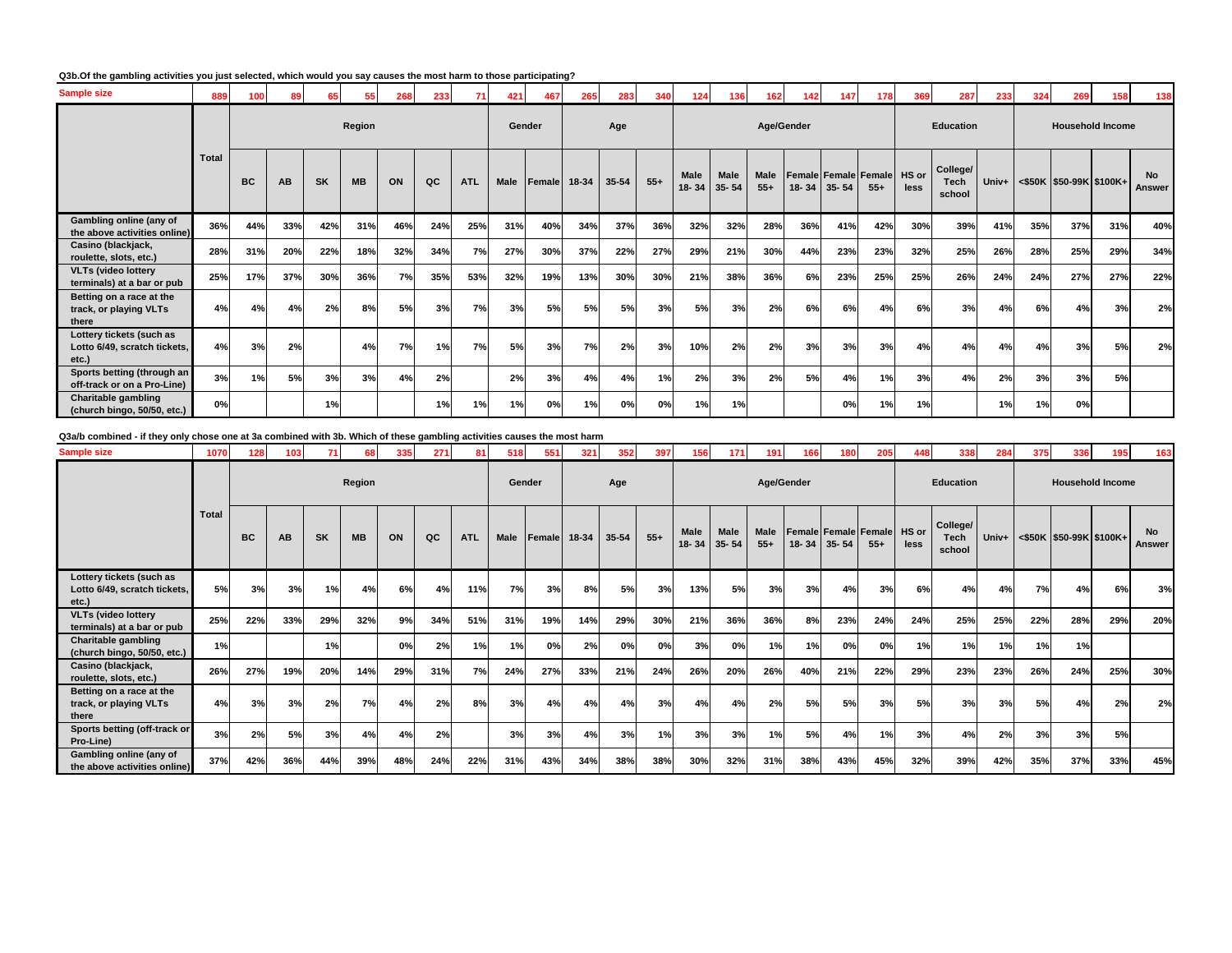**Q3b.Of the gambling activities you just selected, which would you say causes the most harm to those participating?**

| | Total | Region | | | | | | | Gender | | Age | | | Age/Gender | | | | | | Education | | | Household Income | | | |
|---|---|---|---|---|---|---|---|---|---|---|---|---|---|---|---|---|---|---|---|---|---|---|---|---|---|---|
| | | BC | AB | SK | MB | ON | QC | ATL | Male | Female | 18-34 | 35-54 | 55+ | Male 18- 34 | Male 35- 54 | Male 55+ | Female 18- 34 | Female 35- 54 | Female 55+ | HS or less | College/ Tech school | Univ+ | <$50K | $50-99K | $100K+ | No Answer |
| Sample size | 889 | 100 | 89 | 65 | 55 | 268 | 233 | 71 | 421 | 467 | 265 | 283 | 340 | 124 | 136 | 162 | 142 | 147 | 178 | 369 | 287 | 233 | 324 | 269 | 158 | 138 |
| Gambling online (any of the above activities online) | 36% | 44% | 33% | 42% | 31% | 46% | 24% | 25% | 31% | 40% | 34% | 37% | 36% | 32% | 32% | 28% | 36% | 41% | 42% | 30% | 39% | 41% | 35% | 37% | 31% | 40% |
| Casino (blackjack, roulette, slots, etc.) | 28% | 31% | 20% | 22% | 18% | 32% | 34% | 7% | 27% | 30% | 37% | 22% | 27% | 29% | 21% | 30% | 44% | 23% | 23% | 32% | 25% | 26% | 28% | 25% | 29% | 34% |
| VLTs (video lottery terminals) at a bar or pub | 25% | 17% | 37% | 30% | 36% | 7% | 35% | 53% | 32% | 19% | 13% | 30% | 30% | 21% | 38% | 36% | 6% | 23% | 25% | 25% | 26% | 24% | 24% | 27% | 27% | 22% |
| Betting on a race at the track, or playing VLTs there | 4% | 4% | 4% | 2% | 8% | 5% | 3% | 7% | 3% | 5% | 5% | 5% | 3% | 5% | 3% | 2% | 6% | 6% | 4% | 6% | 3% | 4% | 6% | 4% | 3% | 2% |
| Lottery tickets (such as Lotto 6/49, scratch tickets, etc.) | 4% | 3% | 2% | | 4% | 7% | 1% | 7% | 5% | 3% | 7% | 2% | 3% | 10% | 2% | 2% | 3% | 3% | 3% | 4% | 4% | 4% | 4% | 3% | 5% | 2% |
| Sports betting (through an off-track or on a Pro-Line) | 3% | 1% | 5% | 3% | 3% | 4% | 2% | | 2% | 3% | 4% | 4% | 1% | 2% | 3% | 2% | 5% | 4% | 1% | 3% | 4% | 2% | 3% | 3% | 5% | |
| Charitable gambling (church bingo, 50/50, etc.) | 0% | | | 1% | | | 1% | 1% | 1% | 0% | 1% | 0% | 0% | 1% | 1% | | | 0% | 1% | 1% | | 1% | 1% | 0% | | |

**Q3a/b combined - if they only chose one at 3a combined with 3b. Which of these gambling activities causes the most harm**

| | Total | Region | | | | | | | Gender | | Age | | | Age/Gender | | | | | | Education | | | Household Income | | | |
|---|---|---|---|---|---|---|---|---|---|---|---|---|---|---|---|---|---|---|---|---|---|---|---|---|---|---|
| | | BC | AB | SK | MB | ON | QC | ATL | Male | Female | 18-34 | 35-54 | 55+ | Male 18- 34 | Male 35- 54 | Male 55+ | Female 18- 34 | Female 35- 54 | Female 55+ | HS or less | College/ Tech school | Univ+ | <$50K | $50-99K | $100K+ | No Answer |
| Sample size | 1070 | 128 | 103 | 71 | 68 | 335 | 271 | 81 | 518 | 551 | 321 | 352 | 397 | 156 | 171 | 191 | 166 | 180 | 205 | 448 | 338 | 284 | 375 | 336 | 195 | 163 |
| Lottery tickets (such as Lotto 6/49, scratch tickets, etc.) | 5% | 3% | 3% | 1% | 4% | 6% | 4% | 11% | 7% | 3% | 8% | 5% | 3% | 13% | 5% | 3% | 3% | 4% | 3% | 6% | 4% | 4% | 7% | 4% | 6% | 3% |
| VLTs (video lottery terminals) at a bar or pub | 25% | 22% | 33% | 29% | 32% | 9% | 34% | 51% | 31% | 19% | 14% | 29% | 30% | 21% | 36% | 36% | 8% | 23% | 24% | 24% | 25% | 25% | 22% | 28% | 29% | 20% |
| Charitable gambling (church bingo, 50/50, etc.) | 1% | | | 1% | | 0% | 2% | 1% | 1% | 0% | 2% | 0% | 0% | 3% | 0% | 1% | 1% | 0% | 0% | 1% | 1% | 1% | 1% | 1% | | |
| Casino (blackjack, roulette, slots, etc.) | 26% | 27% | 19% | 20% | 14% | 29% | 31% | 7% | 24% | 27% | 33% | 21% | 24% | 26% | 20% | 26% | 40% | 21% | 22% | 29% | 23% | 23% | 26% | 24% | 25% | 30% |
| Betting on a race at the track, or playing VLTs there | 4% | 3% | 3% | 2% | 7% | 4% | 2% | 8% | 3% | 4% | 4% | 4% | 3% | 4% | 4% | 2% | 5% | 5% | 3% | 5% | 3% | 3% | 5% | 4% | 2% | 2% |
| Sports betting (off-track or Pro-Line) | 3% | 2% | 5% | 3% | 4% | 4% | 2% | | 3% | 3% | 4% | 3% | 1% | 3% | 3% | 1% | 5% | 4% | 1% | 3% | 4% | 2% | 3% | 3% | 5% | |
| Gambling online (any of the above activities online) | 37% | 42% | 36% | 44% | 39% | 48% | 24% | 22% | 31% | 43% | 34% | 38% | 38% | 30% | 32% | 31% | 38% | 43% | 45% | 32% | 39% | 42% | 35% | 37% | 33% | 45% |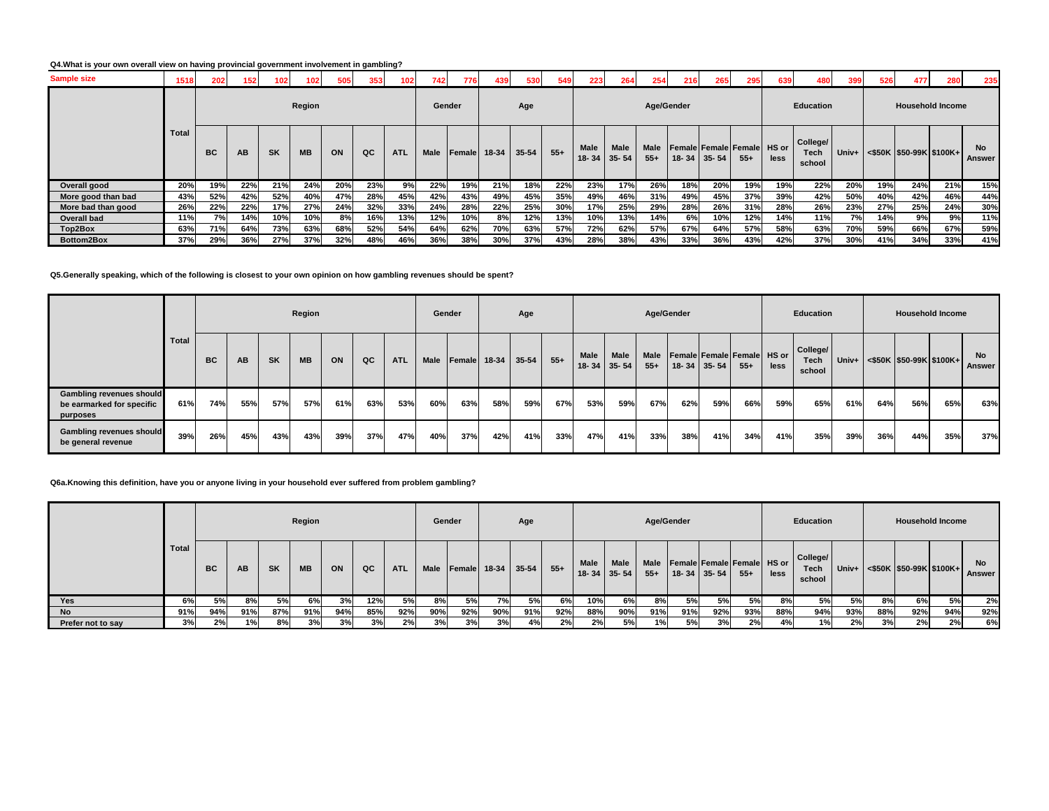**Q4.What is your own overall view on having provincial government involvement in gambling?**

| Sample size | 1518 | 202 | 152 | 102 | 102 | 505 | 353 | 102 | 742 | 776 | 439 | 530 | 549 | 223 | 264 | 254 | 216 | 265 | 295 | 639 | 480 | 399 | 526 | 477 | 280 | 235 |
|---|---|---|---|---|---|---|---|---|---|---|---|---|---|---|---|---|---|---|---|---|---|---|---|---|---|---|
| | Total | Region | | | | | | | Gender | | Age | | | Age/Gender | | | | | | Education | | | Household Income | | | |
| | | BC | AB | SK | MB | ON | QC | ATL | Male | Female | 18-34 | 35-54 | 55+ | Male 18- 34 | Male 35- 54 | Male 55+ | Female 18- 34 | Female 35- 54 | Female 55+ | HS or less | College/ Tech school | Univ+ | <$50K | $50-99K | $100K+ | No Answer |
| Overall good | 20% | 19% | 22% | 21% | 24% | 20% | 23% | 9% | 22% | 19% | 21% | 18% | 22% | 23% | 17% | 26% | 18% | 20% | 19% | 19% | 22% | 20% | 19% | 24% | 21% | 15% |
| More good than bad | 43% | 52% | 42% | 52% | 40% | 47% | 28% | 45% | 42% | 43% | 49% | 45% | 35% | 49% | 46% | 31% | 49% | 45% | 37% | 39% | 42% | 50% | 40% | 42% | 46% | 44% |
| More bad than good | 26% | 22% | 22% | 17% | 27% | 24% | 32% | 33% | 24% | 28% | 22% | 25% | 30% | 17% | 25% | 29% | 28% | 26% | 31% | 28% | 26% | 23% | 27% | 25% | 24% | 30% |
| Overall bad | 11% | 7% | 14% | 10% | 10% | 8% | 16% | 13% | 12% | 10% | 8% | 12% | 13% | 10% | 13% | 14% | 6% | 10% | 12% | 14% | 11% | 7% | 14% | 9% | 9% | 11% |
| Top2Box | 63% | 71% | 64% | 73% | 63% | 68% | 52% | 54% | 64% | 62% | 70% | 63% | 57% | 72% | 62% | 57% | 67% | 64% | 57% | 58% | 63% | 70% | 59% | 66% | 67% | 59% |
| Bottom2Box | 37% | 29% | 36% | 27% | 37% | 32% | 48% | 46% | 36% | 38% | 30% | 37% | 43% | 28% | 38% | 43% | 33% | 36% | 43% | 42% | 37% | 30% | 41% | 34% | 33% | 41% |

**Q5.Generally speaking, which of the following is closest to your own opinion on how gambling revenues should be spent?**

| | Total | Region | | | | | | | Gender | | Age | | | Age/Gender | | | | | | Education | | | Household Income | | | |
|---|---|---|---|---|---|---|---|---|---|---|---|---|---|---|---|---|---|---|---|---|---|---|---|---|---|---|
| | | BC | AB | SK | MB | ON | QC | ATL | Male | Female | 18-34 | 35-54 | 55+ | Male 18- 34 | Male 35- 54 | Male 55+ | Female 18- 34 | Female 35- 54 | Female 55+ | HS or less | College/ Tech school | Univ+ | <$50K | $50-99K | $100K+ | No Answer |
| Gambling revenues should be earmarked for specific purposes | 61% | 74% | 55% | 57% | 57% | 61% | 63% | 53% | 60% | 63% | 58% | 59% | 67% | 53% | 59% | 67% | 62% | 59% | 66% | 59% | 65% | 61% | 64% | 56% | 65% | 63% |
| Gambling revenues should be general revenue | 39% | 26% | 45% | 43% | 43% | 39% | 37% | 47% | 40% | 37% | 42% | 41% | 33% | 47% | 41% | 33% | 38% | 41% | 34% | 41% | 35% | 39% | 36% | 44% | 35% | 37% |

**Q6a.Knowing this definition, have you or anyone living in your household ever suffered from problem gambling?**

| | Total | Region | | | | | | | Gender | | Age | | | Age/Gender | | | | | | Education | | | Household Income | | | |
|---|---|---|---|---|---|---|---|---|---|---|---|---|---|---|---|---|---|---|---|---|---|---|---|---|---|---|
| | | BC | AB | SK | MB | ON | QC | ATL | Male | Female | 18-34 | 35-54 | 55+ | Male 18- 34 | Male 35- 54 | Male 55+ | Female 18- 34 | Female 35- 54 | Female 55+ | HS or less | College/ Tech school | Univ+ | <$50K | $50-99K | $100K+ | No Answer |
| Yes | 6% | 5% | 8% | 5% | 6% | 3% | 12% | 5% | 8% | 5% | 7% | 5% | 6% | 10% | 6% | 8% | 5% | 5% | 5% | 8% | 5% | 5% | 8% | 6% | 5% | 2% |
| No | 91% | 94% | 91% | 87% | 91% | 94% | 85% | 92% | 90% | 92% | 90% | 91% | 92% | 88% | 90% | 91% | 91% | 92% | 93% | 88% | 94% | 93% | 88% | 92% | 94% | 92% |
| Prefer not to say | 3% | 2% | 1% | 8% | 3% | 3% | 3% | 2% | 3% | 3% | 3% | 4% | 2% | 2% | 5% | 1% | 5% | 3% | 2% | 4% | 1% | 2% | 3% | 2% | 2% | 6% |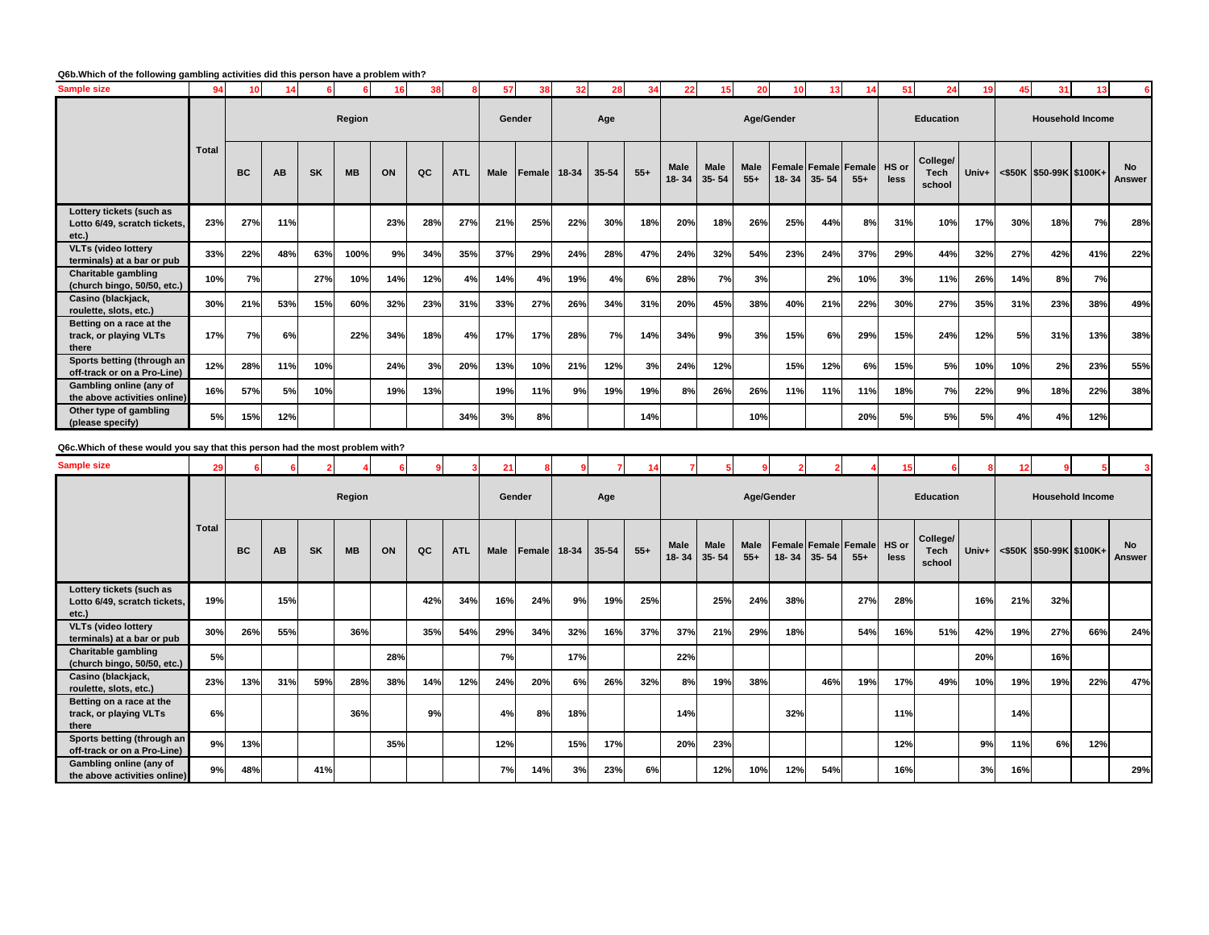**Q6b.Which of the following gambling activities did this person have a problem with?**

| | Total | Region | | | | | | | Gender | | Age | | | Age/Gender | | | | | | Education | | | Household Income | | | |
|---|---|---|---|---|---|---|---|---|---|---|---|---|---|---|---|---|---|---|---|---|---|---|---|---|---|---|
| | | BC | AB | SK | MB | ON | QC | ATL | Male | Female | 18-34 | 35-54 | 55+ | Male 18- 34 | Male 35- 54 | Male 55+ | Female 18- 34 | Female 35- 54 | Female 55+ | HS or less | College/ Tech school | Univ+ | <$50K | $50-99K | $100K+ | No Answer |
| Sample size | 94 | 10 | 14 | 6 | 6 | 16 | 38 | 8 | 57 | 38 | 32 | 28 | 34 | 22 | 15 | 20 | 10 | 13 | 14 | 51 | 24 | 19 | 45 | 31 | 13 | 6 |
| Lottery tickets (such as Lotto 6/49, scratch tickets, etc.) | 23% | 27% | 11% | | | 23% | 28% | 27% | 21% | 25% | 22% | 30% | 18% | 20% | 18% | 26% | 25% | 44% | 8% | 31% | 10% | 17% | 30% | 18% | 7% | 28% |
| VLTs (video lottery terminals) at a bar or pub | 33% | 22% | 48% | 63% | 100% | 9% | 34% | 35% | 37% | 29% | 24% | 28% | 47% | 24% | 32% | 54% | 23% | 24% | 37% | 29% | 44% | 32% | 27% | 42% | 41% | 22% |
| Charitable gambling (church bingo, 50/50, etc.) | 10% | 7% | | 27% | 10% | 14% | 12% | 4% | 14% | 4% | 19% | 4% | 6% | 28% | 7% | 3% | | 2% | 10% | 3% | 11% | 26% | 14% | 8% | 7% | |
| Casino (blackjack, roulette, slots, etc.) | 30% | 21% | 53% | 15% | 60% | 32% | 23% | 31% | 33% | 27% | 26% | 34% | 31% | 20% | 45% | 38% | 40% | 21% | 22% | 30% | 27% | 35% | 31% | 23% | 38% | 49% |
| Betting on a race at the track, or playing VLTs there | 17% | 7% | 6% | | 22% | 34% | 18% | 4% | 17% | 17% | 28% | 7% | 14% | 34% | 9% | 3% | 15% | 6% | 29% | 15% | 24% | 12% | 5% | 31% | 13% | 38% |
| Sports betting (through an off-track or on a Pro-Line) | 12% | 28% | 11% | 10% | | 24% | 3% | 20% | 13% | 10% | 21% | 12% | 3% | 24% | 12% | | 15% | 12% | 6% | 15% | 5% | 10% | 10% | 2% | 23% | 55% |
| Gambling online (any of the above activities online) | 16% | 57% | 5% | 10% | | 19% | 13% | | 19% | 11% | 9% | 19% | 19% | 8% | 26% | 26% | 11% | 11% | 11% | 18% | 7% | 22% | 9% | 18% | 22% | 38% |
| Other type of gambling (please specify) | 5% | 15% | 12% | | | | | 34% | 3% | 8% | | | 14% | | | 10% | | | 20% | 5% | 5% | 5% | 4% | 4% | 12% | |

**Q6c.Which of these would you say that this person had the most problem with?**

| | Total | Region | | | | | | | Gender | | Age | | | Age/Gender | | | | | | Education | | | Household Income | | | |
|---|---|---|---|---|---|---|---|---|---|---|---|---|---|---|---|---|---|---|---|---|---|---|---|---|---|---|
| | | BC | AB | SK | MB | ON | QC | ATL | Male | Female | 18-34 | 35-54 | 55+ | Male 18- 34 | Male 35- 54 | Male 55+ | Female 18- 34 | Female 35- 54 | Female 55+ | HS or less | College/ Tech school | Univ+ | <$50K | $50-99K | $100K+ | No Answer |
| Sample size | 29 | 6 | 6 | 2 | 4 | 6 | 9 | 3 | 21 | 8 | 9 | 7 | 14 | 7 | 5 | 9 | 2 | 2 | 4 | 15 | 6 | 8 | 12 | 9 | 5 | 3 |
| Lottery tickets (such as Lotto 6/49, scratch tickets, etc.) | 19% | | 15% | | | | 42% | 34% | 16% | 24% | 9% | 19% | 25% | | 25% | 24% | 38% | | 27% | 28% | | 16% | 21% | 32% | | |
| VLTs (video lottery terminals) at a bar or pub | 30% | 26% | 55% | | 36% | | 35% | 54% | 29% | 34% | 32% | 16% | 37% | 37% | 21% | 29% | 18% | | 54% | 16% | 51% | 42% | 19% | 27% | 66% | 24% |
| Charitable gambling (church bingo, 50/50, etc.) | 5% | | | | | 28% | | | 7% | | 17% | | | 22% | | | | | | | | 20% | | 16% | | |
| Casino (blackjack, roulette, slots, etc.) | 23% | 13% | 31% | 59% | 28% | 38% | 14% | 12% | 24% | 20% | 6% | 26% | 32% | 8% | 19% | 38% | | 46% | 19% | 17% | 49% | 10% | 19% | 19% | 22% | 47% |
| Betting on a race at the track, or playing VLTs there | 6% | | | | 36% | | 9% | | 4% | 8% | 18% | | | 14% | | | 32% | | | 11% | | | 14% | | | |
| Sports betting (through an off-track or on a Pro-Line) | 9% | 13% | | | | 35% | | | 12% | | 15% | 17% | | 20% | 23% | | | | | 12% | | 9% | 11% | 6% | 12% | |
| Gambling online (any of the above activities online) | 9% | 48% | | 41% | | | | | 7% | 14% | 3% | 23% | 6% | | 12% | 10% | 12% | 54% | | 16% | | 3% | 16% | | | 29% |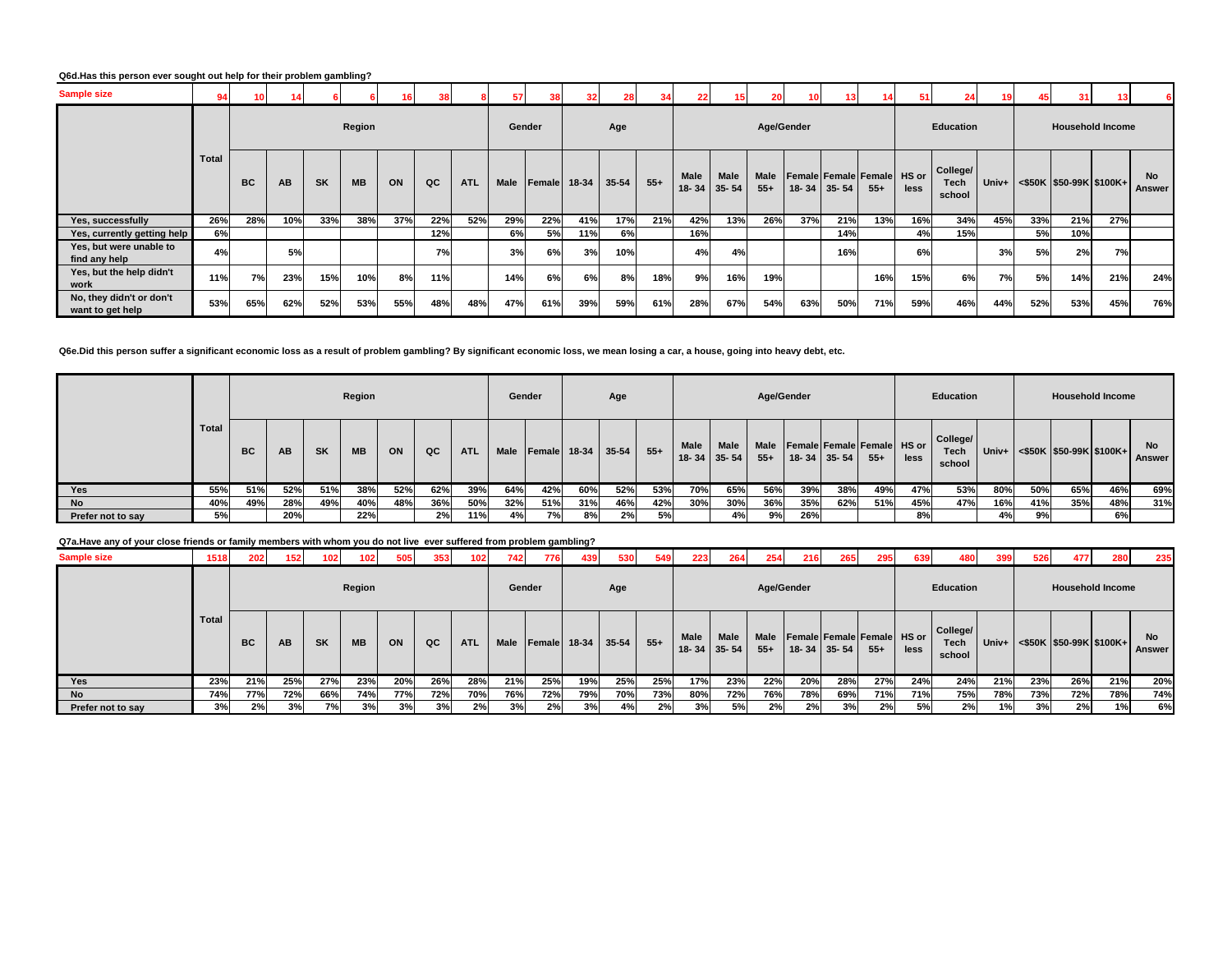**Q6d.Has this person ever sought out help for their problem gambling?**

| | Total | Region | | | | | | | Gender | | Age | | | Age/Gender | | | | | | Education | | | Household Income | | | |
|---|---|---|---|---|---|---|---|---|---|---|---|---|---|---|---|---|---|---|---|---|---|---|---|---|---|---|
| | | BC | AB | SK | MB | ON | QC | ATL | Male | Female | 18-34 | 35-54 | 55+ | Male 18- 34 | Male 35- 54 | Male 55+ | Female 18- 34 | Female 35- 54 | Female 55+ | HS or less | College/ Tech school | Univ+ | <$50K | $50-99K | $100K+ | No Answer |
| Sample size | 94 | 10 | 14 | 6 | 6 | 16 | 38 | 8 | 57 | 38 | 32 | 28 | 34 | 22 | 15 | 20 | 10 | 13 | 14 | 51 | 24 | 19 | 45 | 31 | 13 | 6 |
| Yes, successfully | 26% | 28% | 10% | 33% | 38% | 37% | 22% | 52% | 29% | 22% | 41% | 17% | 21% | 42% | 13% | 26% | 37% | 21% | 13% | 16% | 34% | 45% | 33% | 21% | 27% | |
| Yes, currently getting help | 6% | | | | | | 12% | | 6% | 5% | 11% | 6% | | 16% | | | | 14% | | 4% | 15% | | 5% | 10% | | |
| Yes, but were unable to find any help | 4% | | 5% | | | | 7% | | 3% | 6% | 3% | 10% | | 4% | 4% | | | 16% | | 6% | | 3% | 5% | 2% | 7% | |
| Yes, but the help didn't work | 11% | 7% | 23% | 15% | 10% | 8% | 11% | | 14% | 6% | 6% | 8% | 18% | 9% | 16% | 19% | | | 16% | 15% | 6% | 7% | 5% | 14% | 21% | 24% |
| No, they didn't or don't want to get help | 53% | 65% | 62% | 52% | 53% | 55% | 48% | 48% | 47% | 61% | 39% | 59% | 61% | 28% | 67% | 54% | 63% | 50% | 71% | 59% | 46% | 44% | 52% | 53% | 45% | 76% |

**Q6e.Did this person suffer a significant economic loss as a result of problem gambling? By significant economic loss, we mean losing a car, a house, going into heavy debt, etc.**

| | Total | Region | | | | | | | Gender | | Age | | | Age/Gender | | | | | | Education | | | Household Income | | | |
|---|---|---|---|---|---|---|---|---|---|---|---|---|---|---|---|---|---|---|---|---|---|---|---|---|---|---|
| | | BC | AB | SK | MB | ON | QC | ATL | Male | Female | 18-34 | 35-54 | 55+ | Male 18- 34 | Male 35- 54 | Male 55+ | Female 18- 34 | Female 35- 54 | Female 55+ | HS or less | College/ Tech school | Univ+ | <$50K | $50-99K | $100K+ | No Answer |
| Yes | 55% | 51% | 52% | 51% | 38% | 52% | 62% | 39% | 64% | 42% | 60% | 52% | 53% | 70% | 65% | 56% | 39% | 38% | 49% | 47% | 53% | 80% | 50% | 65% | 46% | 69% |
| No | 40% | 49% | 28% | 49% | 40% | 48% | 36% | 50% | 32% | 51% | 31% | 46% | 42% | 30% | 30% | 36% | 35% | 62% | 51% | 45% | 47% | 16% | 41% | 35% | 48% | 31% |
| Prefer not to say | 5% | | 20% | | 22% | | 2% | 11% | 4% | 7% | 8% | 2% | 5% | | 4% | 9% | 26% | | | 8% | | 4% | 9% | | 6% | |

**Q7a.Have any of your close friends or family members with whom you do not live ever suffered from problem gambling?**

| | Total | Region | | | | | | | Gender | | Age | | | Age/Gender | | | | | | Education | | | Household Income | | | |
|---|---|---|---|---|---|---|---|---|---|---|---|---|---|---|---|---|---|---|---|---|---|---|---|---|---|---|
| | | BC | AB | SK | MB | ON | QC | ATL | Male | Female | 18-34 | 35-54 | 55+ | Male 18- 34 | Male 35- 54 | Male 55+ | Female 18- 34 | Female 35- 54 | Female 55+ | HS or less | College/ Tech school | Univ+ | <$50K | $50-99K | $100K+ | No Answer |
| Sample size | 1518 | 202 | 152 | 102 | 102 | 505 | 353 | 102 | 742 | 776 | 439 | 530 | 549 | 223 | 264 | 254 | 216 | 265 | 295 | 639 | 480 | 399 | 526 | 477 | 280 | 235 |
| Yes | 23% | 21% | 25% | 27% | 23% | 20% | 26% | 28% | 21% | 25% | 19% | 25% | 25% | 17% | 23% | 22% | 20% | 28% | 27% | 24% | 24% | 21% | 23% | 26% | 21% | 20% |
| No | 74% | 77% | 72% | 66% | 74% | 77% | 72% | 70% | 76% | 72% | 79% | 70% | 73% | 80% | 72% | 76% | 78% | 69% | 71% | 71% | 75% | 78% | 73% | 72% | 78% | 74% |
| Prefer not to say | 3% | 2% | 3% | 7% | 3% | 3% | 3% | 2% | 3% | 2% | 3% | 4% | 2% | 3% | 5% | 2% | 2% | 3% | 2% | 5% | 2% | 1% | 3% | 2% | 1% | 6% |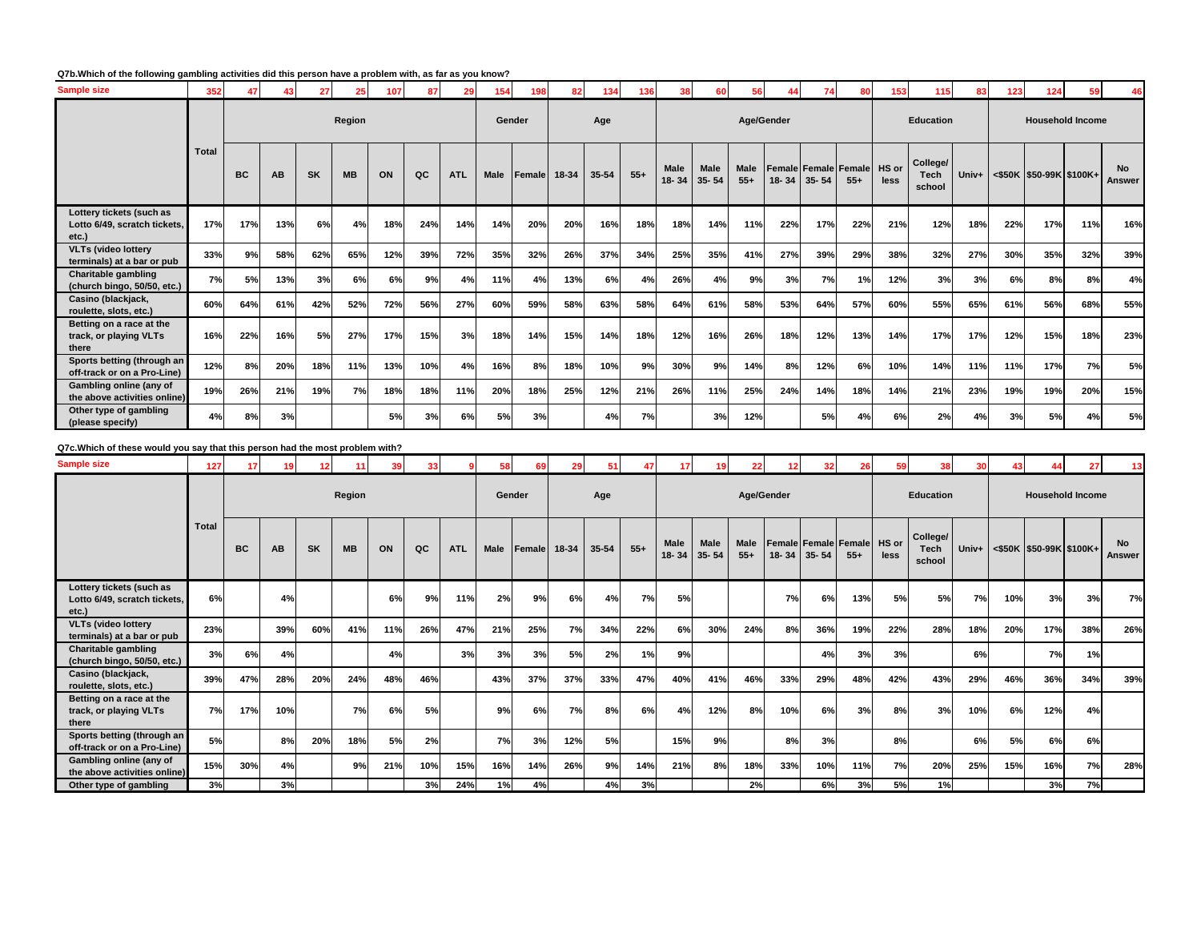**Q7b.Which of the following gambling activities did this person have a problem with, as far as you know?**

| | Total | Region | | | | | | | Gender | | Age | | | Age/Gender | | | | | | Education | | | Household Income | | | |
|---|---|---|---|---|---|---|---|---|---|---|---|---|---|---|---|---|---|---|---|---|---|---|---|---|---|---|
| | | BC | AB | SK | MB | ON | QC | ATL | Male | Female | 18-34 | 35-54 | 55+ | Male 18- 34 | Male 35- 54 | Male 55+ | Female 18- 34 | Female 35- 54 | Female 55+ | HS or less | College/ Tech school | Univ+ | <$50K | $50-99K | $100K+ | No Answer |
| **Sample size** | 352 | 47 | 43 | 27 | 25 | 107 | 87 | 29 | 154 | 198 | 82 | 134 | 136 | 38 | 60 | 56 | 44 | 74 | 80 | 153 | 115 | 83 | 123 | 124 | 59 | 46 |
| Lottery tickets (such as Lotto 6/49, scratch tickets, etc.) | 17% | 17% | 13% | 6% | 4% | 18% | 24% | 14% | 14% | 20% | 20% | 16% | 18% | 18% | 14% | 11% | 22% | 17% | 22% | 21% | 12% | 18% | 22% | 17% | 11% | 16% |
| VLTs (video lottery terminals) at a bar or pub | 33% | 9% | 58% | 62% | 65% | 12% | 39% | 72% | 35% | 32% | 26% | 37% | 34% | 25% | 35% | 41% | 27% | 39% | 29% | 38% | 32% | 27% | 30% | 35% | 32% | 39% |
| Charitable gambling (church bingo, 50/50, etc.) | 7% | 5% | 13% | 3% | 6% | 6% | 9% | 4% | 11% | 4% | 13% | 6% | 4% | 26% | 4% | 9% | 3% | 7% | 1% | 12% | 3% | 3% | 6% | 8% | 8% | 4% |
| Casino (blackjack, roulette, slots, etc.) | 60% | 64% | 61% | 42% | 52% | 72% | 56% | 27% | 60% | 59% | 58% | 63% | 58% | 64% | 61% | 58% | 53% | 64% | 57% | 60% | 55% | 65% | 61% | 56% | 68% | 55% |
| Betting on a race at the track, or playing VLTs there | 16% | 22% | 16% | 5% | 27% | 17% | 15% | 3% | 18% | 14% | 15% | 14% | 18% | 12% | 16% | 26% | 18% | 12% | 13% | 14% | 17% | 17% | 12% | 15% | 18% | 23% |
| Sports betting (through an off-track or on a Pro-Line) | 12% | 8% | 20% | 18% | 11% | 13% | 10% | 4% | 16% | 8% | 18% | 10% | 9% | 30% | 9% | 14% | 8% | 12% | 6% | 10% | 14% | 11% | 11% | 17% | 7% | 5% |
| Gambling online (any of the above activities online) | 19% | 26% | 21% | 19% | 7% | 18% | 18% | 11% | 20% | 18% | 25% | 12% | 21% | 26% | 11% | 25% | 24% | 14% | 18% | 14% | 21% | 23% | 19% | 19% | 20% | 15% |
| Other type of gambling (please specify) | 4% | 8% | 3% | | | 5% | 3% | 6% | 5% | 3% | | 4% | 7% | | 3% | 12% | | 5% | 4% | 6% | 2% | 4% | 3% | 5% | 4% | 5% |

**Q7c.Which of these would you say that this person had the most problem with?**

| | Total | Region | | | | | | | Gender | | Age | | | Age/Gender | | | | | | Education | | | Household Income | | | |
|---|---|---|---|---|---|---|---|---|---|---|---|---|---|---|---|---|---|---|---|---|---|---|---|---|---|---|
| | | BC | AB | SK | MB | ON | QC | ATL | Male | Female | 18-34 | 35-54 | 55+ | Male 18- 34 | Male 35- 54 | Male 55+ | Female 18- 34 | Female 35- 54 | Female 55+ | HS or less | College/ Tech school | Univ+ | <$50K | $50-99K | $100K+ | No Answer |
| **Sample size** | 127 | 17 | 19 | 12 | 11 | 39 | 33 | 9 | 58 | 69 | 29 | 51 | 47 | 17 | 19 | 22 | 12 | 32 | 26 | 59 | 38 | 30 | 43 | 44 | 27 | 13 |
| Lottery tickets (such as Lotto 6/49, scratch tickets, etc.) | 6% | | 4% | | | 6% | 9% | 11% | 2% | 9% | 6% | 4% | 7% | 5% | | | 7% | 6% | 13% | 5% | 5% | 7% | 10% | 3% | 3% | 7% |
| VLTs (video lottery terminals) at a bar or pub | 23% | | 39% | 60% | 41% | 11% | 26% | 47% | 21% | 25% | 7% | 34% | 22% | 6% | 30% | 24% | 8% | 36% | 19% | 22% | 28% | 18% | 20% | 17% | 38% | 26% |
| Charitable gambling (church bingo, 50/50, etc.) | 3% | 6% | 4% | | | 4% | | 3% | 3% | 3% | 5% | 2% | 1% | 9% | | | | 4% | 3% | 3% | | 6% | | 7% | 1% | |
| Casino (blackjack, roulette, slots, etc.) | 39% | 47% | 28% | 20% | 24% | 48% | 46% | | 43% | 37% | 37% | 33% | 47% | 40% | 41% | 46% | 33% | 29% | 48% | 42% | 43% | 29% | 46% | 36% | 34% | 39% |
| Betting on a race at the track, or playing VLTs there | 7% | 17% | 10% | | 7% | 6% | 5% | | 9% | 6% | 7% | 8% | 6% | 4% | 12% | 8% | 10% | 6% | 3% | 8% | 3% | 10% | 6% | 12% | 4% | |
| Sports betting (through an off-track or on a Pro-Line) | 5% | | 8% | 20% | 18% | 5% | 2% | | 7% | 3% | 12% | 5% | | 15% | 9% | | 8% | 3% | | 8% | | 6% | 5% | 6% | 6% | |
| Gambling online (any of the above activities online) | 15% | 30% | 4% | | 9% | 21% | 10% | 15% | 16% | 14% | 26% | 9% | 14% | 21% | 8% | 18% | 33% | 10% | 11% | 7% | 20% | 25% | 15% | 16% | 7% | 28% |
| Other type of gambling | 3% | | 3% | | | | 3% | 24% | 1% | 4% | | 4% | 3% | | | 2% | | 6% | 3% | 5% | 1% | | | 3% | 7% | |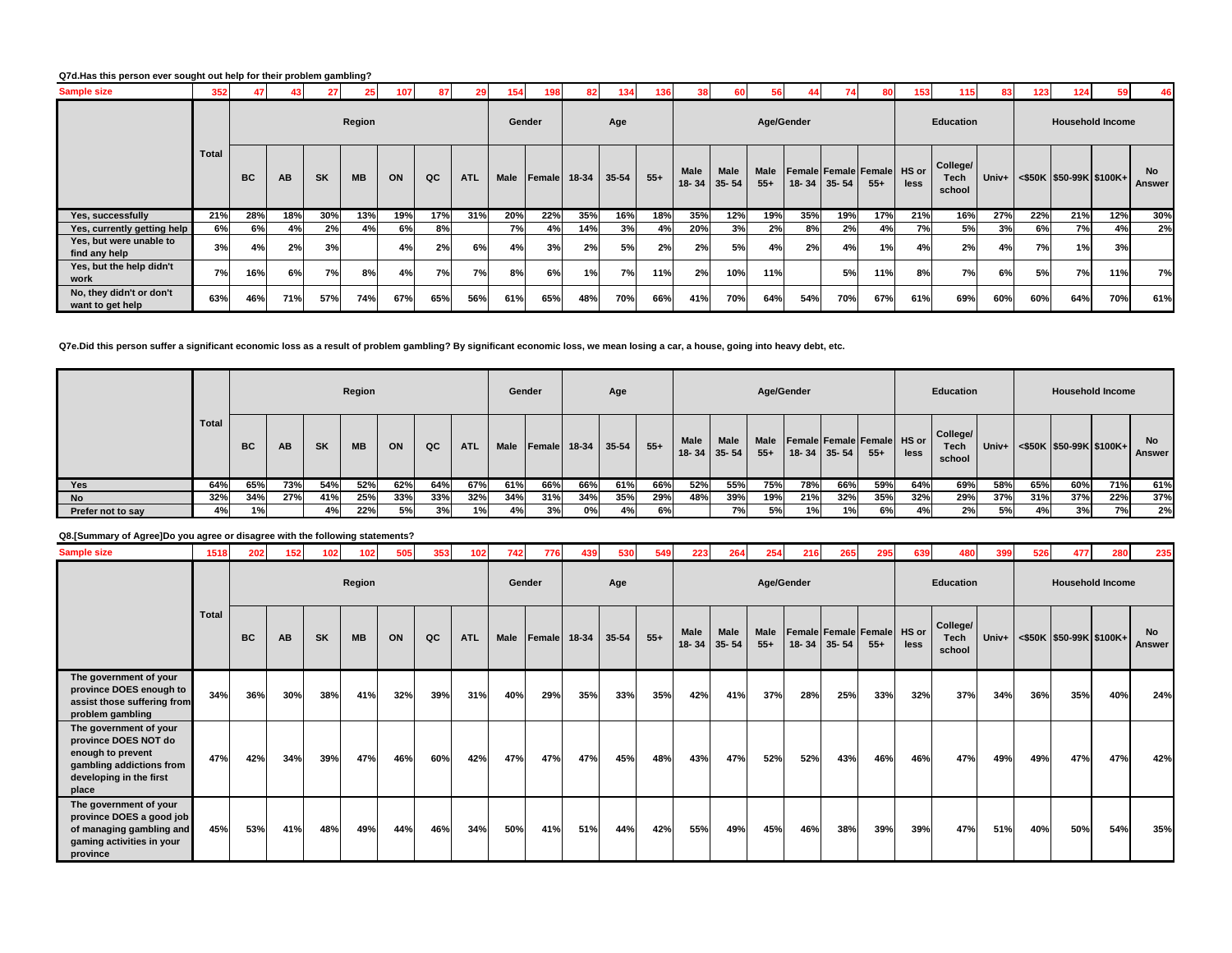**Q7d.Has this person ever sought out help for their problem gambling?**

| | Total | Region | | | | | | | Gender | | Age | | | Age/Gender | | | | | | Education | | | Household Income | | | |
|---|---|---|---|---|---|---|---|---|---|---|---|---|---|---|---|---|---|---|---|---|---|---|---|---|---|---|
| | | BC | AB | SK | MB | ON | QC | ATL | Male | Female | 18-34 | 35-54 | 55+ | Male 18- 34 | Male 35- 54 | Male 55+ | Female 18- 34 | Female 35- 54 | Female 55+ | HS or less | College/ Tech school | Univ+ | <$50K | $50-99K | $100K+ | No Answer |
| Sample size | 352 | 47 | 43 | 27 | 25 | 107 | 87 | 29 | 154 | 198 | 82 | 134 | 136 | 38 | 60 | 56 | 44 | 74 | 80 | 153 | 115 | 83 | 123 | 124 | 59 | 46 |
| Yes, successfully | 21% | 28% | 18% | 30% | 13% | 19% | 17% | 31% | 20% | 22% | 35% | 16% | 18% | 35% | 12% | 19% | 35% | 19% | 17% | 21% | 16% | 27% | 22% | 21% | 12% | 30% |
| Yes, currently getting help | 6% | 6% | 4% | 2% | 4% | 6% | 8% | | 7% | 4% | 14% | 3% | 4% | 20% | 3% | 2% | 8% | 2% | 4% | 7% | 5% | 3% | 6% | 7% | 4% | 2% |
| Yes, but were unable to find any help | 3% | 4% | 2% | 3% | | 4% | 2% | 6% | 4% | 3% | 2% | 5% | 2% | 2% | 5% | 4% | 2% | 4% | 1% | 4% | 2% | 4% | 7% | 1% | 3% | |
| Yes, but the help didn't work | 7% | 16% | 6% | 7% | 8% | 4% | 7% | 7% | 8% | 6% | 1% | 7% | 11% | 2% | 10% | 11% | | 5% | 11% | 8% | 7% | 6% | 5% | 7% | 11% | 7% |
| No, they didn't or don't want to get help | 63% | 46% | 71% | 57% | 74% | 67% | 65% | 56% | 61% | 65% | 48% | 70% | 66% | 41% | 70% | 64% | 54% | 70% | 67% | 61% | 69% | 60% | 60% | 64% | 70% | 61% |

**Q7e.Did this person suffer a significant economic loss as a result of problem gambling? By significant economic loss, we mean losing a car, a house, going into heavy debt, etc.**

| | Total | Region | | | | | | | Gender | | Age | | | Age/Gender | | | | | | Education | | | Household Income | | | |
|---|---|---|---|---|---|---|---|---|---|---|---|---|---|---|---|---|---|---|---|---|---|---|---|---|---|---|
| | | BC | AB | SK | MB | ON | QC | ATL | Male | Female | 18-34 | 35-54 | 55+ | Male 18- 34 | Male 35- 54 | Male 55+ | Female 18- 34 | Female 35- 54 | Female 55+ | HS or less | College/ Tech school | Univ+ | <$50K | $50-99K | $100K+ | No Answer |
| Yes | 64% | 65% | 73% | 54% | 52% | 62% | 64% | 67% | 61% | 66% | 66% | 61% | 66% | 52% | 55% | 75% | 78% | 66% | 59% | 64% | 69% | 58% | 65% | 60% | 71% | 61% |
| No | 32% | 34% | 27% | 41% | 25% | 33% | 33% | 32% | 34% | 31% | 34% | 35% | 29% | 48% | 39% | 19% | 21% | 32% | 35% | 32% | 29% | 37% | 31% | 37% | 22% | 37% |
| Prefer not to say | 4% | 1% | | 4% | 22% | 5% | 3% | 1% | 4% | 3% | 0% | 4% | 6% | | 7% | 5% | 1% | 1% | 6% | 4% | 2% | 5% | 4% | 3% | 7% | 2% |

**Q8.[Summary of Agree]Do you agree or disagree with the following statements?**

| | Total | Region | | | | | | | Gender | | Age | | | Age/Gender | | | | | | Education | | | Household Income | | | |
|---|---|---|---|---|---|---|---|---|---|---|---|---|---|---|---|---|---|---|---|---|---|---|---|---|---|---|
| | | BC | AB | SK | MB | ON | QC | ATL | Male | Female | 18-34 | 35-54 | 55+ | Male 18- 34 | Male 35- 54 | Male 55+ | Female 18- 34 | Female 35- 54 | Female 55+ | HS or less | College/ Tech school | Univ+ | <$50K | $50-99K | $100K+ | No Answer |
| Sample size | 1518 | 202 | 152 | 102 | 102 | 505 | 353 | 102 | 742 | 776 | 439 | 530 | 549 | 223 | 264 | 254 | 216 | 265 | 295 | 639 | 480 | 399 | 526 | 477 | 280 | 235 |
| The government of your province DOES enough to assist those suffering from problem gambling | 34% | 36% | 30% | 38% | 41% | 32% | 39% | 31% | 40% | 29% | 35% | 33% | 35% | 42% | 41% | 37% | 28% | 25% | 33% | 32% | 37% | 34% | 36% | 35% | 40% | 24% |
| The government of your province DOES NOT do enough to prevent gambling addictions from developing in the first place | 47% | 42% | 34% | 39% | 47% | 46% | 60% | 42% | 47% | 47% | 47% | 45% | 48% | 43% | 47% | 52% | 52% | 43% | 46% | 46% | 47% | 49% | 49% | 47% | 47% | 42% |
| The government of your province DOES a good job of managing gambling and gaming activities in your province | 45% | 53% | 41% | 48% | 49% | 44% | 46% | 34% | 50% | 41% | 51% | 44% | 42% | 55% | 49% | 45% | 46% | 38% | 39% | 39% | 47% | 51% | 40% | 50% | 54% | 35% |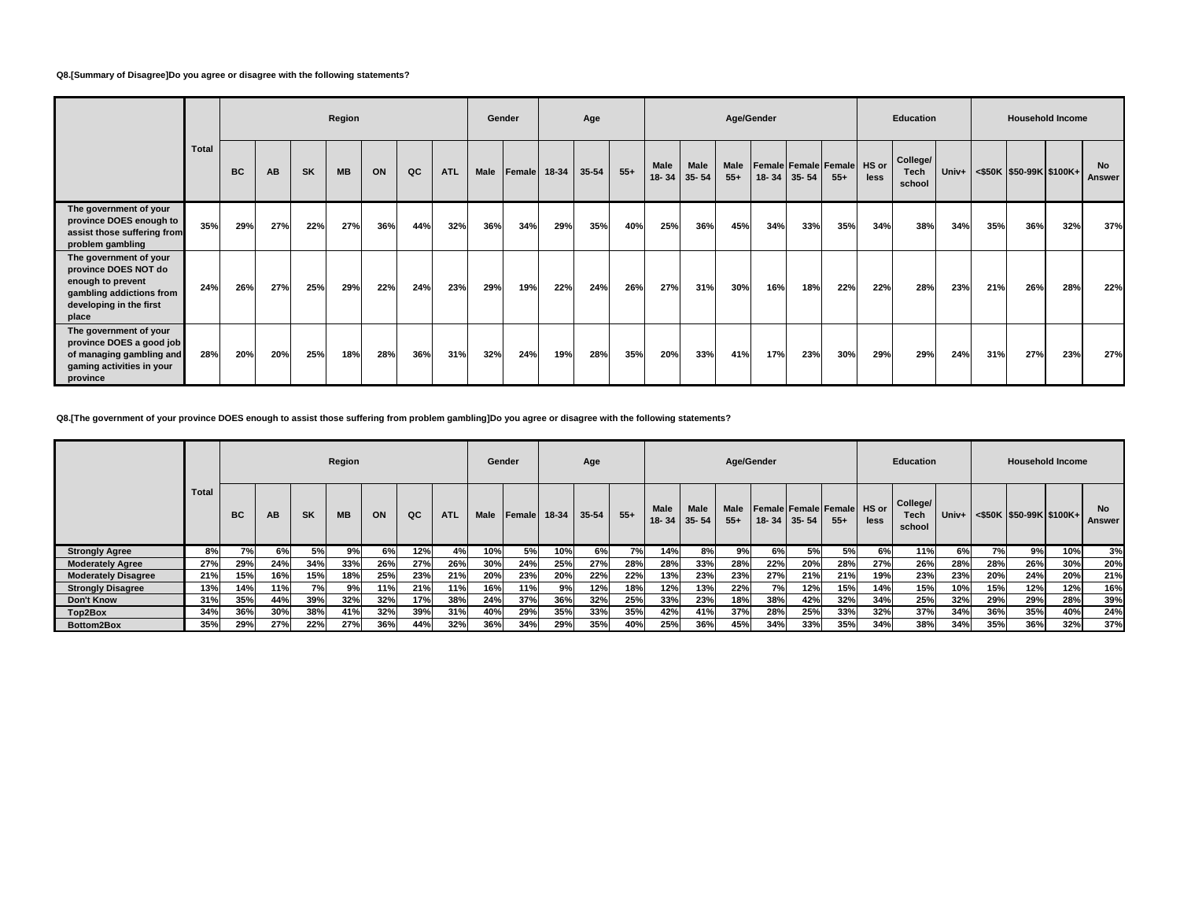**Q8.[Summary of Disagree]Do you agree or disagree with the following statements?**

| | Total | Region | | | | | | | Gender | | Age | | | Age/Gender | | | | | | Education | | | Household Income | | | |
|---|---|---|---|---|---|---|---|---|---|---|---|---|---|---|---|---|---|---|---|---|---|---|---|---|---|---|
| | | BC | AB | SK | MB | ON | QC | ATL | Male | Female | 18-34 | 35-54 | 55+ | Male 18- 34 | Male 35- 54 | Male 55+ | Female 18- 34 | Female 35- 54 | Female 55+ | HS or less | College/ Tech school | Univ+ | <$50K | $50-99K | $100K+ | No Answer |
| The government of your province DOES enough to assist those suffering from problem gambling | 35% | 29% | 27% | 22% | 27% | 36% | 44% | 32% | 36% | 34% | 29% | 35% | 40% | 25% | 36% | 45% | 34% | 33% | 35% | 34% | 38% | 34% | 35% | 36% | 32% | 37% |
| The government of your province DOES NOT do enough to prevent gambling addictions from developing in the first place | 24% | 26% | 27% | 25% | 29% | 22% | 24% | 23% | 29% | 19% | 22% | 24% | 26% | 27% | 31% | 30% | 16% | 18% | 22% | 22% | 28% | 23% | 21% | 26% | 28% | 22% |
| The government of your province DOES a good job of managing gambling and gaming activities in your province | 28% | 20% | 20% | 25% | 18% | 28% | 36% | 31% | 32% | 24% | 19% | 28% | 35% | 20% | 33% | 41% | 17% | 23% | 30% | 29% | 29% | 24% | 31% | 27% | 23% | 27% |

**Q8.[The government of your province DOES enough to assist those suffering from problem gambling]Do you agree or disagree with the following statements?**

| | Total | Region | | | | | | | Gender | | Age | | | Age/Gender | | | | | | Education | | | Household Income | | | |
|---|---|---|---|---|---|---|---|---|---|---|---|---|---|---|---|---|---|---|---|---|---|---|---|---|---|---|
| | | BC | AB | SK | MB | ON | QC | ATL | Male | Female | 18-34 | 35-54 | 55+ | Male 18- 34 | Male 35- 54 | Male 55+ | Female 18- 34 | Female 35- 54 | Female 55+ | HS or less | College/ Tech school | Univ+ | <$50K | $50-99K | $100K+ | No Answer |
| Strongly Agree | 8% | 7% | 6% | 5% | 9% | 6% | 12% | 4% | 10% | 5% | 10% | 6% | 7% | 14% | 8% | 9% | 6% | 5% | 5% | 6% | 11% | 6% | 7% | 9% | 10% | 3% |
| Moderately Agree | 27% | 29% | 24% | 34% | 33% | 26% | 27% | 26% | 30% | 24% | 25% | 27% | 28% | 28% | 33% | 28% | 22% | 20% | 28% | 27% | 26% | 28% | 28% | 26% | 30% | 20% |
| Moderately Disagree | 21% | 15% | 16% | 15% | 18% | 25% | 23% | 21% | 20% | 23% | 20% | 22% | 22% | 13% | 23% | 23% | 27% | 21% | 21% | 19% | 23% | 23% | 20% | 24% | 20% | 21% |
| Strongly Disagree | 13% | 14% | 11% | 7% | 9% | 11% | 21% | 11% | 16% | 11% | 9% | 12% | 18% | 12% | 13% | 22% | 7% | 12% | 15% | 14% | 15% | 10% | 15% | 12% | 12% | 16% |
| Don't Know | 31% | 35% | 44% | 39% | 32% | 32% | 17% | 38% | 24% | 37% | 36% | 32% | 25% | 33% | 23% | 18% | 38% | 42% | 32% | 34% | 25% | 32% | 29% | 29% | 28% | 39% |
| Top2Box | 34% | 36% | 30% | 38% | 41% | 32% | 39% | 31% | 40% | 29% | 35% | 33% | 35% | 42% | 41% | 37% | 28% | 25% | 33% | 32% | 37% | 34% | 36% | 35% | 40% | 24% |
| Bottom2Box | 35% | 29% | 27% | 22% | 27% | 36% | 44% | 32% | 36% | 34% | 29% | 35% | 40% | 25% | 36% | 45% | 34% | 33% | 35% | 34% | 38% | 34% | 35% | 36% | 32% | 37% |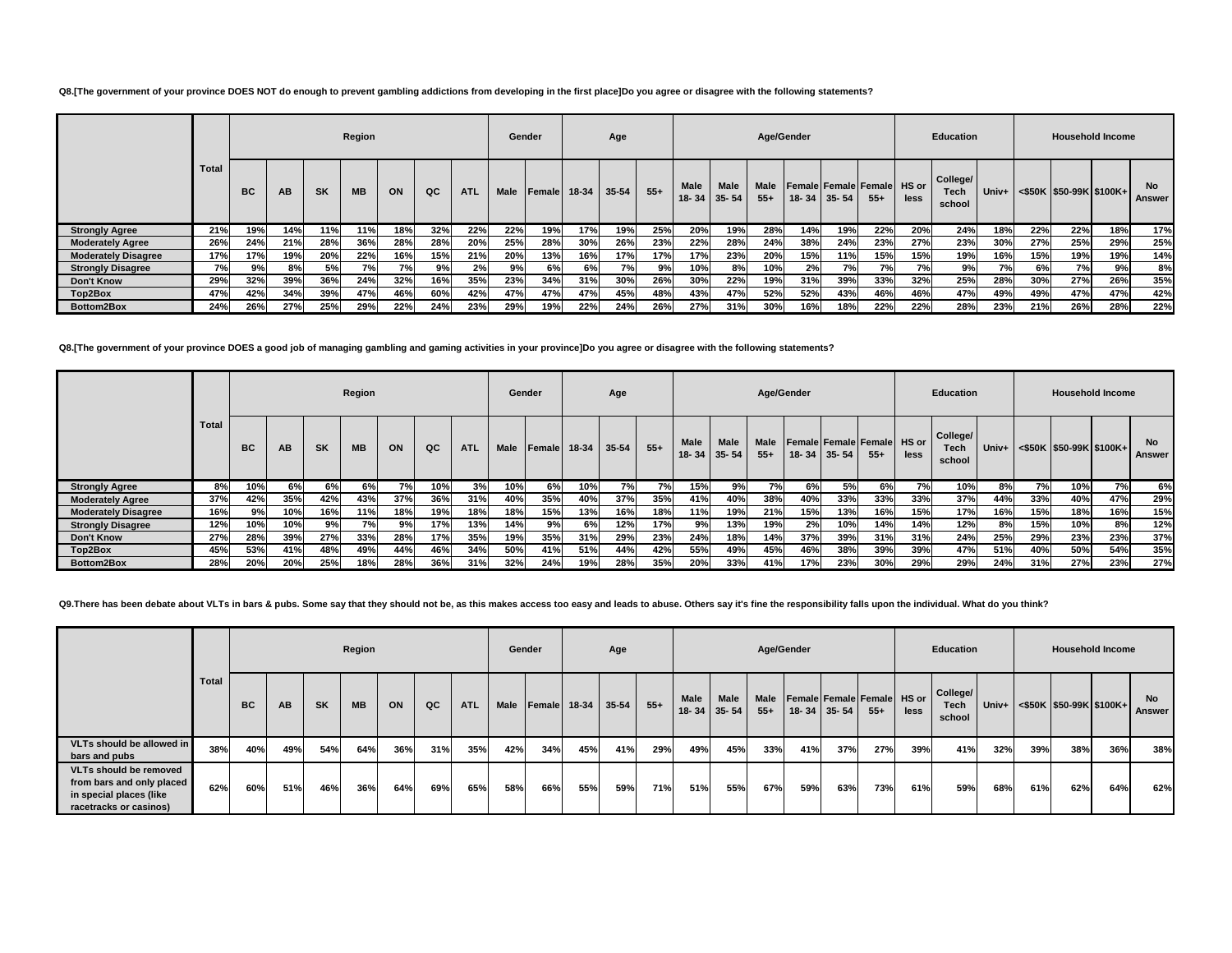**Q8.[The government of your province DOES NOT do enough to prevent gambling addictions from developing in the first place]Do you agree or disagree with the following statements?**

| | Total | Region | | | | | | | Gender | | Age | | | Age/Gender | | | | | | Education | | | Household Income | | | |
|---|---|---|---|---|---|---|---|---|---|---|---|---|---|---|---|---|---|---|---|---|---|---|---|---|---|---|
| | | BC | AB | SK | MB | ON | QC | ATL | Male | Female | 18-34 | 35-54 | 55+ | Male 18- 34 | Male 35- 54 | Male 55+ | Female 18- 34 | Female 35- 54 | Female 55+ | HS or less | College/ Tech school | Univ+ | <$50K | $50-99K | $100K+ | No Answer |
| **Strongly Agree** | 21% | 19% | 14% | 11% | 11% | 18% | 32% | 22% | 22% | 19% | 17% | 19% | 25% | 20% | 19% | 28% | 14% | 19% | 22% | 20% | 24% | 18% | 22% | 22% | 18% | 17% |
| **Moderately Agree** | 26% | 24% | 21% | 28% | 36% | 28% | 28% | 20% | 25% | 28% | 30% | 26% | 23% | 22% | 28% | 24% | 38% | 24% | 23% | 27% | 23% | 30% | 27% | 25% | 29% | 25% |
| **Moderately Disagree** | 17% | 17% | 19% | 20% | 22% | 16% | 15% | 21% | 20% | 13% | 16% | 17% | 17% | 17% | 23% | 20% | 15% | 11% | 15% | 15% | 19% | 16% | 15% | 19% | 19% | 14% |
| **Strongly Disagree** | 7% | 9% | 8% | 5% | 7% | 7% | 9% | 2% | 9% | 6% | 6% | 7% | 9% | 10% | 8% | 10% | 2% | 7% | 7% | 7% | 9% | 7% | 6% | 7% | 9% | 8% |
| **Don't Know** | 29% | 32% | 39% | 36% | 24% | 32% | 16% | 35% | 23% | 34% | 31% | 30% | 26% | 30% | 22% | 19% | 31% | 39% | 33% | 32% | 25% | 28% | 30% | 27% | 26% | 35% |
| **Top2Box** | 47% | 42% | 34% | 39% | 47% | 46% | 60% | 42% | 47% | 47% | 47% | 45% | 48% | 43% | 47% | 52% | 52% | 43% | 46% | 46% | 47% | 49% | 49% | 47% | 47% | 42% |
| **Bottom2Box** | 24% | 26% | 27% | 25% | 29% | 22% | 24% | 23% | 29% | 19% | 22% | 24% | 26% | 27% | 31% | 30% | 16% | 18% | 22% | 22% | 28% | 23% | 21% | 26% | 28% | 22% |

**Q8.[The government of your province DOES a good job of managing gambling and gaming activities in your province]Do you agree or disagree with the following statements?**

| | Total | Region | | | | | | | Gender | | Age | | | Age/Gender | | | | | | Education | | | Household Income | | | |
|---|---|---|---|---|---|---|---|---|---|---|---|---|---|---|---|---|---|---|---|---|---|---|---|---|---|---|
| | | BC | AB | SK | MB | ON | QC | ATL | Male | Female | 18-34 | 35-54 | 55+ | Male 18- 34 | Male 35- 54 | Male 55+ | Female 18- 34 | Female 35- 54 | Female 55+ | HS or less | College/ Tech school | Univ+ | <$50K | $50-99K | $100K+ | No Answer |
| **Strongly Agree** | 8% | 10% | 6% | 6% | 6% | 7% | 10% | 3% | 10% | 6% | 10% | 7% | 7% | 15% | 9% | 7% | 6% | 5% | 6% | 7% | 10% | 8% | 7% | 10% | 7% | 6% |
| **Moderately Agree** | 37% | 42% | 35% | 42% | 43% | 37% | 36% | 31% | 40% | 35% | 40% | 37% | 35% | 41% | 40% | 38% | 40% | 33% | 33% | 33% | 37% | 44% | 33% | 40% | 47% | 29% |
| **Moderately Disagree** | 16% | 9% | 10% | 16% | 11% | 18% | 19% | 18% | 18% | 15% | 13% | 16% | 18% | 11% | 19% | 21% | 15% | 13% | 16% | 15% | 17% | 16% | 15% | 18% | 16% | 15% |
| **Strongly Disagree** | 12% | 10% | 10% | 9% | 7% | 9% | 17% | 13% | 14% | 9% | 6% | 12% | 17% | 9% | 13% | 19% | 2% | 10% | 14% | 14% | 12% | 8% | 15% | 10% | 8% | 12% |
| **Don't Know** | 27% | 28% | 39% | 27% | 33% | 28% | 17% | 35% | 19% | 35% | 31% | 29% | 23% | 24% | 18% | 14% | 37% | 39% | 31% | 31% | 24% | 25% | 29% | 23% | 23% | 37% |
| **Top2Box** | 45% | 53% | 41% | 48% | 49% | 44% | 46% | 34% | 50% | 41% | 51% | 44% | 42% | 55% | 49% | 45% | 46% | 38% | 39% | 39% | 47% | 51% | 40% | 50% | 54% | 35% |
| **Bottom2Box** | 28% | 20% | 20% | 25% | 18% | 28% | 36% | 31% | 32% | 24% | 19% | 28% | 35% | 20% | 33% | 41% | 17% | 23% | 30% | 29% | 29% | 24% | 31% | 27% | 23% | 27% |

**Q9.There has been debate about VLTs in bars & pubs. Some say that they should not be, as this makes access too easy and leads to abuse. Others say it's fine the responsibility falls upon the individual. What do you think?**

| | Total | Region | | | | | | | Gender | | Age | | | Age/Gender | | | | | | Education | | | Household Income | | | |
|---|---|---|---|---|---|---|---|---|---|---|---|---|---|---|---|---|---|---|---|---|---|---|---|---|---|---|
| | | BC | AB | SK | MB | ON | QC | ATL | Male | Female | 18-34 | 35-54 | 55+ | Male 18- 34 | Male 35- 54 | Male 55+ | Female 18- 34 | Female 35- 54 | Female 55+ | HS or less | College/ Tech school | Univ+ | <$50K | $50-99K | $100K+ | No Answer |
| **VLTs should be allowed in bars and pubs** | 38% | 40% | 49% | 54% | 64% | 36% | 31% | 35% | 42% | 34% | 45% | 41% | 29% | 49% | 45% | 33% | 41% | 37% | 27% | 39% | 41% | 32% | 39% | 38% | 36% | 38% |
| **VLTs should be removed from bars and only placed in special places (like racetracks or casinos)** | 62% | 60% | 51% | 46% | 36% | 64% | 69% | 65% | 58% | 66% | 55% | 59% | 71% | 51% | 55% | 67% | 59% | 63% | 73% | 61% | 59% | 68% | 61% | 62% | 64% | 62% |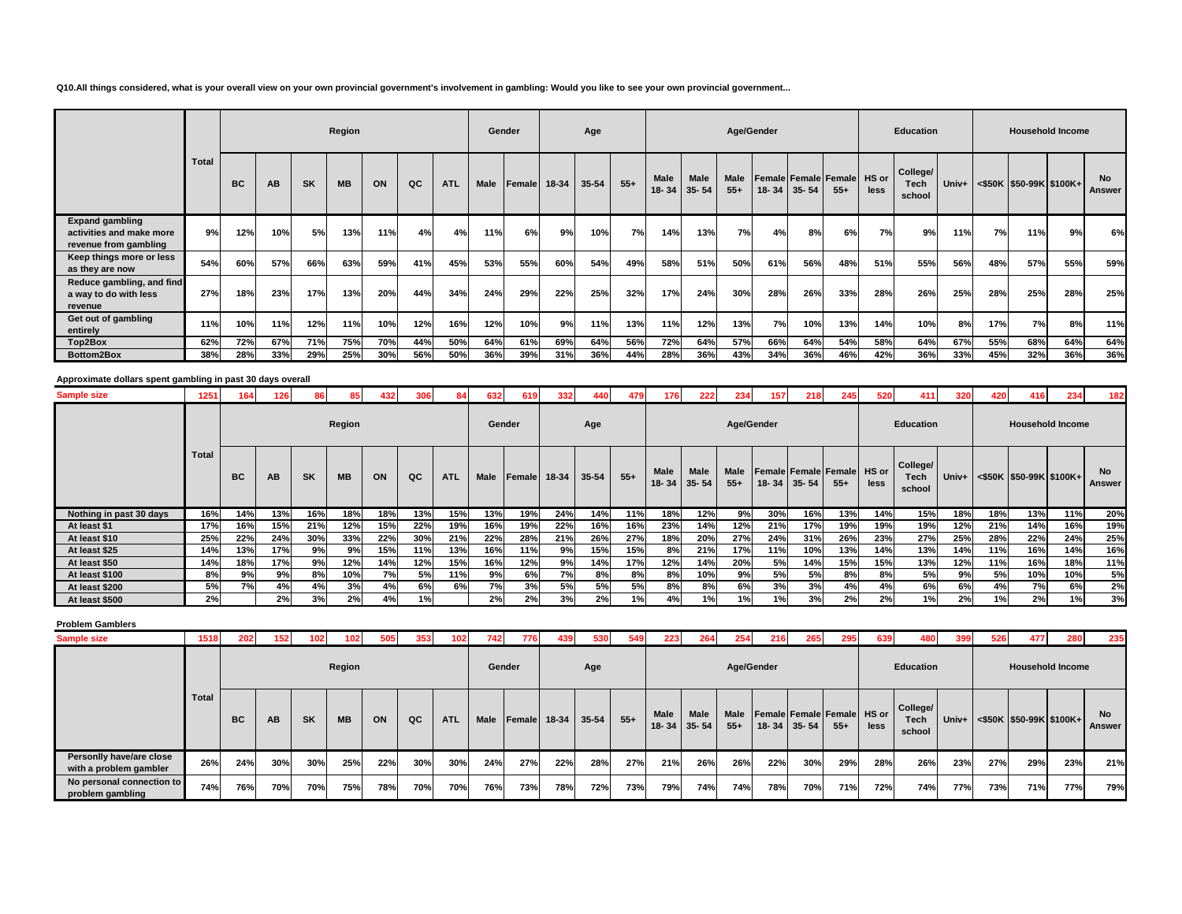**Q10.All things considered, what is your overall view on your own provincial government's involvement in gambling: Would you like to see your own provincial government...**

| | Total | Region | | | | | | | Gender | | Age | | | Age/Gender | | | | | | Education | | | Household Income | | | |
|---|---|---|---|---|---|---|---|---|---|---|---|---|---|---|---|---|---|---|---|---|---|---|---|---|---|---|
| | | BC | AB | SK | MB | ON | QC | ATL | Male | Female | 18-34 | 35-54 | 55+ | Male 18- 34 | Male 35- 54 | Male 55+ | Female 18- 34 | Female 35- 54 | Female 55+ | HS or less | College/ Tech school | Univ+ | <$50K | $50-99K | $100K+ | No Answer |
| **Expand gambling activities and make more revenue from gambling** | 9% | 12% | 10% | 5% | 13% | 11% | 4% | 4% | 11% | 6% | 9% | 10% | 7% | 14% | 13% | 7% | 4% | 8% | 6% | 7% | 9% | 11% | 7% | 11% | 9% | 6% |
| **Keep things more or less as they are now** | 54% | 60% | 57% | 66% | 63% | 59% | 41% | 45% | 53% | 55% | 60% | 54% | 49% | 58% | 51% | 50% | 61% | 56% | 48% | 51% | 55% | 56% | 48% | 57% | 55% | 59% |
| **Reduce gambling, and find a way to do with less revenue** | 27% | 18% | 23% | 17% | 13% | 20% | 44% | 34% | 24% | 29% | 22% | 25% | 32% | 17% | 24% | 30% | 28% | 26% | 33% | 28% | 26% | 25% | 28% | 25% | 28% | 25% |
| **Get out of gambling entirely** | 11% | 10% | 11% | 12% | 11% | 10% | 12% | 16% | 12% | 10% | 9% | 11% | 13% | 11% | 12% | 13% | 7% | 10% | 13% | 14% | 10% | 8% | 17% | 7% | 8% | 11% |
| **Top2Box** | 62% | 72% | 67% | 71% | 75% | 70% | 44% | 50% | 64% | 61% | 69% | 64% | 56% | 72% | 64% | 57% | 66% | 64% | 54% | 58% | 64% | 67% | 55% | 68% | 64% | 64% |
| **Bottom2Box** | 38% | 28% | 33% | 29% | 25% | 30% | 56% | 50% | 36% | 39% | 31% | 36% | 44% | 28% | 36% | 43% | 34% | 36% | 46% | 42% | 36% | 33% | 45% | 32% | 36% | 36% |

**Approximate dollars spent gambling in past 30 days overall**

| Sample size | 1251 | 164 | 126 | 86 | 85 | 432 | 306 | 84 | 632 | 619 | 332 | 440 | 479 | 176 | 222 | 234 | 157 | 218 | 245 | 520 | 411 | 320 | 420 | 416 | 234 | 182 |
|---|---|---|---|---|---|---|---|---|---|---|---|---|---|---|---|---|---|---|---|---|---|---|---|---|---|---|
| | Total | Region | | | | | | | Gender | | Age | | | Age/Gender | | | | | | Education | | | Household Income | | | |
| | | BC | AB | SK | MB | ON | QC | ATL | Male | Female | 18-34 | 35-54 | 55+ | Male 18- 34 | Male 35- 54 | Male 55+ | Female 18- 34 | Female 35- 54 | Female 55+ | HS or less | College/ Tech school | Univ+ | <$50K | $50-99K | $100K+ | No Answer |
| **Nothing in past 30 days** | 16% | 14% | 13% | 16% | 18% | 18% | 13% | 15% | 13% | 19% | 24% | 14% | 11% | 18% | 12% | 9% | 30% | 16% | 13% | 14% | 15% | 18% | 18% | 13% | 11% | 20% |
| **At least $1** | 17% | 16% | 15% | 21% | 12% | 15% | 22% | 19% | 16% | 19% | 22% | 16% | 16% | 23% | 14% | 12% | 21% | 17% | 19% | 19% | 19% | 12% | 21% | 14% | 16% | 19% |
| **At least $10** | 25% | 22% | 24% | 30% | 33% | 22% | 30% | 21% | 22% | 28% | 21% | 26% | 27% | 18% | 20% | 27% | 24% | 31% | 26% | 23% | 27% | 25% | 28% | 22% | 24% | 25% |
| **At least $25** | 14% | 13% | 17% | 9% | 9% | 15% | 11% | 13% | 16% | 11% | 9% | 15% | 15% | 8% | 21% | 17% | 11% | 10% | 13% | 14% | 13% | 14% | 11% | 16% | 14% | 16% |
| **At least $50** | 14% | 18% | 17% | 9% | 12% | 14% | 12% | 15% | 16% | 12% | 9% | 14% | 17% | 12% | 14% | 20% | 5% | 14% | 15% | 15% | 13% | 12% | 11% | 16% | 18% | 11% |
| **At least $100** | 8% | 9% | 9% | 8% | 10% | 7% | 5% | 11% | 9% | 6% | 7% | 8% | 8% | 8% | 10% | 9% | 5% | 5% | 8% | 8% | 5% | 9% | 5% | 10% | 10% | 5% |
| **At least $200** | 5% | 7% | 4% | 4% | 3% | 4% | 6% | 6% | 7% | 3% | 5% | 5% | 5% | 8% | 8% | 6% | 3% | 3% | 4% | 4% | 6% | 6% | 4% | 7% | 6% | 2% |
| **At least $500** | 2% | | 2% | 3% | 2% | 4% | 1% | | 2% | 2% | 3% | 2% | 1% | 4% | 1% | 1% | 1% | 3% | 2% | 2% | 1% | 2% | 1% | 2% | 1% | 3% |

**Problem Gamblers**

| Sample size | 1518 | 202 | 152 | 102 | 102 | 505 | 353 | 102 | 742 | 776 | 439 | 530 | 549 | 223 | 264 | 254 | 216 | 265 | 295 | 639 | 480 | 399 | 526 | 477 | 280 | 235 |
|---|---|---|---|---|---|---|---|---|---|---|---|---|---|---|---|---|---|---|---|---|---|---|---|---|---|---|
| | Total | Region | | | | | | | Gender | | Age | | | Age/Gender | | | | | | Education | | | Household Income | | | |
| | | BC | AB | SK | MB | ON | QC | ATL | Male | Female | 18-34 | 35-54 | 55+ | Male 18- 34 | Male 35- 54 | Male 55+ | Female 18- 34 | Female 35- 54 | Female 55+ | HS or less | College/ Tech school | Univ+ | <$50K | $50-99K | $100K+ | No Answer |
| **Personlly have/are close with a problem gambler** | 26% | 24% | 30% | 30% | 25% | 22% | 30% | 30% | 24% | 27% | 22% | 28% | 27% | 21% | 26% | 26% | 22% | 30% | 29% | 28% | 26% | 23% | 27% | 29% | 23% | 21% |
| **No personal connection to problem gambling** | 74% | 76% | 70% | 70% | 75% | 78% | 70% | 70% | 76% | 73% | 78% | 72% | 73% | 79% | 74% | 74% | 78% | 70% | 71% | 72% | 74% | 77% | 73% | 71% | 77% | 79% |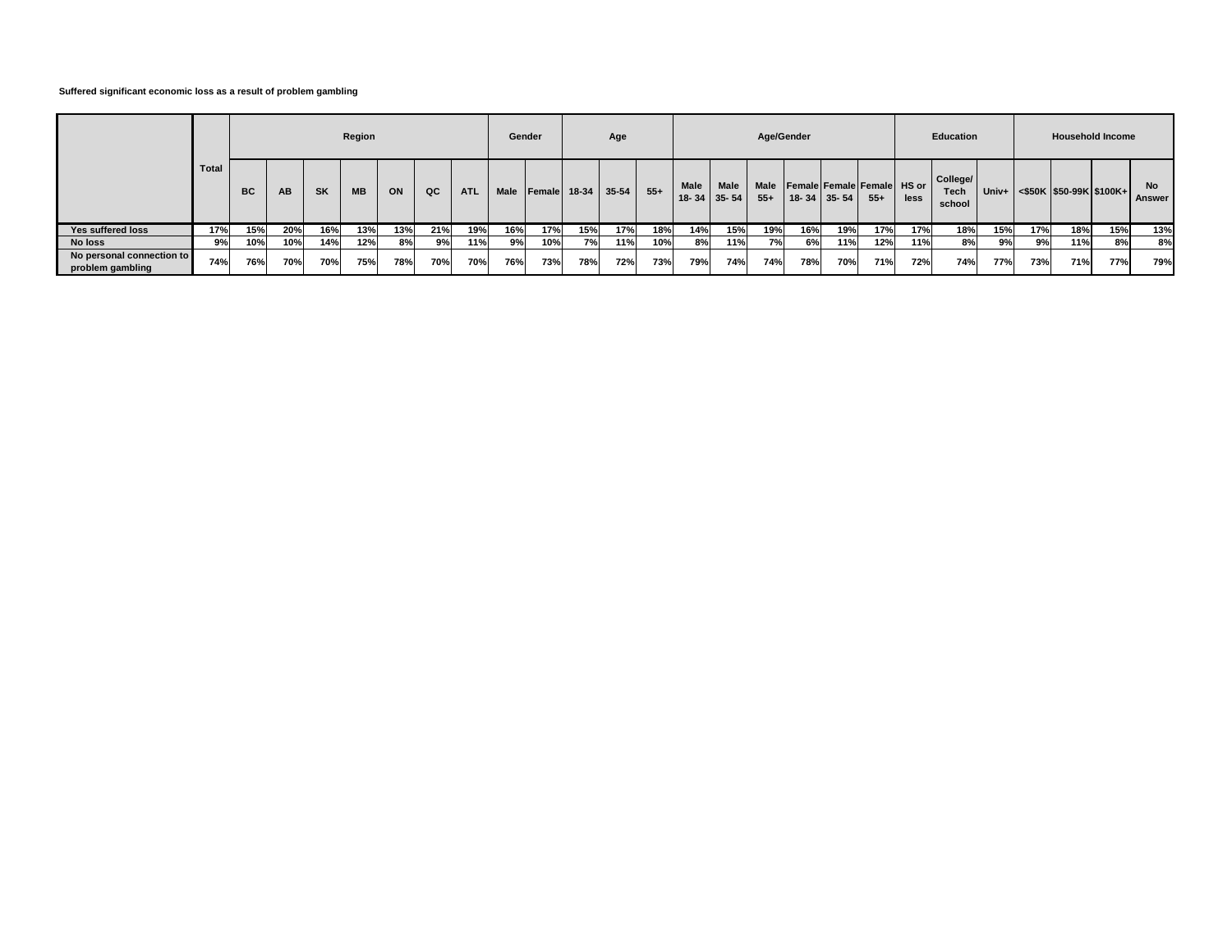**Suffered significant economic loss as a result of problem gambling**

| | Total | Region | | | | | | | Gender | | Age | | | Age/Gender | | | | | | Education | | | Household Income | | | |
|---|---|---|---|---|---|---|---|---|---|---|---|---|---|---|---|---|---|---|---|---|---|---|---|---|---|---|
| | | BC | AB | SK | MB | ON | QC | ATL | Male | Female | 18-34 | 35-54 | 55+ | Male 18- 34 | Male 35- 54 | Male 55+ | Female 18- 34 | Female 35- 54 | Female 55+ | HS or less | College/ Tech school | Univ+ | <$50K | $50-99K | $100K+ | No Answer |
| Yes suffered loss | 17% | 15% | 20% | 16% | 13% | 13% | 21% | 19% | 16% | 17% | 15% | 17% | 18% | 14% | 15% | 19% | 16% | 19% | 17% | 17% | 18% | 15% | 17% | 18% | 15% | 13% |
| No loss | 9% | 10% | 10% | 14% | 12% | 8% | 9% | 11% | 9% | 10% | 7% | 11% | 10% | 8% | 11% | 7% | 6% | 11% | 12% | 11% | 8% | 9% | 9% | 11% | 8% | 8% |
| No personal connection to problem gambling | 74% | 76% | 70% | 70% | 75% | 78% | 70% | 70% | 76% | 73% | 78% | 72% | 73% | 79% | 74% | 74% | 78% | 70% | 71% | 72% | 74% | 77% | 73% | 71% | 77% | 79% |